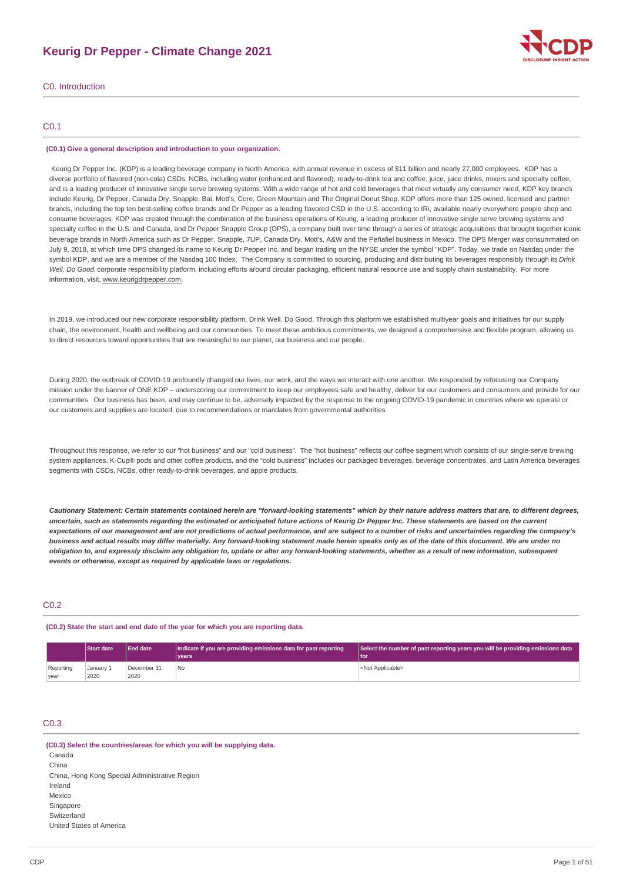# Keurig Dr Pepper - Climate Change 2021

## C0. Introduction

### C0.1

**(C0.1) Give a general description and introduction to your organization.**

Keurig Dr Pepper Inc. (KDP) is a leading beverage company in North America, with annual revenue in excess of $11 billion and nearly 27,000 employees. KDP has a diverse portfolio of flavored (non-cola) CSDs, NCBs, including water (enhanced and flavored), ready-to-drink tea and coffee, juice, juice drinks, mixers and specialty coffee, and is a leading producer of innovative single serve brewing systems. With a wide range of hot and cold beverages that meet virtually any consumer need, KDP key brands include Keurig, Dr Pepper, Canada Dry, Snapple, Bai, Mott's, Core, Green Mountain and The Original Donut Shop. KDP offers more than 125 owned, licensed and partner brands, including the top ten best-selling coffee brands and Dr Pepper as a leading flavored CSD in the U.S. according to IRi, available nearly everywhere people shop and consume beverages. KDP was created through the combination of the business operations of Keurig, a leading producer of innovative single serve brewing systems and specialty coffee in the U.S. and Canada, and Dr Pepper Snapple Group (DPS), a company built over time through a series of strategic acquisitions that brought together iconic beverage brands in North America such as Dr Pepper, Snapple, 7UP, Canada Dry, Mott's, A&W and the Peñafiel business in Mexico. The DPS Merger was consummated on July 9, 2018, at which time DPS changed its name to Keurig Dr Pepper Inc. and began trading on the NYSE under the symbol "KDP". Today, we trade on Nasdaq under the symbol KDP, and we are a member of the Nasdaq 100 Index. The Company is committed to sourcing, producing and distributing its beverages responsibly through its *Drink Well. Do Good.* corporate responsibility platform, including efforts around circular packaging, efficient natural resource use and supply chain sustainability. For more information, visit, www.keurigdrpepper.com.

In 2019, we introduced our new corporate responsibility platform, Drink Well. Do Good. Through this platform we established multiyear goals and initiatives for our supply chain, the environment, health and wellbeing and our communities. To meet these ambitious commitments, we designed a comprehensive and flexible program, allowing us to direct resources toward opportunities that are meaningful to our planet, our business and our people.

During 2020, the outbreak of COVID-19 profoundly changed our lives, our work, and the ways we interact with one another. We responded by refocusing our Company mission under the banner of ONE KDP – underscoring our commitment to keep our employees safe and healthy, deliver for our customers and consumers and provide for our communities. Our business has been, and may continue to be, adversely impacted by the response to the ongoing COVID-19 pandemic in countries where we operate or our customers and suppliers are located, due to recommendations or mandates from governmental authorities

Throughout this response, we refer to our "hot business" and our "cold business". The "hot business" reflects our coffee segment which consists of our single-serve brewing system appliances, K-Cup® pods and other coffee products, and the "cold business" includes our packaged beverages, beverage concentrates, and Latin America beverages segments with CSDs, NCBs, other ready-to-drink beverages, and apple products.

***Cautionary Statement: Certain statements contained herein are "forward-looking statements" which by their nature address matters that are, to different degrees, uncertain, such as statements regarding the estimated or anticipated future actions of Keurig Dr Pepper Inc. These statements are based on the current expectations of our management and are not predictions of actual performance, and are subject to a number of risks and uncertainties regarding the company's business and actual results may differ materially. Any forward-looking statement made herein speaks only as of the date of this document. We are under no obligation to, and expressly disclaim any obligation to, update or alter any forward-looking statements, whether as a result of new information, subsequent events or otherwise, except as required by applicable laws or regulations.***

### C0.2

**(C0.2) State the start and end date of the year for which you are reporting data.**

| | Start date | End date | Indicate if you are providing emissions data for past reporting years | Select the number of past reporting years you will be providing emissions data for |
|---|---|---|---|---|
| Reporting year | January 1 2020 | December 31 2020 | No | <Not Applicable> |

### C0.3

**(C0.3) Select the countries/areas for which you will be supplying data.**

Canada
China
China, Hong Kong Special Administrative Region
Ireland
Mexico
Singapore
Switzerland
United States of America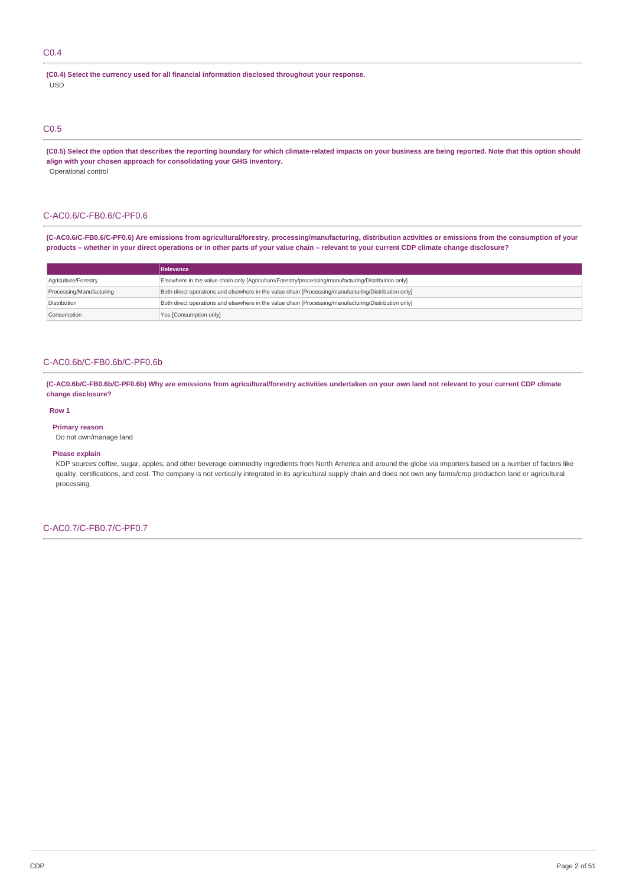## C0.4

**(C0.4) Select the currency used for all financial information disclosed throughout your response.**

USD

## C0.5

**(C0.5) Select the option that describes the reporting boundary for which climate-related impacts on your business are being reported. Note that this option should align with your chosen approach for consolidating your GHG inventory.**

Operational control

## C-AC0.6/C-FB0.6/C-PF0.6

**(C-AC0.6/C-FB0.6/C-PF0.6) Are emissions from agricultural/forestry, processing/manufacturing, distribution activities or emissions from the consumption of your products – whether in your direct operations or in other parts of your value chain – relevant to your current CDP climate change disclosure?**

| | Relevance |
|---|---|
| Agriculture/Forestry | Elsewhere in the value chain only [Agriculture/Forestry/processing/manufacturing/Distribution only] |
| Processing/Manufacturing | Both direct operations and elsewhere in the value chain [Processing/manufacturing/Distribution only] |
| Distribution | Both direct operations and elsewhere in the value chain [Processing/manufacturing/Distribution only] |
| Consumption | Yes [Consumption only] |

## C-AC0.6b/C-FB0.6b/C-PF0.6b

**(C-AC0.6b/C-FB0.6b/C-PF0.6b) Why are emissions from agricultural/forestry activities undertaken on your own land not relevant to your current CDP climate change disclosure?**

**Row 1**

**Primary reason**

Do not own/manage land

**Please explain**

KDP sources coffee, sugar, apples, and other beverage commodity ingredients from North America and around the globe via importers based on a number of factors like quality, certifications, and cost. The company is not vertically integrated in its agricultural supply chain and does not own any farms/crop production land or agricultural processing.

## C-AC0.7/C-FB0.7/C-PF0.7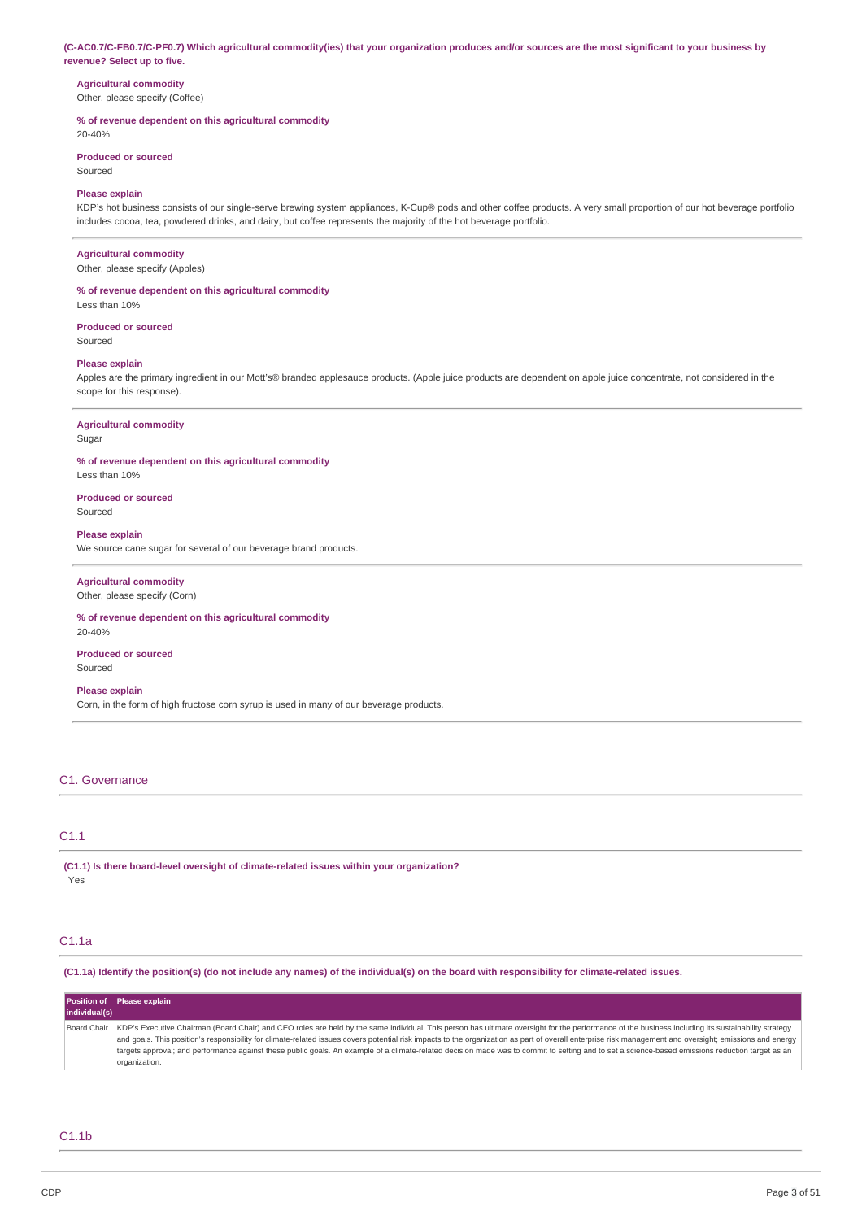**(C-AC0.7/C-FB0.7/C-PF0.7) Which agricultural commodity(ies) that your organization produces and/or sources are the most significant to your business by revenue? Select up to five.**

**Agricultural commodity**
Other, please specify (Coffee)

**% of revenue dependent on this agricultural commodity**
20-40%

**Produced or sourced**
Sourced

**Please explain**
KDP's hot business consists of our single-serve brewing system appliances, K-Cup® pods and other coffee products. A very small proportion of our hot beverage portfolio includes cocoa, tea, powdered drinks, and dairy, but coffee represents the majority of the hot beverage portfolio.

---

**Agricultural commodity**
Other, please specify (Apples)

**% of revenue dependent on this agricultural commodity**
Less than 10%

**Produced or sourced**
Sourced

**Please explain**
Apples are the primary ingredient in our Mott's® branded applesauce products. (Apple juice products are dependent on apple juice concentrate, not considered in the scope for this response).

---

**Agricultural commodity**
Sugar

**% of revenue dependent on this agricultural commodity**
Less than 10%

**Produced or sourced**
Sourced

**Please explain**
We source cane sugar for several of our beverage brand products.

---

**Agricultural commodity**
Other, please specify (Corn)

**% of revenue dependent on this agricultural commodity**
20-40%

**Produced or sourced**
Sourced

**Please explain**
Corn, in the form of high fructose corn syrup is used in many of our beverage products.

---

## C1. Governance

### C1.1

**(C1.1) Is there board-level oversight of climate-related issues within your organization?**
Yes

### C1.1a

**(C1.1a) Identify the position(s) (do not include any names) of the individual(s) on the board with responsibility for climate-related issues.**

| Position of individual(s) | Please explain |
|---|---|
| Board Chair | KDP's Executive Chairman (Board Chair) and CEO roles are held by the same individual. This person has ultimate oversight for the performance of the business including its sustainability strategy and goals. This position's responsibility for climate-related issues covers potential risk impacts to the organization as part of overall enterprise risk management and oversight; emissions and energy targets approval; and performance against these public goals. An example of a climate-related decision made was to commit to setting and to set a science-based emissions reduction target as an organization. |

### C1.1b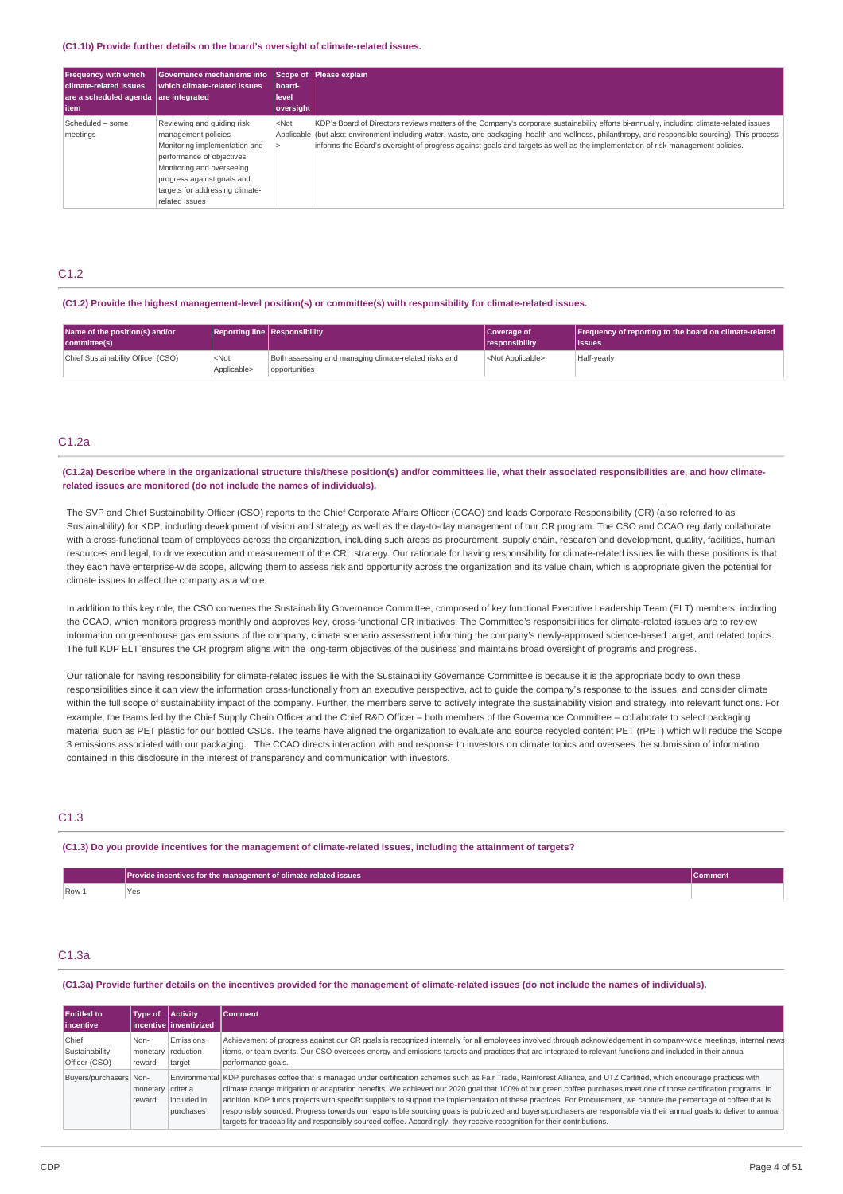**(C1.1b) Provide further details on the board's oversight of climate-related issues.**

| Frequency with which climate-related issues are a scheduled agenda item | Governance mechanisms into which climate-related issues are integrated | Scope of board-level oversight | Please explain |
|---|---|---|---|
| Scheduled – some meetings | Reviewing and guiding risk management policies Monitoring implementation and performance of objectives Monitoring and overseeing progress against goals and targets for addressing climate-related issues | <Not Applicable> | KDP's Board of Directors reviews matters of the Company's corporate sustainability efforts bi-annually, including climate-related issues (but also: environment including water, waste, and packaging, health and wellness, philanthropy, and responsible sourcing). This process informs the Board's oversight of progress against goals and targets as well as the implementation of risk-management policies. |

## C1.2

**(C1.2) Provide the highest management-level position(s) or committee(s) with responsibility for climate-related issues.**

| Name of the position(s) and/or committee(s) | Reporting line | Responsibility | Coverage of responsibility | Frequency of reporting to the board on climate-related issues |
|---|---|---|---|---|
| Chief Sustainability Officer (CSO) | <Not Applicable> | Both assessing and managing climate-related risks and opportunities | <Not Applicable> | Half-yearly |

## C1.2a

**(C1.2a) Describe where in the organizational structure this/these position(s) and/or committees lie, what their associated responsibilities are, and how climate-related issues are monitored (do not include the names of individuals).**

The SVP and Chief Sustainability Officer (CSO) reports to the Chief Corporate Affairs Officer (CCAO) and leads Corporate Responsibility (CR) (also referred to as Sustainability) for KDP, including development of vision and strategy as well as the day-to-day management of our CR program. The CSO and CCAO regularly collaborate with a cross-functional team of employees across the organization, including such areas as procurement, supply chain, research and development, quality, facilities, human resources and legal, to drive execution and measurement of the CR strategy. Our rationale for having responsibility for climate-related issues lie with these positions is that they each have enterprise-wide scope, allowing them to assess risk and opportunity across the organization and its value chain, which is appropriate given the potential for climate issues to affect the company as a whole.

In addition to this key role, the CSO convenes the Sustainability Governance Committee, composed of key functional Executive Leadership Team (ELT) members, including the CCAO, which monitors progress monthly and approves key, cross-functional CR initiatives. The Committee's responsibilities for climate-related issues are to review information on greenhouse gas emissions of the company, climate scenario assessment informing the company's newly-approved science-based target, and related topics. The full KDP ELT ensures the CR program aligns with the long-term objectives of the business and maintains broad oversight of programs and progress.

Our rationale for having responsibility for climate-related issues lie with the Sustainability Governance Committee is because it is the appropriate body to own these responsibilities since it can view the information cross-functionally from an executive perspective, act to guide the company's response to the issues, and consider climate within the full scope of sustainability impact of the company. Further, the members serve to actively integrate the sustainability vision and strategy into relevant functions. For example, the teams led by the Chief Supply Chain Officer and the Chief R&D Officer – both members of the Governance Committee – collaborate to select packaging material such as PET plastic for our bottled CSDs. The teams have aligned the organization to evaluate and source recycled content PET (rPET) which will reduce the Scope 3 emissions associated with our packaging. The CCAO directs interaction with and response to investors on climate topics and oversees the submission of information contained in this disclosure in the interest of transparency and communication with investors.

## C1.3

**(C1.3) Do you provide incentives for the management of climate-related issues, including the attainment of targets?**

| | Provide incentives for the management of climate-related issues | Comment |
|---|---|---|
| Row 1 | Yes | |

## C1.3a

**(C1.3a) Provide further details on the incentives provided for the management of climate-related issues (do not include the names of individuals).**

| Entitled to incentive | Type of incentive | Activity inventivized | Comment |
|---|---|---|---|
| Chief Sustainability Officer (CSO) | Non-monetary reward | Emissions reduction target | Achievement of progress against our CR goals is recognized internally for all employees involved through acknowledgement in company-wide meetings, internal news items, or team events. Our CSO oversees energy and emissions targets and practices that are integrated to relevant functions and included in their annual performance goals. |
| Buyers/purchasers | Non-monetary reward | Environmental criteria included in purchases | KDP purchases coffee that is managed under certification schemes such as Fair Trade, Rainforest Alliance, and UTZ Certified, which encourage practices with climate change mitigation or adaptation benefits. We achieved our 2020 goal that 100% of our green coffee purchases meet one of those certification programs. In addition, KDP funds projects with specific suppliers to support the implementation of these practices. For Procurement, we capture the percentage of coffee that is responsibly sourced. Progress towards our responsible sourcing goals is publicized and buyers/purchasers are responsible via their annual goals to deliver to annual targets for traceability and responsibly sourced coffee. Accordingly, they receive recognition for their contributions. |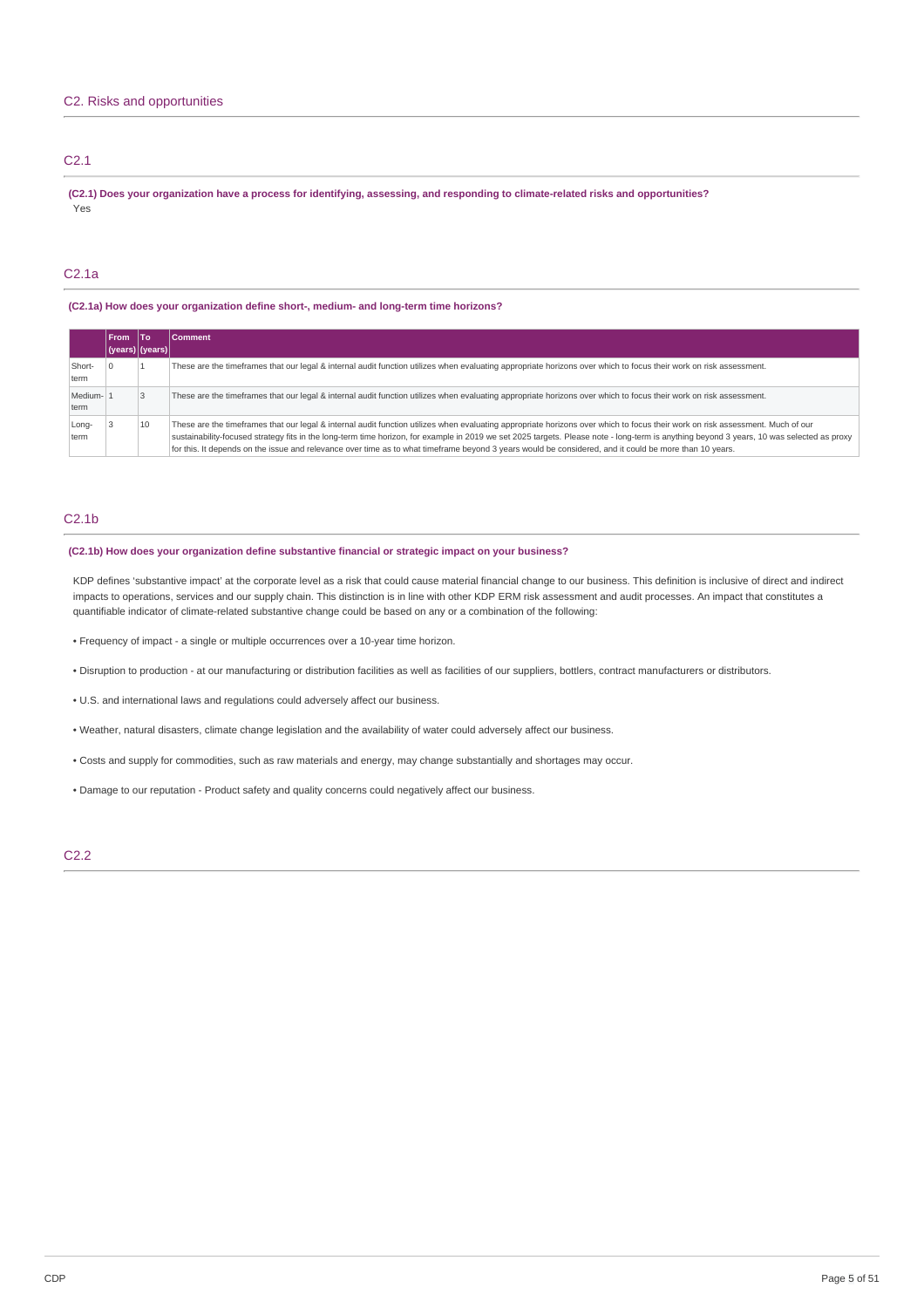## C2. Risks and opportunities

### C2.1

**(C2.1) Does your organization have a process for identifying, assessing, and responding to climate-related risks and opportunities?**

Yes

### C2.1a

**(C2.1a) How does your organization define short-, medium- and long-term time horizons?**

| | From (years) | To (years) | Comment |
|---|---|---|---|
| Short-term | 0 | 1 | These are the timeframes that our legal & internal audit function utilizes when evaluating appropriate horizons over which to focus their work on risk assessment. |
| Medium-term | 1 | 3 | These are the timeframes that our legal & internal audit function utilizes when evaluating appropriate horizons over which to focus their work on risk assessment. |
| Long-term | 3 | 10 | These are the timeframes that our legal & internal audit function utilizes when evaluating appropriate horizons over which to focus their work on risk assessment. Much of our sustainability-focused strategy fits in the long-term time horizon, for example in 2019 we set 2025 targets. Please note - long-term is anything beyond 3 years, 10 was selected as proxy for this. It depends on the issue and relevance over time as to what timeframe beyond 3 years would be considered, and it could be more than 10 years. |

### C2.1b

**(C2.1b) How does your organization define substantive financial or strategic impact on your business?**

KDP defines 'substantive impact' at the corporate level as a risk that could cause material financial change to our business. This definition is inclusive of direct and indirect impacts to operations, services and our supply chain. This distinction is in line with other KDP ERM risk assessment and audit processes. An impact that constitutes a quantifiable indicator of climate-related substantive change could be based on any or a combination of the following:

- Frequency of impact - a single or multiple occurrences over a 10-year time horizon.
- Disruption to production - at our manufacturing or distribution facilities as well as facilities of our suppliers, bottlers, contract manufacturers or distributors.
- U.S. and international laws and regulations could adversely affect our business.
- Weather, natural disasters, climate change legislation and the availability of water could adversely affect our business.
- Costs and supply for commodities, such as raw materials and energy, may change substantially and shortages may occur.
- Damage to our reputation - Product safety and quality concerns could negatively affect our business.

### C2.2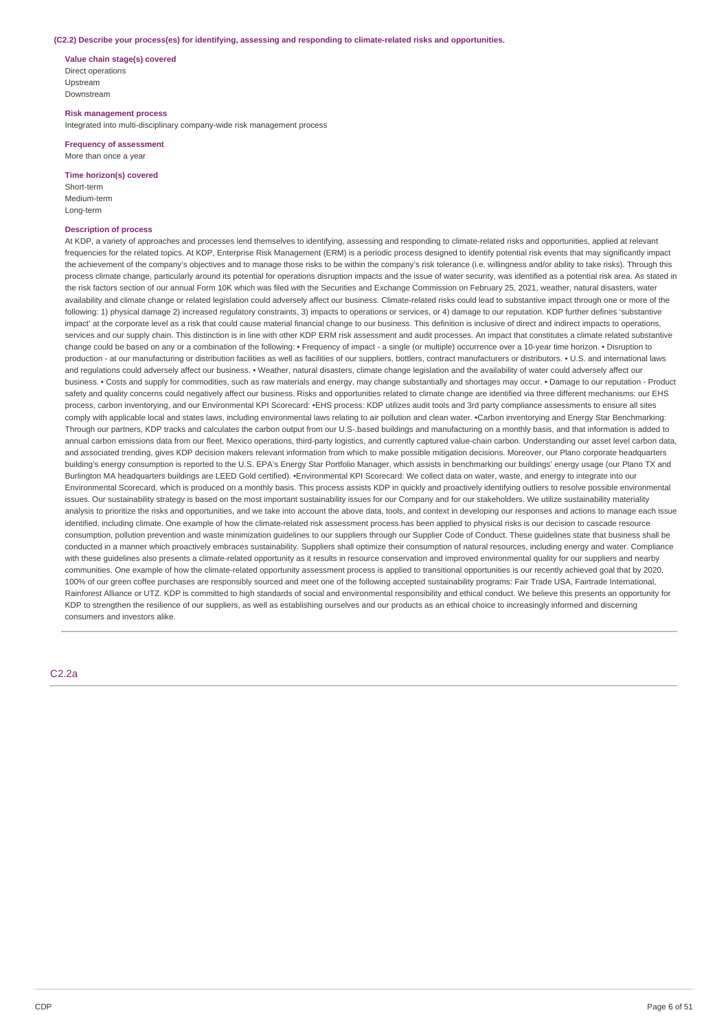**(C2.2) Describe your process(es) for identifying, assessing and responding to climate-related risks and opportunities.**

**Value chain stage(s) covered**

Direct operations
Upstream
Downstream

**Risk management process**

Integrated into multi-disciplinary company-wide risk management process

**Frequency of assessment**

More than once a year

**Time horizon(s) covered**

Short-term
Medium-term
Long-term

**Description of process**

At KDP, a variety of approaches and processes lend themselves to identifying, assessing and responding to climate-related risks and opportunities, applied at relevant frequencies for the related topics. At KDP, Enterprise Risk Management (ERM) is a periodic process designed to identify potential risk events that may significantly impact the achievement of the company's objectives and to manage those risks to be within the company's risk tolerance (i.e. willingness and/or ability to take risks). Through this process climate change, particularly around its potential for operations disruption impacts and the issue of water security, was identified as a potential risk area. As stated in the risk factors section of our annual Form 10K which was filed with the Securities and Exchange Commission on February 25, 2021, weather, natural disasters, water availability and climate change or related legislation could adversely affect our business. Climate-related risks could lead to substantive impact through one or more of the following: 1) physical damage 2) increased regulatory constraints, 3) impacts to operations or services, or 4) damage to our reputation. KDP further defines 'substantive impact' at the corporate level as a risk that could cause material financial change to our business. This definition is inclusive of direct and indirect impacts to operations, services and our supply chain. This distinction is in line with other KDP ERM risk assessment and audit processes. An impact that constitutes a climate related substantive change could be based on any or a combination of the following: • Frequency of impact - a single (or multiple) occurrence over a 10-year time horizon. • Disruption to production - at our manufacturing or distribution facilities as well as facilities of our suppliers, bottlers, contract manufacturers or distributors. • U.S. and international laws and regulations could adversely affect our business. • Weather, natural disasters, climate change legislation and the availability of water could adversely affect our business. • Costs and supply for commodities, such as raw materials and energy, may change substantially and shortages may occur. • Damage to our reputation - Product safety and quality concerns could negatively affect our business. Risks and opportunities related to climate change are identified via three different mechanisms: our EHS process, carbon inventorying, and our Environmental KPI Scorecard: •EHS process: KDP utilizes audit tools and 3rd party compliance assessments to ensure all sites comply with applicable local and states laws, including environmental laws relating to air pollution and clean water. •Carbon inventorying and Energy Star Benchmarking: Through our partners, KDP tracks and calculates the carbon output from our U.S-.based buildings and manufacturing on a monthly basis, and that information is added to annual carbon emissions data from our fleet, Mexico operations, third-party logistics, and currently captured value-chain carbon. Understanding our asset level carbon data, and associated trending, gives KDP decision makers relevant information from which to make possible mitigation decisions. Moreover, our Plano corporate headquarters building's energy consumption is reported to the U.S. EPA's Energy Star Portfolio Manager, which assists in benchmarking our buildings' energy usage (our Plano TX and Burlington MA headquarters buildings are LEED Gold certified). •Environmental KPI Scorecard: We collect data on water, waste, and energy to integrate into our Environmental Scorecard, which is produced on a monthly basis. This process assists KDP in quickly and proactively identifying outliers to resolve possible environmental issues. Our sustainability strategy is based on the most important sustainability issues for our Company and for our stakeholders. We utilize sustainability materiality analysis to prioritize the risks and opportunities, and we take into account the above data, tools, and context in developing our responses and actions to manage each issue identified, including climate. One example of how the climate-related risk assessment process has been applied to physical risks is our decision to cascade resource consumption, pollution prevention and waste minimization guidelines to our suppliers through our Supplier Code of Conduct. These guidelines state that business shall be conducted in a manner which proactively embraces sustainability. Suppliers shall optimize their consumption of natural resources, including energy and water. Compliance with these guidelines also presents a climate-related opportunity as it results in resource conservation and improved environmental quality for our suppliers and nearby communities. One example of how the climate-related opportunity assessment process is applied to transitional opportunities is our recently achieved goal that by 2020, 100% of our green coffee purchases are responsibly sourced and meet one of the following accepted sustainability programs: Fair Trade USA, Fairtrade International, Rainforest Alliance or UTZ. KDP is committed to high standards of social and environmental responsibility and ethical conduct. We believe this presents an opportunity for KDP to strengthen the resilience of our suppliers, as well as establishing ourselves and our products as an ethical choice to increasingly informed and discerning consumers and investors alike.

## C2.2a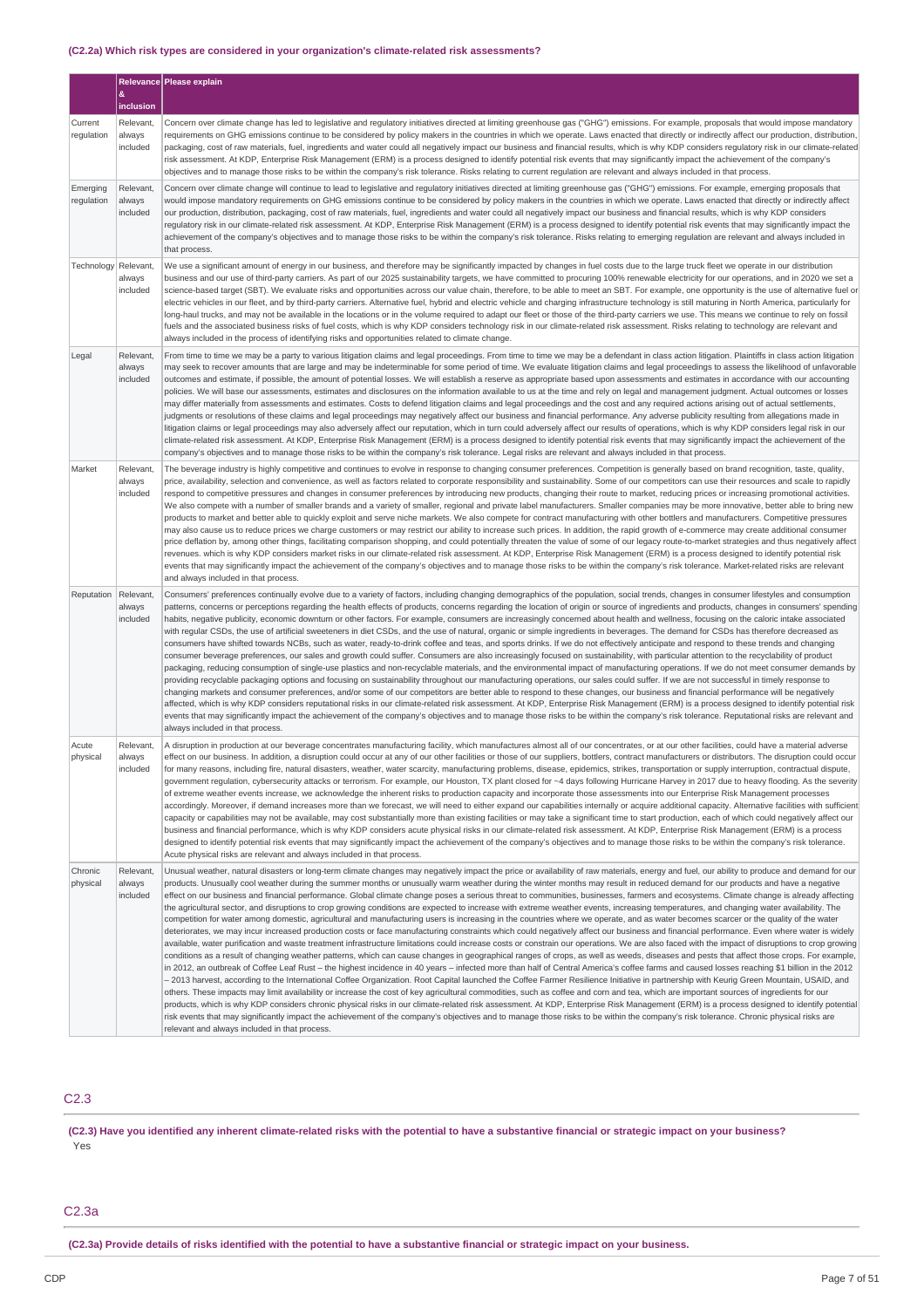## (C2.2a) Which risk types are considered in your organization's climate-related risk assessments?

| | Relevance & inclusion | Please explain |
|---|---|---|
| Current regulation | Relevant, always included | Concern over climate change has led to legislative and regulatory initiatives directed at limiting greenhouse gas ("GHG") emissions. For example, proposals that would impose mandatory requirements on GHG emissions continue to be considered by policy makers in the countries in which we operate. Laws enacted that directly or indirectly affect our production, distribution, packaging, cost of raw materials, fuel, ingredients and water could all negatively impact our business and financial results, which is why KDP considers regulatory risk in our climate-related risk assessment. At KDP, Enterprise Risk Management (ERM) is a process designed to identify potential risk events that may significantly impact the achievement of the company's objectives and to manage those risks to be within the company's risk tolerance. Risks relating to current regulation are relevant and always included in that process. |
| Emerging regulation | Relevant, always included | Concern over climate change will continue to lead to legislative and regulatory initiatives directed at limiting greenhouse gas ("GHG") emissions. For example, emerging proposals that would impose mandatory requirements on GHG emissions continue to be considered by policy makers in the countries in which we operate. Laws enacted that directly or indirectly affect our production, distribution, packaging, cost of raw materials, fuel, ingredients and water could all negatively impact our business and financial results, which is why KDP considers regulatory risk in our climate-related risk assessment. At KDP, Enterprise Risk Management (ERM) is a process designed to identify potential risk events that may significantly impact the achievement of the company's objectives and to manage those risks to be within the company's risk tolerance. Risks relating to emerging regulation are relevant and always included in that process. |
| Technology | Relevant, always included | We use a significant amount of energy in our business, and therefore may be significantly impacted by changes in fuel costs due to the large truck fleet we operate in our distribution business and our use of third-party carriers. As part of our 2025 sustainability targets, we have committed to procuring 100% renewable electricity for our operations, and in 2020 we set a science-based target (SBT). We evaluate risks and opportunities across our value chain, therefore, to be able to meet an SBT. For example, one opportunity is the use of alternative fuel or electric vehicles in our fleet, and by third-party carriers. Alternative fuel, hybrid and electric vehicle and charging infrastructure technology is still maturing in North America, particularly for long-haul trucks, and may not be available in the locations or in the volume required to adapt our fleet or those of the third-party carriers we use. This means we continue to rely on fossil fuels and the associated business risks of fuel costs, which is why KDP considers technology risk in our climate-related risk assessment. Risks relating to technology are relevant and always included in the process of identifying risks and opportunities related to climate change. |
| Legal | Relevant, always included | From time to time we may be a party to various litigation claims and legal proceedings. From time to time we may be a defendant in class action litigation. Plaintiffs in class action litigation may seek to recover amounts that are large and may be indeterminable for some period of time. We evaluate litigation claims and legal proceedings to assess the likelihood of unfavorable outcomes and estimate, if possible, the amount of potential losses. We will establish a reserve as appropriate based upon assessments and estimates in accordance with our accounting policies. We will base our assessments, estimates and disclosures on the information available to us at the time and rely on legal and management judgment. Actual outcomes or losses may differ materially from assessments and estimates. Costs to defend litigation claims and legal proceedings and the cost and any required actions arising out of actual settlements, judgments or resolutions of these claims and legal proceedings may negatively affect our business and financial performance. Any adverse publicity resulting from allegations made in litigation claims or legal proceedings may also adversely affect our reputation, which in turn could adversely affect our results of operations, which is why KDP considers legal risk in our climate-related risk assessment. At KDP, Enterprise Risk Management (ERM) is a process designed to identify potential risk events that may significantly impact the achievement of the company's objectives and to manage those risks to be within the company's risk tolerance. Legal risks are relevant and always included in that process. |
| Market | Relevant, always included | The beverage industry is highly competitive and continues to evolve in response to changing consumer preferences. Competition is generally based on brand recognition, taste, quality, price, availability, selection and convenience, as well as factors related to corporate responsibility and sustainability. Some of our competitors can use their resources and scale to rapidly respond to competitive pressures and changes in consumer preferences by introducing new products, changing their route to market, reducing prices or increasing promotional activities. We also compete with a number of smaller brands and a variety of smaller, regional and private label manufacturers. Smaller companies may be more innovative, better able to bring new products to market and better able to quickly exploit and serve niche markets. We also compete for contract manufacturing with other bottlers and manufacturers. Competitive pressures may also cause us to reduce prices we charge customers or may restrict our ability to increase such prices. In addition, the rapid growth of e-commerce may create additional consumer price deflation by, among other things, facilitating comparison shopping, and could potentially threaten the value of some of our legacy route-to-market strategies and thus negatively affect revenues. which is why KDP considers market risks in our climate-related risk assessment. At KDP, Enterprise Risk Management (ERM) is a process designed to identify potential risk events that may significantly impact the achievement of the company's objectives and to manage those risks to be within the company's risk tolerance. Market-related risks are relevant and always included in that process. |
| Reputation | Relevant, always included | Consumers' preferences continually evolve due to a variety of factors, including changing demographics of the population, social trends, changes in consumer lifestyles and consumption patterns, concerns or perceptions regarding the health effects of products, concerns regarding the location of origin or source of ingredients and products, changes in consumers' spending habits, negative publicity, economic downturn or other factors. For example, consumers are increasingly concerned about health and wellness, focusing on the caloric intake associated with regular CSDs, the use of artificial sweeteners in diet CSDs, and the use of natural, organic or simple ingredients in beverages. The demand for CSDs has therefore decreased as consumers have shifted towards NCBs, such as water, ready-to-drink coffee and teas, and sports drinks. If we do not effectively anticipate and respond to these trends and changing consumer beverage preferences, our sales and growth could suffer. Consumers are also increasingly focused on sustainability, with particular attention to the recyclability of product packaging, reducing consumption of single-use plastics and non-recyclable materials, and the environmental impact of manufacturing operations. If we do not meet consumer demands by providing recyclable packaging options and focusing on sustainability throughout our manufacturing operations, our sales could suffer. If we are not successful in timely response to changing markets and consumer preferences, and/or some of our competitors are better able to respond to these changes, our business and financial performance will be negatively affected, which is why KDP considers reputational risks in our climate-related risk assessment. At KDP, Enterprise Risk Management (ERM) is a process designed to identify potential risk events that may significantly impact the achievement of the company's objectives and to manage those risks to be within the company's risk tolerance. Reputational risks are relevant and always included in that process. |
| Acute physical | Relevant, always included | A disruption in production at our beverage concentrates manufacturing facility, which manufactures almost all of our concentrates, or at our other facilities, could have a material adverse effect on our business. In addition, a disruption could occur at any of our other facilities or those of our suppliers, bottlers, contract manufacturers or distributors. The disruption could occur for many reasons, including fire, natural disasters, weather, water scarcity, manufacturing problems, disease, epidemics, strikes, transportation or supply interruption, contractual dispute, government regulation, cybersecurity attacks or terrorism. For example, our Houston, TX plant closed for ~4 days following Hurricane Harvey in 2017 due to heavy flooding. As the severity of extreme weather events increase, we acknowledge the inherent risks to production capacity and incorporate those assessments into our Enterprise Risk Management processes accordingly. Moreover, if demand increases more than we forecast, we will need to either expand our capabilities internally or acquire additional capacity. Alternative facilities with sufficient capacity or capabilities may not be available, may cost substantially more than existing facilities or may take a significant time to start production, each of which could negatively affect our business and financial performance, which is why KDP considers acute physical risks in our climate-related risk assessment. At KDP, Enterprise Risk Management (ERM) is a process designed to identify potential risk events that may significantly impact the achievement of the company's objectives and to manage those risks to be within the company's risk tolerance. Acute physical risks are relevant and always included in that process. |
| Chronic physical | Relevant, always included | Unusual weather, natural disasters or long-term climate changes may negatively impact the price or availability of raw materials, energy and fuel, our ability to produce and demand for our products. Unusually cool weather during the summer months or unusually warm weather during the winter months may result in reduced demand for our products and have a negative effect on our business and financial performance. Global climate change poses a serious threat to communities, businesses, farmers and ecosystems. Climate change is already affecting the agricultural sector, and disruptions to crop growing conditions are expected to increase with extreme weather events, increasing temperatures, and changing water availability. The competition for water among domestic, agricultural and manufacturing users is increasing in the countries where we operate, and as water becomes scarcer or the quality of the water deteriorates, we may incur increased production costs or face manufacturing constraints which could negatively affect our business and financial performance. Even where water is widely available, water purification and waste treatment infrastructure limitations could increase costs or constrain our operations. We are also faced with the impact of disruptions to crop growing conditions as a result of changing weather patterns, which can cause changes in geographical ranges of crops, as well as weeds, diseases and pests that affect those crops. For example, in 2012, an outbreak of Coffee Leaf Rust – the highest incidence in 40 years – infected more than half of Central America's coffee farms and caused losses reaching $1 billion in the 2012 – 2013 harvest, according to the International Coffee Organization. Root Capital launched the Coffee Farmer Resilience Initiative in partnership with Keurig Green Mountain, USAID, and others. These impacts may limit availability or increase the cost of key agricultural commodities, such as coffee and corn and tea, which are important sources of ingredients for our products, which is why KDP considers chronic physical risks in our climate-related risk assessment. At KDP, Enterprise Risk Management (ERM) is a process designed to identify potential risk events that may significantly impact the achievement of the company's objectives and to manage those risks to be within the company's risk tolerance. Chronic physical risks are relevant and always included in that process. |

## C2.3

**(C2.3) Have you identified any inherent climate-related risks with the potential to have a substantive financial or strategic impact on your business?**

Yes

## C2.3a

**(C2.3a) Provide details of risks identified with the potential to have a substantive financial or strategic impact on your business.**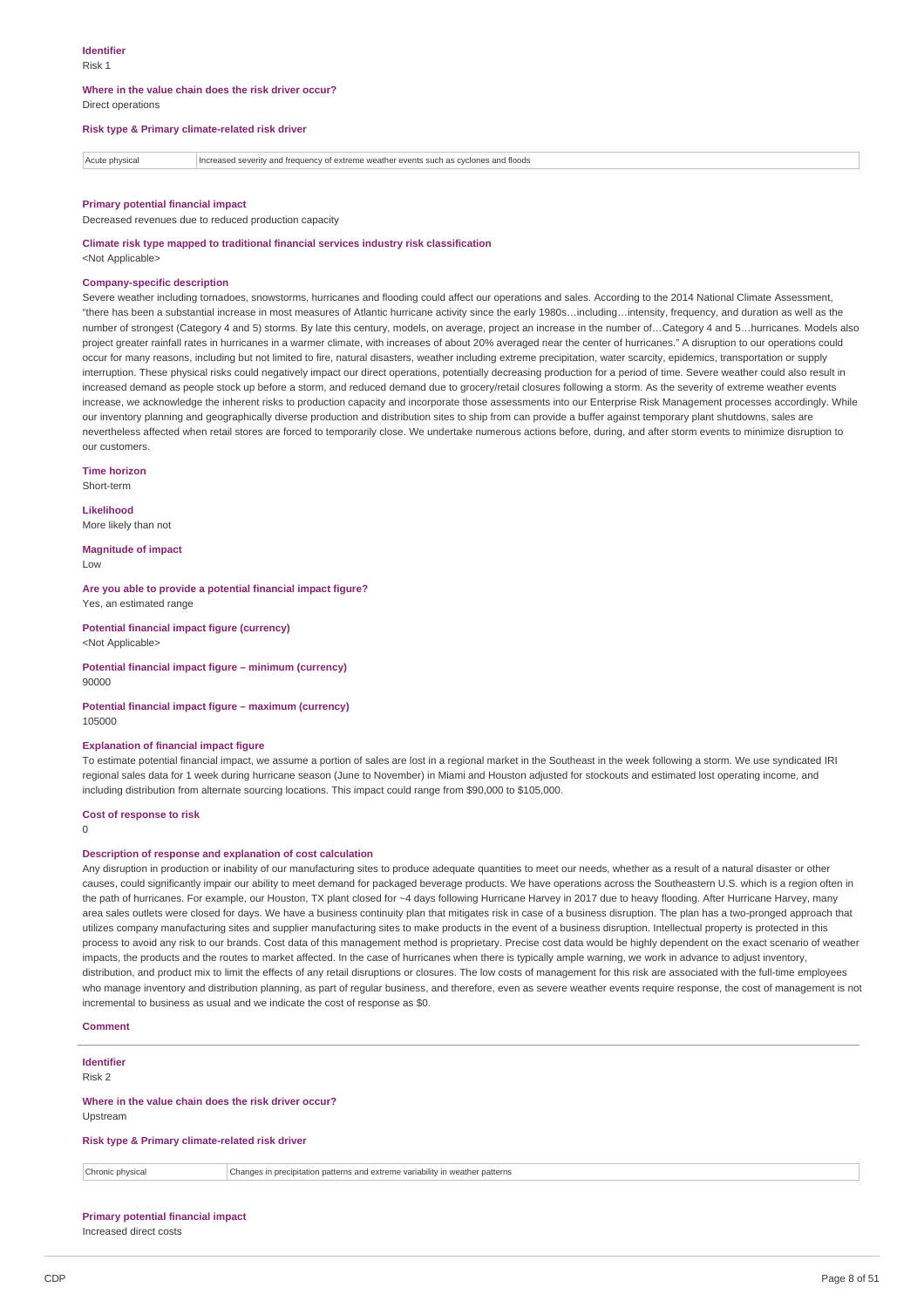**Identifier**

Risk 1

**Where in the value chain does the risk driver occur?**

Direct operations

**Risk type & Primary climate-related risk driver**

| Acute physical | Increased severity and frequency of extreme weather events such as cyclones and floods |
|---|---|

**Primary potential financial impact**

Decreased revenues due to reduced production capacity

**Climate risk type mapped to traditional financial services industry risk classification**

<Not Applicable>

**Company-specific description**

Severe weather including tornadoes, snowstorms, hurricanes and flooding could affect our operations and sales. According to the 2014 National Climate Assessment, "there has been a substantial increase in most measures of Atlantic hurricane activity since the early 1980s…including…intensity, frequency, and duration as well as the number of strongest (Category 4 and 5) storms. By late this century, models, on average, project an increase in the number of…Category 4 and 5…hurricanes. Models also project greater rainfall rates in hurricanes in a warmer climate, with increases of about 20% averaged near the center of hurricanes." A disruption to our operations could occur for many reasons, including but not limited to fire, natural disasters, weather including extreme precipitation, water scarcity, epidemics, transportation or supply interruption. These physical risks could negatively impact our direct operations, potentially decreasing production for a period of time. Severe weather could also result in increased demand as people stock up before a storm, and reduced demand due to grocery/retail closures following a storm. As the severity of extreme weather events increase, we acknowledge the inherent risks to production capacity and incorporate those assessments into our Enterprise Risk Management processes accordingly. While our inventory planning and geographically diverse production and distribution sites to ship from can provide a buffer against temporary plant shutdowns, sales are nevertheless affected when retail stores are forced to temporarily close. We undertake numerous actions before, during, and after storm events to minimize disruption to our customers.

**Time horizon**

Short-term

**Likelihood**

More likely than not

**Magnitude of impact**

Low

**Are you able to provide a potential financial impact figure?**

Yes, an estimated range

**Potential financial impact figure (currency)**

<Not Applicable>

**Potential financial impact figure – minimum (currency)**

90000

**Potential financial impact figure – maximum (currency)**

105000

**Explanation of financial impact figure**

To estimate potential financial impact, we assume a portion of sales are lost in a regional market in the Southeast in the week following a storm. We use syndicated IRI regional sales data for 1 week during hurricane season (June to November) in Miami and Houston adjusted for stockouts and estimated lost operating income, and including distribution from alternate sourcing locations. This impact could range from $90,000 to $105,000.

**Cost of response to risk**

0

**Description of response and explanation of cost calculation**

Any disruption in production or inability of our manufacturing sites to produce adequate quantities to meet our needs, whether as a result of a natural disaster or other causes, could significantly impair our ability to meet demand for packaged beverage products. We have operations across the Southeastern U.S. which is a region often in the path of hurricanes. For example, our Houston, TX plant closed for ~4 days following Hurricane Harvey in 2017 due to heavy flooding. After Hurricane Harvey, many area sales outlets were closed for days. We have a business continuity plan that mitigates risk in case of a business disruption. The plan has a two-pronged approach that utilizes company manufacturing sites and supplier manufacturing sites to make products in the event of a business disruption. Intellectual property is protected in this process to avoid any risk to our brands. Cost data of this management method is proprietary. Precise cost data would be highly dependent on the exact scenario of weather impacts, the products and the routes to market affected. In the case of hurricanes when there is typically ample warning, we work in advance to adjust inventory, distribution, and product mix to limit the effects of any retail disruptions or closures. The low costs of management for this risk are associated with the full-time employees who manage inventory and distribution planning, as part of regular business, and therefore, even as severe weather events require response, the cost of management is not incremental to business as usual and we indicate the cost of response as $0.

**Comment**

---

**Identifier**

Risk 2

**Where in the value chain does the risk driver occur?**

Upstream

**Risk type & Primary climate-related risk driver**

| Chronic physical | Changes in precipitation patterns and extreme variability in weather patterns |
|---|---|

**Primary potential financial impact**

Increased direct costs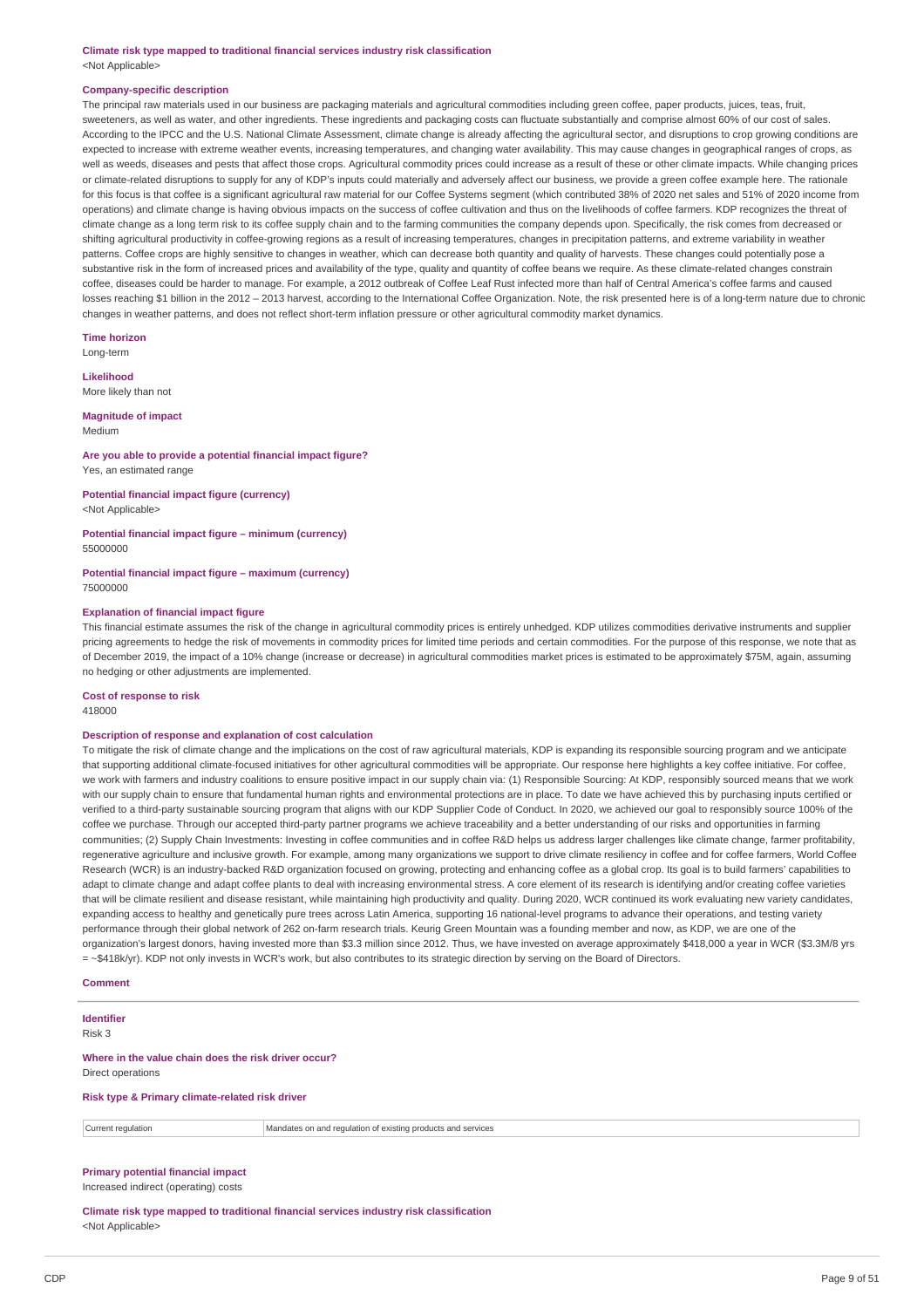**Climate risk type mapped to traditional financial services industry risk classification**
<Not Applicable>

**Company-specific description**
The principal raw materials used in our business are packaging materials and agricultural commodities including green coffee, paper products, juices, teas, fruit, sweeteners, as well as water, and other ingredients. These ingredients and packaging costs can fluctuate substantially and comprise almost 60% of our cost of sales. According to the IPCC and the U.S. National Climate Assessment, climate change is already affecting the agricultural sector, and disruptions to crop growing conditions are expected to increase with extreme weather events, increasing temperatures, and changing water availability. This may cause changes in geographical ranges of crops, as well as weeds, diseases and pests that affect those crops. Agricultural commodity prices could increase as a result of these or other climate impacts. While changing prices or climate-related disruptions to supply for any of KDP's inputs could materially and adversely affect our business, we provide a green coffee example here. The rationale for this focus is that coffee is a significant agricultural raw material for our Coffee Systems segment (which contributed 38% of 2020 net sales and 51% of 2020 income from operations) and climate change is having obvious impacts on the success of coffee cultivation and thus on the livelihoods of coffee farmers. KDP recognizes the threat of climate change as a long term risk to its coffee supply chain and to the farming communities the company depends upon. Specifically, the risk comes from decreased or shifting agricultural productivity in coffee-growing regions as a result of increasing temperatures, changes in precipitation patterns, and extreme variability in weather patterns. Coffee crops are highly sensitive to changes in weather, which can decrease both quantity and quality of harvests. These changes could potentially pose a substantive risk in the form of increased prices and availability of the type, quality and quantity of coffee beans we require. As these climate-related changes constrain coffee, diseases could be harder to manage. For example, a 2012 outbreak of Coffee Leaf Rust infected more than half of Central America's coffee farms and caused losses reaching $1 billion in the 2012 – 2013 harvest, according to the International Coffee Organization. Note, the risk presented here is of a long-term nature due to chronic changes in weather patterns, and does not reflect short-term inflation pressure or other agricultural commodity market dynamics.

**Time horizon**
Long-term

**Likelihood**
More likely than not

**Magnitude of impact**
Medium

**Are you able to provide a potential financial impact figure?**
Yes, an estimated range

**Potential financial impact figure (currency)**
<Not Applicable>

**Potential financial impact figure – minimum (currency)**
55000000

**Potential financial impact figure – maximum (currency)**
75000000

**Explanation of financial impact figure**
This financial estimate assumes the risk of the change in agricultural commodity prices is entirely unhedged. KDP utilizes commodities derivative instruments and supplier pricing agreements to hedge the risk of movements in commodity prices for limited time periods and certain commodities. For the purpose of this response, we note that as of December 2019, the impact of a 10% change (increase or decrease) in agricultural commodities market prices is estimated to be approximately $75M, again, assuming no hedging or other adjustments are implemented.

**Cost of response to risk**
418000

**Description of response and explanation of cost calculation**
To mitigate the risk of climate change and the implications on the cost of raw agricultural materials, KDP is expanding its responsible sourcing program and we anticipate that supporting additional climate-focused initiatives for other agricultural commodities will be appropriate. Our response here highlights a key coffee initiative. For coffee, we work with farmers and industry coalitions to ensure positive impact in our supply chain via: (1) Responsible Sourcing: At KDP, responsibly sourced means that we work with our supply chain to ensure that fundamental human rights and environmental protections are in place. To date we have achieved this by purchasing inputs certified or verified to a third-party sustainable sourcing program that aligns with our KDP Supplier Code of Conduct. In 2020, we achieved our goal to responsibly source 100% of the coffee we purchase. Through our accepted third-party partner programs we achieve traceability and a better understanding of our risks and opportunities in farming communities; (2) Supply Chain Investments: Investing in coffee communities and in coffee R&D helps us address larger challenges like climate change, farmer profitability, regenerative agriculture and inclusive growth. For example, among many organizations we support to drive climate resiliency in coffee and for coffee farmers, World Coffee Research (WCR) is an industry-backed R&D organization focused on growing, protecting and enhancing coffee as a global crop. Its goal is to build farmers' capabilities to adapt to climate change and adapt coffee plants to deal with increasing environmental stress. A core element of its research is identifying and/or creating coffee varieties that will be climate resilient and disease resistant, while maintaining high productivity and quality. During 2020, WCR continued its work evaluating new variety candidates, expanding access to healthy and genetically pure trees across Latin America, supporting 16 national-level programs to advance their operations, and testing variety performance through their global network of 262 on-farm research trials. Keurig Green Mountain was a founding member and now, as KDP, we are one of the organization's largest donors, having invested more than $3.3 million since 2012. Thus, we have invested on average approximately $418,000 a year in WCR ($3.3M/8 yrs = ~$418k/yr). KDP not only invests in WCR's work, but also contributes to its strategic direction by serving on the Board of Directors.

**Comment**

---

**Identifier**
Risk 3

**Where in the value chain does the risk driver occur?**
Direct operations

**Risk type & Primary climate-related risk driver**

| | |
|---|---|
| Current regulation | Mandates on and regulation of existing products and services |

**Primary potential financial impact**
Increased indirect (operating) costs

**Climate risk type mapped to traditional financial services industry risk classification**
<Not Applicable>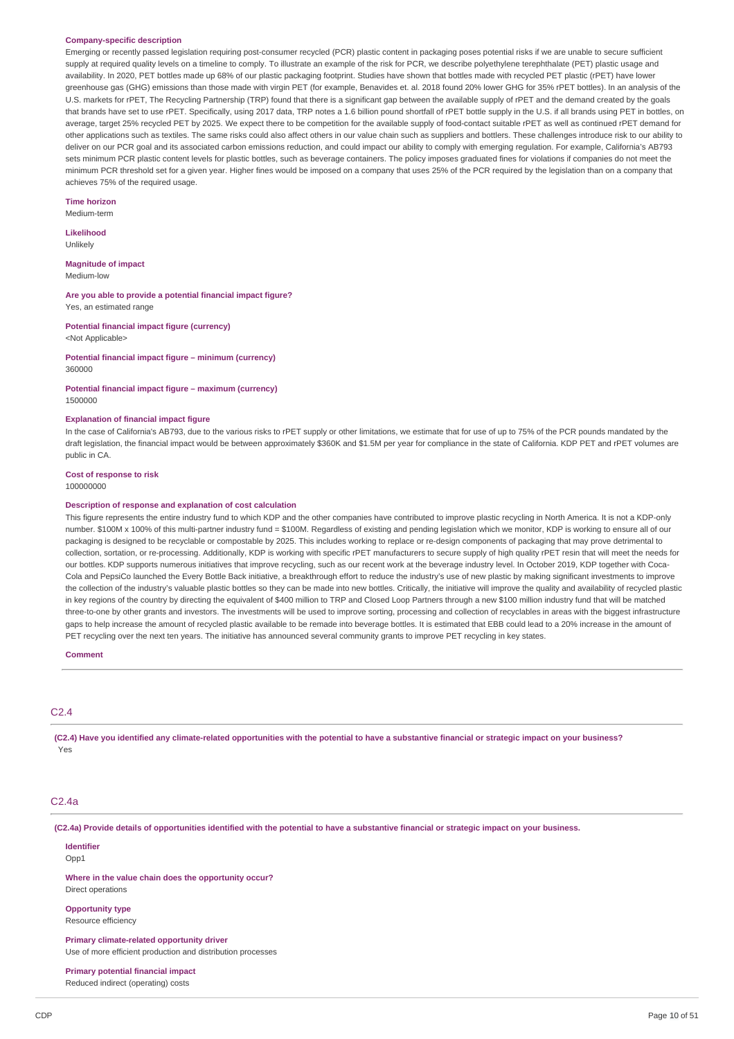**Company-specific description**

Emerging or recently passed legislation requiring post-consumer recycled (PCR) plastic content in packaging poses potential risks if we are unable to secure sufficient supply at required quality levels on a timeline to comply. To illustrate an example of the risk for PCR, we describe polyethylene terephthalate (PET) plastic usage and availability. In 2020, PET bottles made up 68% of our plastic packaging footprint. Studies have shown that bottles made with recycled PET plastic (rPET) have lower greenhouse gas (GHG) emissions than those made with virgin PET (for example, Benavides et. al. 2018 found 20% lower GHG for 35% rPET bottles). In an analysis of the U.S. markets for rPET, The Recycling Partnership (TRP) found that there is a significant gap between the available supply of rPET and the demand created by the goals that brands have set to use rPET. Specifically, using 2017 data, TRP notes a 1.6 billion pound shortfall of rPET bottle supply in the U.S. if all brands using PET in bottles, on average, target 25% recycled PET by 2025. We expect there to be competition for the available supply of food-contact suitable rPET as well as continued rPET demand for other applications such as textiles. The same risks could also affect others in our value chain such as suppliers and bottlers. These challenges introduce risk to our ability to deliver on our PCR goal and its associated carbon emissions reduction, and could impact our ability to comply with emerging regulation. For example, California's AB793 sets minimum PCR plastic content levels for plastic bottles, such as beverage containers. The policy imposes graduated fines for violations if companies do not meet the minimum PCR threshold set for a given year. Higher fines would be imposed on a company that uses 25% of the PCR required by the legislation than on a company that achieves 75% of the required usage.

**Time horizon**

Medium-term

**Likelihood**

Unlikely

**Magnitude of impact**

Medium-low

**Are you able to provide a potential financial impact figure?**

Yes, an estimated range

**Potential financial impact figure (currency)**

<Not Applicable>

**Potential financial impact figure – minimum (currency)**

360000

**Potential financial impact figure – maximum (currency)**

1500000

**Explanation of financial impact figure**

In the case of California's AB793, due to the various risks to rPET supply or other limitations, we estimate that for use of up to 75% of the PCR pounds mandated by the draft legislation, the financial impact would be between approximately $360K and $1.5M per year for compliance in the state of California. KDP PET and rPET volumes are public in CA.

**Cost of response to risk**

100000000

**Description of response and explanation of cost calculation**

This figure represents the entire industry fund to which KDP and the other companies have contributed to improve plastic recycling in North America. It is not a KDP-only number. $100M x 100% of this multi-partner industry fund = $100M. Regardless of existing and pending legislation which we monitor, KDP is working to ensure all of our packaging is designed to be recyclable or compostable by 2025. This includes working to replace or re-design components of packaging that may prove detrimental to collection, sortation, or re-processing. Additionally, KDP is working with specific rPET manufacturers to secure supply of high quality rPET resin that will meet the needs for our bottles. KDP supports numerous initiatives that improve recycling, such as our recent work at the beverage industry level. In October 2019, KDP together with Coca-Cola and PepsiCo launched the Every Bottle Back initiative, a breakthrough effort to reduce the industry's use of new plastic by making significant investments to improve the collection of the industry's valuable plastic bottles so they can be made into new bottles. Critically, the initiative will improve the quality and availability of recycled plastic in key regions of the country by directing the equivalent of $400 million to TRP and Closed Loop Partners through a new $100 million industry fund that will be matched three-to-one by other grants and investors. The investments will be used to improve sorting, processing and collection of recyclables in areas with the biggest infrastructure gaps to help increase the amount of recycled plastic available to be remade into beverage bottles. It is estimated that EBB could lead to a 20% increase in the amount of PET recycling over the next ten years. The initiative has announced several community grants to improve PET recycling in key states.

**Comment**

## C2.4

**(C2.4) Have you identified any climate-related opportunities with the potential to have a substantive financial or strategic impact on your business?**

Yes

## C2.4a

**(C2.4a) Provide details of opportunities identified with the potential to have a substantive financial or strategic impact on your business.**

**Identifier**

Opp1

**Where in the value chain does the opportunity occur?**

Direct operations

**Opportunity type**

Resource efficiency

**Primary climate-related opportunity driver**

Use of more efficient production and distribution processes

**Primary potential financial impact**

Reduced indirect (operating) costs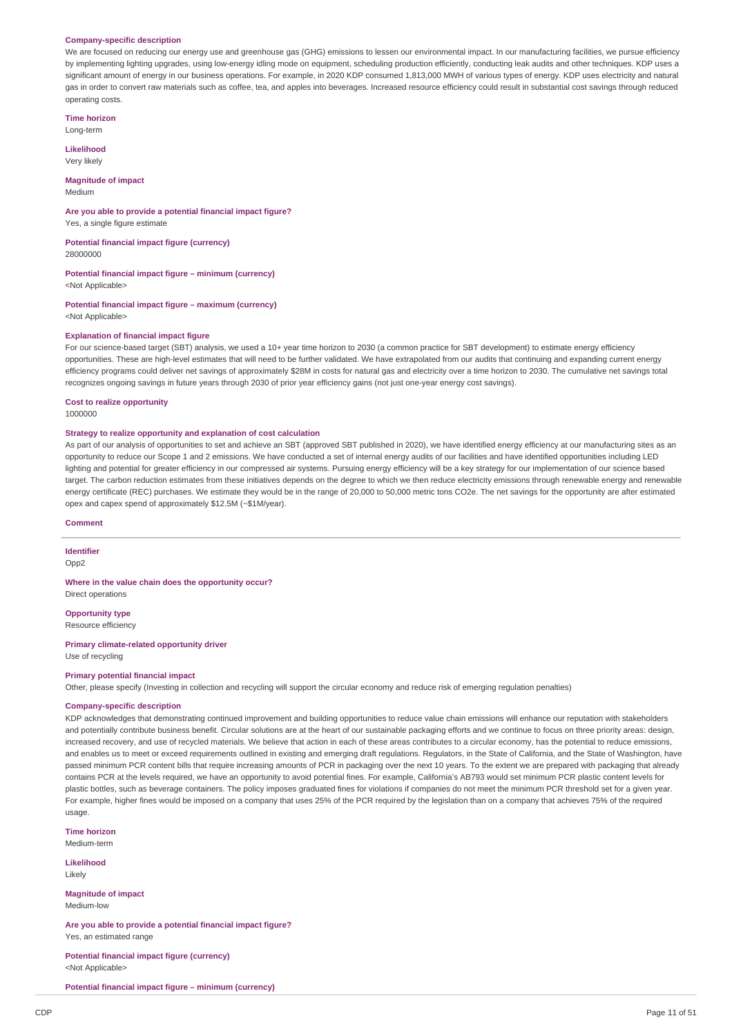**Company-specific description**

We are focused on reducing our energy use and greenhouse gas (GHG) emissions to lessen our environmental impact. In our manufacturing facilities, we pursue efficiency by implementing lighting upgrades, using low-energy idling mode on equipment, scheduling production efficiently, conducting leak audits and other techniques. KDP uses a significant amount of energy in our business operations. For example, in 2020 KDP consumed 1,813,000 MWH of various types of energy. KDP uses electricity and natural gas in order to convert raw materials such as coffee, tea, and apples into beverages. Increased resource efficiency could result in substantial cost savings through reduced operating costs.

**Time horizon**

Long-term

**Likelihood**

Very likely

**Magnitude of impact**

Medium

**Are you able to provide a potential financial impact figure?**

Yes, a single figure estimate

**Potential financial impact figure (currency)**

28000000

**Potential financial impact figure – minimum (currency)**

<Not Applicable>

**Potential financial impact figure – maximum (currency)**

<Not Applicable>

**Explanation of financial impact figure**

For our science-based target (SBT) analysis, we used a 10+ year time horizon to 2030 (a common practice for SBT development) to estimate energy efficiency opportunities. These are high-level estimates that will need to be further validated. We have extrapolated from our audits that continuing and expanding current energy efficiency programs could deliver net savings of approximately $28M in costs for natural gas and electricity over a time horizon to 2030. The cumulative net savings total recognizes ongoing savings in future years through 2030 of prior year efficiency gains (not just one-year energy cost savings).

**Cost to realize opportunity**

1000000

**Strategy to realize opportunity and explanation of cost calculation**

As part of our analysis of opportunities to set and achieve an SBT (approved SBT published in 2020), we have identified energy efficiency at our manufacturing sites as an opportunity to reduce our Scope 1 and 2 emissions. We have conducted a set of internal energy audits of our facilities and have identified opportunities including LED lighting and potential for greater efficiency in our compressed air systems. Pursuing energy efficiency will be a key strategy for our implementation of our science based target. The carbon reduction estimates from these initiatives depends on the degree to which we then reduce electricity emissions through renewable energy and renewable energy certificate (REC) purchases. We estimate they would be in the range of 20,000 to 50,000 metric tons CO2e. The net savings for the opportunity are after estimated opex and capex spend of approximately $12.5M (~$1M/year).

**Comment**

---

**Identifier**

Opp2

**Where in the value chain does the opportunity occur?**

Direct operations

**Opportunity type**

Resource efficiency

**Primary climate-related opportunity driver**

Use of recycling

**Primary potential financial impact**

Other, please specify (Investing in collection and recycling will support the circular economy and reduce risk of emerging regulation penalties)

**Company-specific description**

KDP acknowledges that demonstrating continued improvement and building opportunities to reduce value chain emissions will enhance our reputation with stakeholders and potentially contribute business benefit. Circular solutions are at the heart of our sustainable packaging efforts and we continue to focus on three priority areas: design, increased recovery, and use of recycled materials. We believe that action in each of these areas contributes to a circular economy, has the potential to reduce emissions, and enables us to meet or exceed requirements outlined in existing and emerging draft regulations. Regulators, in the State of California, and the State of Washington, have passed minimum PCR content bills that require increasing amounts of PCR in packaging over the next 10 years. To the extent we are prepared with packaging that already contains PCR at the levels required, we have an opportunity to avoid potential fines. For example, California's AB793 would set minimum PCR plastic content levels for plastic bottles, such as beverage containers. The policy imposes graduated fines for violations if companies do not meet the minimum PCR threshold set for a given year. For example, higher fines would be imposed on a company that uses 25% of the PCR required by the legislation than on a company that achieves 75% of the required usage.

**Time horizon**

Medium-term

**Likelihood**

Likely

**Magnitude of impact**

Medium-low

**Are you able to provide a potential financial impact figure?**

Yes, an estimated range

**Potential financial impact figure (currency)**

<Not Applicable>

**Potential financial impact figure – minimum (currency)**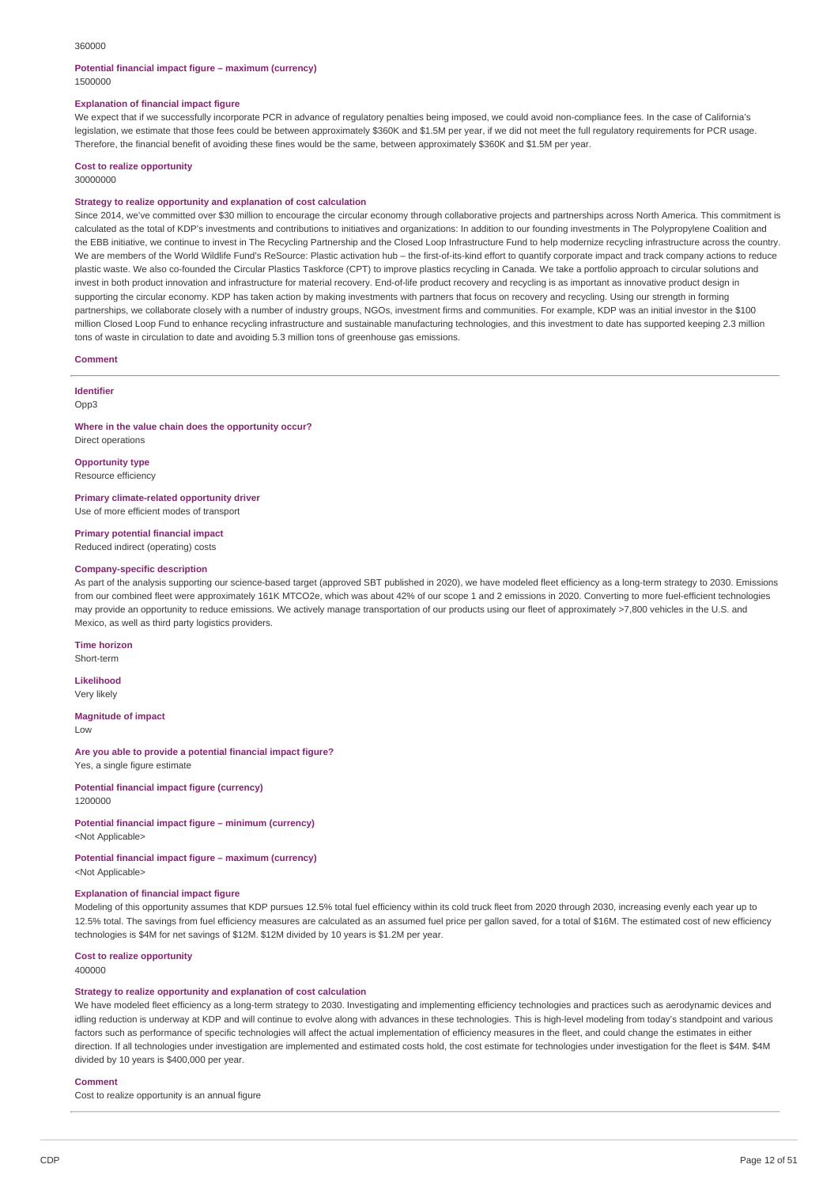360000

**Potential financial impact figure – maximum (currency)**
1500000

**Explanation of financial impact figure**
We expect that if we successfully incorporate PCR in advance of regulatory penalties being imposed, we could avoid non-compliance fees. In the case of California's legislation, we estimate that those fees could be between approximately $360K and $1.5M per year, if we did not meet the full regulatory requirements for PCR usage. Therefore, the financial benefit of avoiding these fines would be the same, between approximately $360K and $1.5M per year.

**Cost to realize opportunity**
30000000

**Strategy to realize opportunity and explanation of cost calculation**
Since 2014, we've committed over $30 million to encourage the circular economy through collaborative projects and partnerships across North America. This commitment is calculated as the total of KDP's investments and contributions to initiatives and organizations: In addition to our founding investments in The Polypropylene Coalition and the EBB initiative, we continue to invest in The Recycling Partnership and the Closed Loop Infrastructure Fund to help modernize recycling infrastructure across the country. We are members of the World Wildlife Fund's ReSource: Plastic activation hub – the first-of-its-kind effort to quantify corporate impact and track company actions to reduce plastic waste. We also co-founded the Circular Plastics Taskforce (CPT) to improve plastics recycling in Canada. We take a portfolio approach to circular solutions and invest in both product innovation and infrastructure for material recovery. End-of-life product recovery and recycling is as important as innovative product design in supporting the circular economy. KDP has taken action by making investments with partners that focus on recovery and recycling. Using our strength in forming partnerships, we collaborate closely with a number of industry groups, NGOs, investment firms and communities. For example, KDP was an initial investor in the $100 million Closed Loop Fund to enhance recycling infrastructure and sustainable manufacturing technologies, and this investment to date has supported keeping 2.3 million tons of waste in circulation to date and avoiding 5.3 million tons of greenhouse gas emissions.

**Comment**

---

**Identifier**
Opp3

**Where in the value chain does the opportunity occur?**
Direct operations

**Opportunity type**
Resource efficiency

**Primary climate-related opportunity driver**
Use of more efficient modes of transport

**Primary potential financial impact**
Reduced indirect (operating) costs

**Company-specific description**
As part of the analysis supporting our science-based target (approved SBT published in 2020), we have modeled fleet efficiency as a long-term strategy to 2030. Emissions from our combined fleet were approximately 161K MTCO2e, which was about 42% of our scope 1 and 2 emissions in 2020. Converting to more fuel-efficient technologies may provide an opportunity to reduce emissions. We actively manage transportation of our products using our fleet of approximately >7,800 vehicles in the U.S. and Mexico, as well as third party logistics providers.

**Time horizon**
Short-term

**Likelihood**
Very likely

**Magnitude of impact**
Low

**Are you able to provide a potential financial impact figure?**
Yes, a single figure estimate

**Potential financial impact figure (currency)**
1200000

**Potential financial impact figure – minimum (currency)**
<Not Applicable>

**Potential financial impact figure – maximum (currency)**
<Not Applicable>

**Explanation of financial impact figure**
Modeling of this opportunity assumes that KDP pursues 12.5% total fuel efficiency within its cold truck fleet from 2020 through 2030, increasing evenly each year up to 12.5% total. The savings from fuel efficiency measures are calculated as an assumed fuel price per gallon saved, for a total of $16M. The estimated cost of new efficiency technologies is $4M for net savings of $12M. $12M divided by 10 years is $1.2M per year.

**Cost to realize opportunity**
400000

**Strategy to realize opportunity and explanation of cost calculation**
We have modeled fleet efficiency as a long-term strategy to 2030. Investigating and implementing efficiency technologies and practices such as aerodynamic devices and idling reduction is underway at KDP and will continue to evolve along with advances in these technologies. This is high-level modeling from today's standpoint and various factors such as performance of specific technologies will affect the actual implementation of efficiency measures in the fleet, and could change the estimates in either direction. If all technologies under investigation are implemented and estimated costs hold, the cost estimate for technologies under investigation for the fleet is $4M. $4M divided by 10 years is $400,000 per year.

**Comment**
Cost to realize opportunity is an annual figure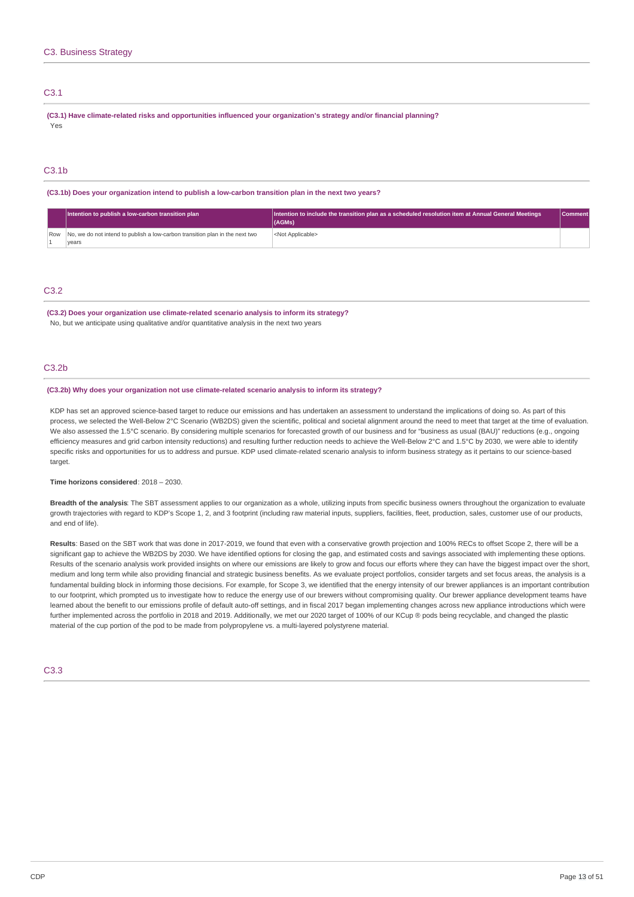## C3. Business Strategy

### C3.1

**(C3.1) Have climate-related risks and opportunities influenced your organization's strategy and/or financial planning?**

Yes

### C3.1b

**(C3.1b) Does your organization intend to publish a low-carbon transition plan in the next two years?**

| | Intention to publish a low-carbon transition plan | Intention to include the transition plan as a scheduled resolution item at Annual General Meetings (AGMs) | Comment |
|---|---|---|---|
| Row 1 | No, we do not intend to publish a low-carbon transition plan in the next two years | <Not Applicable> | |

### C3.2

**(C3.2) Does your organization use climate-related scenario analysis to inform its strategy?**

No, but we anticipate using qualitative and/or quantitative analysis in the next two years

### C3.2b

**(C3.2b) Why does your organization not use climate-related scenario analysis to inform its strategy?**

KDP has set an approved science-based target to reduce our emissions and has undertaken an assessment to understand the implications of doing so. As part of this process, we selected the Well-Below 2°C Scenario (WB2DS) given the scientific, political and societal alignment around the need to meet that target at the time of evaluation. We also assessed the 1.5°C scenario. By considering multiple scenarios for forecasted growth of our business and for "business as usual (BAU)" reductions (e.g., ongoing efficiency measures and grid carbon intensity reductions) and resulting further reduction needs to achieve the Well-Below 2°C and 1.5°C by 2030, we were able to identify specific risks and opportunities for us to address and pursue. KDP used climate-related scenario analysis to inform business strategy as it pertains to our science-based target.

**Time horizons considered**: 2018 – 2030.

**Breadth of the analysis**: The SBT assessment applies to our organization as a whole, utilizing inputs from specific business owners throughout the organization to evaluate growth trajectories with regard to KDP's Scope 1, 2, and 3 footprint (including raw material inputs, suppliers, facilities, fleet, production, sales, customer use of our products, and end of life).

**Results**: Based on the SBT work that was done in 2017-2019, we found that even with a conservative growth projection and 100% RECs to offset Scope 2, there will be a significant gap to achieve the WB2DS by 2030. We have identified options for closing the gap, and estimated costs and savings associated with implementing these options. Results of the scenario analysis work provided insights on where our emissions are likely to grow and focus our efforts where they can have the biggest impact over the short, medium and long term while also providing financial and strategic business benefits. As we evaluate project portfolios, consider targets and set focus areas, the analysis is a fundamental building block in informing those decisions. For example, for Scope 3, we identified that the energy intensity of our brewer appliances is an important contribution to our footprint, which prompted us to investigate how to reduce the energy use of our brewers without compromising quality. Our brewer appliance development teams have learned about the benefit to our emissions profile of default auto-off settings, and in fiscal 2017 began implementing changes across new appliance introductions which were further implemented across the portfolio in 2018 and 2019. Additionally, we met our 2020 target of 100% of our KCup ® pods being recyclable, and changed the plastic material of the cup portion of the pod to be made from polypropylene vs. a multi-layered polystyrene material.

### C3.3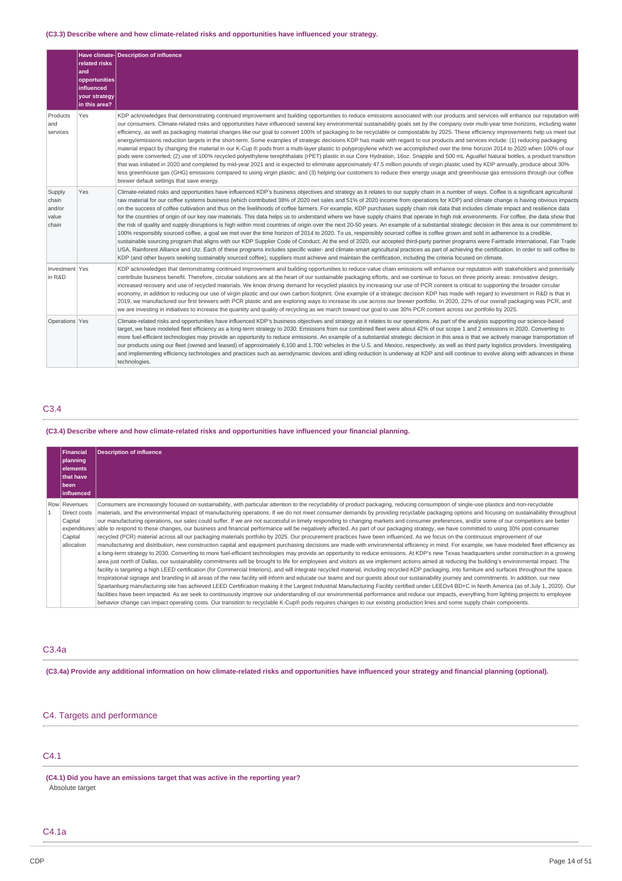(C3.3) Describe where and how climate-related risks and opportunities have influenced your strategy.

| | Have climate-related risks and opportunities influenced your strategy in this area? | Description of influence |
|---|---|---|
| Products and services | Yes | KDP acknowledges that demonstrating continued improvement and building opportunities to reduce emissions associated with our products and services will enhance our reputation with our consumers. Climate-related risks and opportunities have influenced several key environmental sustainability goals set by the company over multi-year time horizons, including water efficiency, as well as packaging material changes like our goal to convert 100% of packaging to be recyclable or compostable by 2025. These efficiency improvements help us meet our energy/emissions reduction targets in the short-term. Some examples of strategic decisions KDP has made with regard to our products and services include: (1) reducing packaging material impact by changing the material in our K-Cup ® pods from a multi-layer plastic to polypropylene which we accomplished over the time horizon 2014 to 2020 when 100% of our pods were converted; (2) use of 100% recycled polyethylene terephthalate (rPET) plastic in our Core Hydration, 16oz. Snapple and 500 mL Aguafiel Natural bottles, a product transition that was initiated in 2020 and completed by mid-year 2021 and is expected to eliminate approximately 47.5 million pounds of virgin plastic used by KDP annually, produce about 30% less greenhouse gas (GHG) emissions compared to using virgin plastic; and (3) helping our customers to reduce their energy usage and greenhouse gas emissions through our coffee brewer default settings that save energy. |
| Supply chain and/or value chain | Yes | Climate-related risks and opportunities have influenced KDP's business objectives and strategy as it relates to our supply chain in a number of ways. Coffee is a significant agricultural raw material for our coffee systems business (which contributed 38% of 2020 net sales and 51% of 2020 income from operations for KDP) and climate change is having obvious impacts on the success of coffee cultivation and thus on the livelihoods of coffee farmers. For example, KDP purchases supply chain risk data that includes climate impact and resilience data for the countries of origin of our key raw materials. This data helps us to understand where we have supply chains that operate in high risk environments. For coffee, the data show that the risk of quality and supply disruptions is high within most countries of origin over the next 20-50 years. An example of a substantial strategic decision in this area is our commitment to 100% responsibly sourced coffee, a goal we met over the time horizon of 2014 to 2020. To us, responsibly sourced coffee is coffee grown and sold in adherence to a credible, sustainable sourcing program that aligns with our KDP Supplier Code of Conduct. At the end of 2020, our accepted third-party partner programs were Fairtrade International, Fair Trade USA, Rainforest Alliance and Utz. Each of these programs includes specific water- and climate-smart agricultural practices as part of achieving the certification. In order to sell coffee to KDP (and other buyers seeking sustainably sourced coffee), suppliers must achieve and maintain the certification, including the criteria focused on climate. |
| Investment in R&D | Yes | KDP acknowledges that demonstrating continued improvement and building opportunities to reduce value chain emissions will enhance our reputation with stakeholders and potentially contribute business benefit. Therefore, circular solutions are at the heart of our sustainable packaging efforts, and we continue to focus on three priority areas: innovative design, increased recovery and use of recycled materials. We know driving demand for recycled plastics by increasing our use of PCR content is critical to supporting the broader circular economy, in addition to reducing our use of virgin plastic and our own carbon footprint. One example of a strategic decision KDP has made with regard to investment in R&D is that in 2019, we manufactured our first brewers with PCR plastic and are exploring ways to increase its use across our brewer portfolio. In 2020, 22% of our overall packaging was PCR, and we are investing in initiatives to increase the quantity and quality of recycling as we march toward our goal to use 30% PCR content across our portfolio by 2025. |
| Operations | Yes | Climate-related risks and opportunities have influenced KDP's business objectives and strategy as it relates to our operations. As part of the analysis supporting our science-based target, we have modeled fleet efficiency as a long-term strategy to 2030. Emissions from our combined fleet were about 42% of our scope 1 and 2 emissions in 2020. Converting to more fuel-efficient technologies may provide an opportunity to reduce emissions. An example of a substantial strategic decision in this area is that we actively manage transportation of our products using our fleet (owned and leased) of approximately 6,100 and 1,700 vehicles in the U.S. and Mexico, respectively, as well as third party logistics providers. Investigating and implementing efficiency technologies and practices such as aerodynamic devices and idling reduction is underway at KDP and will continue to evolve along with advances in these technologies. |

## C3.4

(C3.4) Describe where and how climate-related risks and opportunities have influenced your financial planning.

| | Financial planning elements that have been influenced | Description of influence |
|---|---|---|
| Row 1 | Revenues<br>Direct costs<br>Capital expenditures<br>Capital allocation | Consumers are increasingly focused on sustainability, with particular attention to the recyclability of product packaging, reducing consumption of single-use plastics and non-recyclable materials, and the environmental impact of manufacturing operations. If we do not meet consumer demands by providing recyclable packaging options and focusing on sustainability throughout our manufacturing operations, our sales could suffer. If we are not successful in timely responding to changing markets and consumer preferences, and/or some of our competitors are better able to respond to these changes, our business and financial performance will be negatively affected. As part of our packaging strategy, we have committed to using 30% post-consumer recycled (PCR) material across all our packaging materials portfolio by 2025. Our procurement practices have been influenced. As we focus on the continuous improvement of our manufacturing and distribution, new construction capital and equipment purchasing decisions are made with environmental efficiency in mind. For example, we have modeled fleet efficiency as a long-term strategy to 2030. Converting to more fuel-efficient technologies may provide an opportunity to reduce emissions. At KDP's new Texas headquarters under construction in a growing area just north of Dallas, our sustainability commitments will be brought to life for employees and visitors as we implement actions aimed at reducing the building's environmental impact. The facility is targeting a high LEED certification (for Commercial Interiors), and will integrate recycled material, including recycled KDP packaging, into furniture and surfaces throughout the space. Inspirational signage and branding in all areas of the new facility will inform and educate our teams and our guests about our sustainability journey and commitments. In addition, our new Spartanburg manufacturing site has achieved LEED Certification making it the Largest Industrial Manufacturing Facility certified under LEEDv4 BD+C in North America (as of July 1, 2020). Our facilities have been impacted. As we seek to continuously improve our understanding of our environmental performance and reduce our impacts, everything from lighting projects to employee behavior change can impact operating costs. Our transition to recyclable K-Cup® pods requires changes to our existing production lines and some supply chain components. |

## C3.4a

(C3.4a) Provide any additional information on how climate-related risks and opportunities have influenced your strategy and financial planning (optional).

# C4. Targets and performance

## C4.1

(C4.1) Did you have an emissions target that was active in the reporting year?

Absolute target

## C4.1a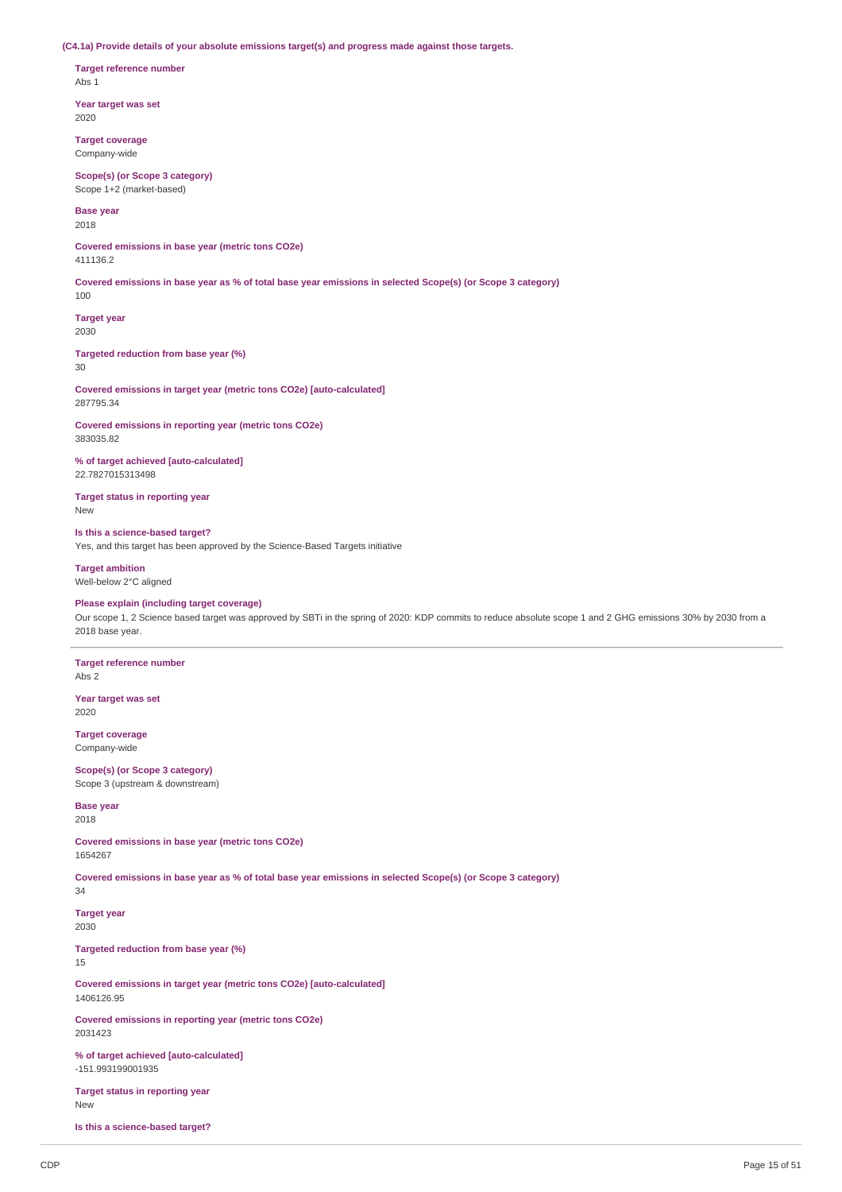**(C4.1a) Provide details of your absolute emissions target(s) and progress made against those targets.**

**Target reference number**
Abs 1

**Year target was set**
2020

**Target coverage**
Company-wide

**Scope(s) (or Scope 3 category)**
Scope 1+2 (market-based)

**Base year**
2018

**Covered emissions in base year (metric tons CO2e)**
411136.2

**Covered emissions in base year as % of total base year emissions in selected Scope(s) (or Scope 3 category)**
100

**Target year**
2030

**Targeted reduction from base year (%)**
30

**Covered emissions in target year (metric tons CO2e) [auto-calculated]**
287795.34

**Covered emissions in reporting year (metric tons CO2e)**
383035.82

**% of target achieved [auto-calculated]**
22.7827015313498

**Target status in reporting year**
New

**Is this a science-based target?**
Yes, and this target has been approved by the Science-Based Targets initiative

**Target ambition**
Well-below 2°C aligned

**Please explain (including target coverage)**
Our scope 1, 2 Science based target was approved by SBTi in the spring of 2020: KDP commits to reduce absolute scope 1 and 2 GHG emissions 30% by 2030 from a 2018 base year.

---

**Target reference number**
Abs 2

**Year target was set**
2020

**Target coverage**
Company-wide

**Scope(s) (or Scope 3 category)**
Scope 3 (upstream & downstream)

**Base year**
2018

**Covered emissions in base year (metric tons CO2e)**
1654267

**Covered emissions in base year as % of total base year emissions in selected Scope(s) (or Scope 3 category)**
34

**Target year**
2030

**Targeted reduction from base year (%)**
15

**Covered emissions in target year (metric tons CO2e) [auto-calculated]**
1406126.95

**Covered emissions in reporting year (metric tons CO2e)**
2031423

**% of target achieved [auto-calculated]**
-151.993199001935

**Target status in reporting year**
New

**Is this a science-based target?**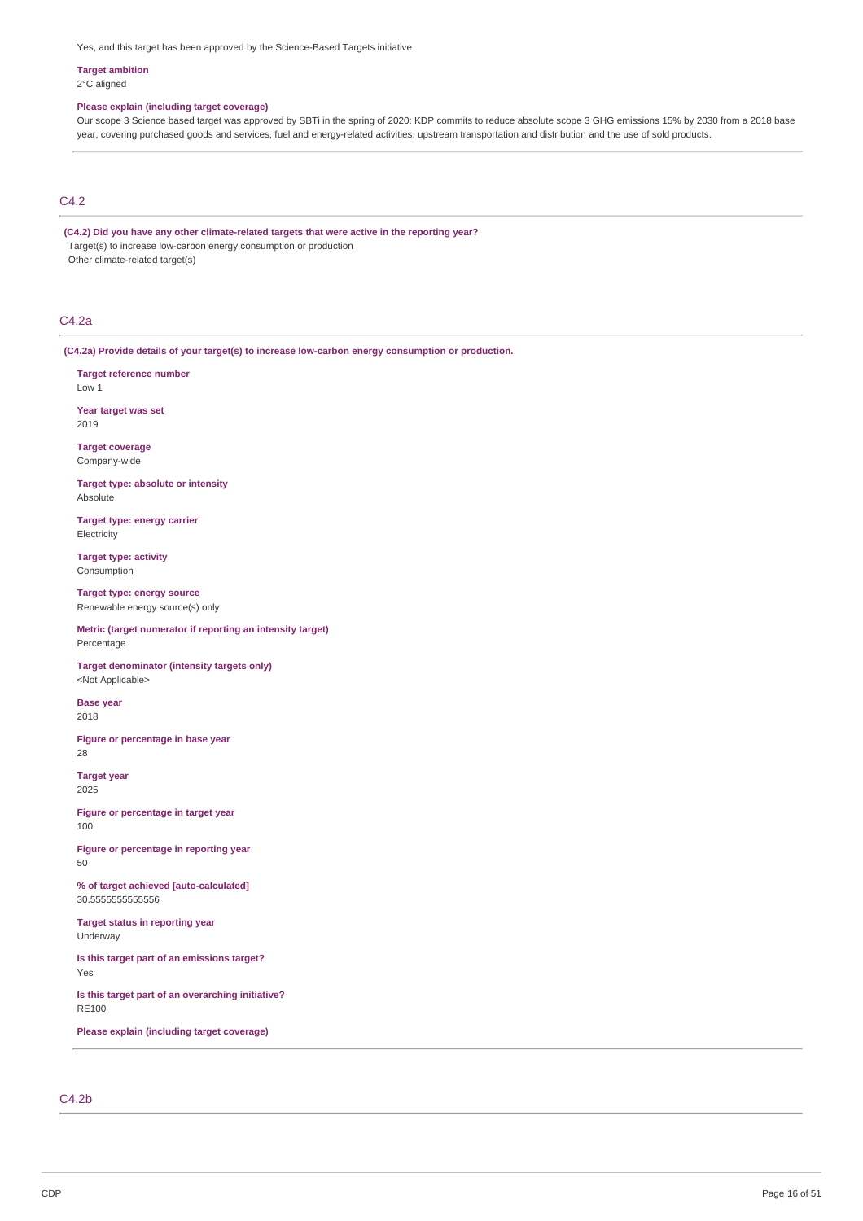Yes, and this target has been approved by the Science-Based Targets initiative

**Target ambition**
2°C aligned

**Please explain (including target coverage)**
Our scope 3 Science based target was approved by SBTi in the spring of 2020: KDP commits to reduce absolute scope 3 GHG emissions 15% by 2030 from a 2018 base year, covering purchased goods and services, fuel and energy-related activities, upstream transportation and distribution and the use of sold products.

## C4.2

**(C4.2) Did you have any other climate-related targets that were active in the reporting year?**
Target(s) to increase low-carbon energy consumption or production
Other climate-related target(s)

## C4.2a

**(C4.2a) Provide details of your target(s) to increase low-carbon energy consumption or production.**

**Target reference number**
Low 1

**Year target was set**
2019

**Target coverage**
Company-wide

**Target type: absolute or intensity**
Absolute

**Target type: energy carrier**
Electricity

**Target type: activity**
Consumption

**Target type: energy source**
Renewable energy source(s) only

**Metric (target numerator if reporting an intensity target)**
Percentage

**Target denominator (intensity targets only)**
<Not Applicable>

**Base year**
2018

**Figure or percentage in base year**
28

**Target year**
2025

**Figure or percentage in target year**
100

**Figure or percentage in reporting year**
50

**% of target achieved [auto-calculated]**
30.5555555555556

**Target status in reporting year**
Underway

**Is this target part of an emissions target?**
Yes

**Is this target part of an overarching initiative?**
RE100

**Please explain (including target coverage)**

## C4.2b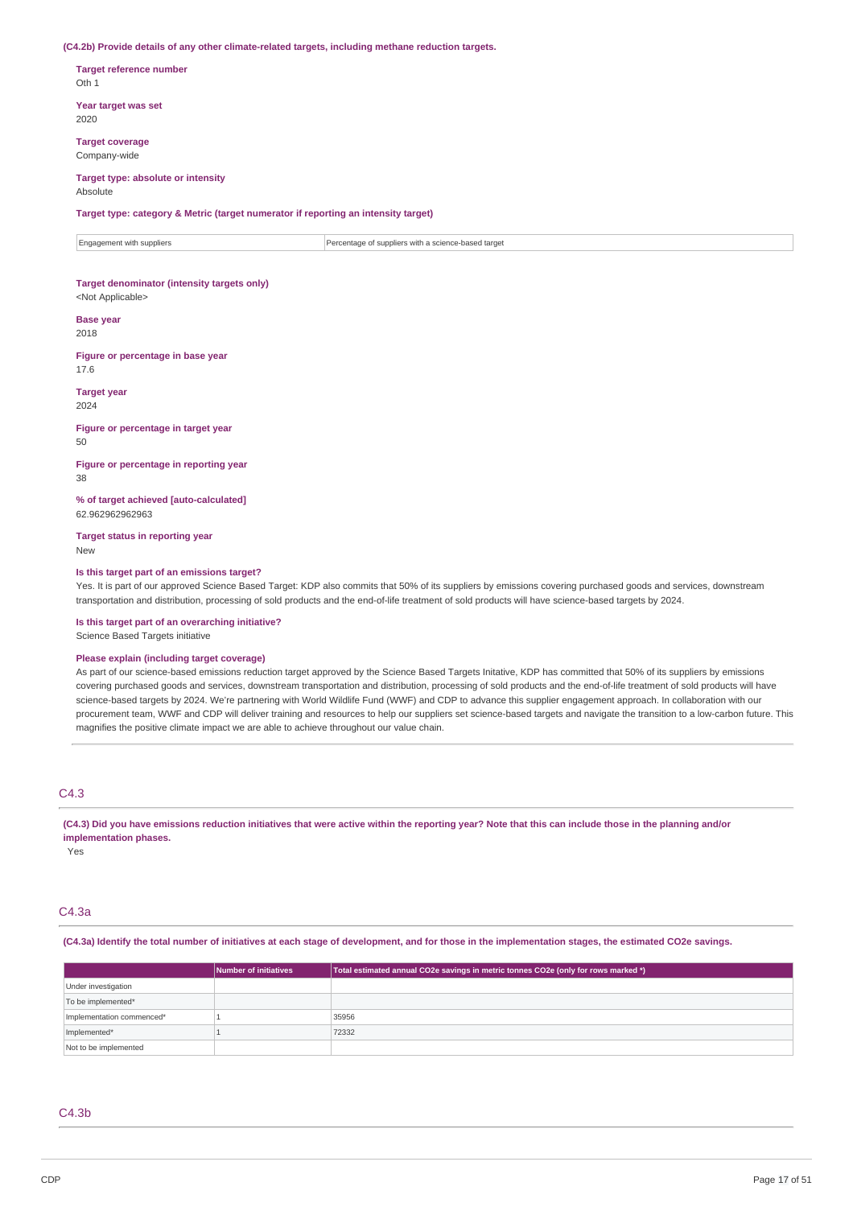**(C4.2b) Provide details of any other climate-related targets, including methane reduction targets.**

**Target reference number**
Oth 1

**Year target was set**
2020

**Target coverage**
Company-wide

**Target type: absolute or intensity**
Absolute

**Target type: category & Metric (target numerator if reporting an intensity target)**

| Engagement with suppliers | Percentage of suppliers with a science-based target |
|---|---|

**Target denominator (intensity targets only)**
<Not Applicable>

**Base year**
2018

**Figure or percentage in base year**
17.6

**Target year**
2024

**Figure or percentage in target year**
50

**Figure or percentage in reporting year**
38

**% of target achieved [auto-calculated]**
62.962962962963

**Target status in reporting year**
New

**Is this target part of an emissions target?**
Yes. It is part of our approved Science Based Target: KDP also commits that 50% of its suppliers by emissions covering purchased goods and services, downstream transportation and distribution, processing of sold products and the end-of-life treatment of sold products will have science-based targets by 2024.

**Is this target part of an overarching initiative?**
Science Based Targets initiative

**Please explain (including target coverage)**
As part of our science-based emissions reduction target approved by the Science Based Targets Initative, KDP has committed that 50% of its suppliers by emissions covering purchased goods and services, downstream transportation and distribution, processing of sold products and the end-of-life treatment of sold products will have science-based targets by 2024. We're partnering with World Wildlife Fund (WWF) and CDP to advance this supplier engagement approach. In collaboration with our procurement team, WWF and CDP will deliver training and resources to help our suppliers set science-based targets and navigate the transition to a low-carbon future. This magnifies the positive climate impact we are able to achieve throughout our value chain.

## C4.3

**(C4.3) Did you have emissions reduction initiatives that were active within the reporting year? Note that this can include those in the planning and/or implementation phases.**
Yes

## C4.3a

**(C4.3a) Identify the total number of initiatives at each stage of development, and for those in the implementation stages, the estimated CO2e savings.**

| | Number of initiatives | Total estimated annual CO2e savings in metric tonnes CO2e (only for rows marked *) |
|---|---|---|
| Under investigation | | |
| To be implemented* | | |
| Implementation commenced* | 1 | 35956 |
| Implemented* | 1 | 72332 |
| Not to be implemented | | |

## C4.3b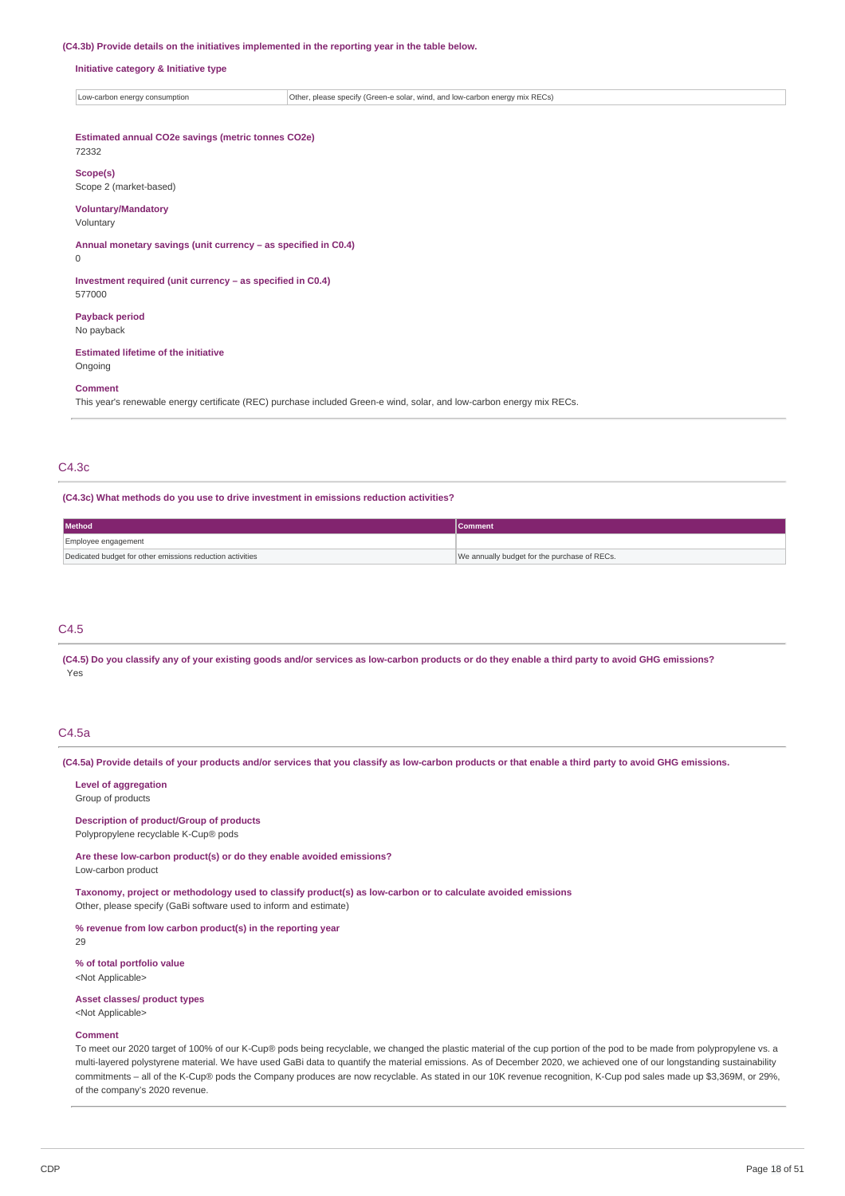**(C4.3b) Provide details on the initiatives implemented in the reporting year in the table below.**

**Initiative category & Initiative type**

| | |
|---|---|
| Low-carbon energy consumption | Other, please specify (Green-e solar, wind, and low-carbon energy mix RECs) |

**Estimated annual CO2e savings (metric tonnes CO2e)**
72332

**Scope(s)**
Scope 2 (market-based)

**Voluntary/Mandatory**
Voluntary

**Annual monetary savings (unit currency – as specified in C0.4)**
0

**Investment required (unit currency – as specified in C0.4)**
577000

**Payback period**
No payback

**Estimated lifetime of the initiative**
Ongoing

**Comment**
This year's renewable energy certificate (REC) purchase included Green-e wind, solar, and low-carbon energy mix RECs.

## C4.3c

**(C4.3c) What methods do you use to drive investment in emissions reduction activities?**

| Method | Comment |
|---|---|
| Employee engagement | |
| Dedicated budget for other emissions reduction activities | We annually budget for the purchase of RECs. |

## C4.5

**(C4.5) Do you classify any of your existing goods and/or services as low-carbon products or do they enable a third party to avoid GHG emissions?**
Yes

## C4.5a

**(C4.5a) Provide details of your products and/or services that you classify as low-carbon products or that enable a third party to avoid GHG emissions.**

**Level of aggregation**
Group of products

**Description of product/Group of products**
Polypropylene recyclable K-Cup® pods

**Are these low-carbon product(s) or do they enable avoided emissions?**
Low-carbon product

**Taxonomy, project or methodology used to classify product(s) as low-carbon or to calculate avoided emissions**
Other, please specify (GaBi software used to inform and estimate)

**% revenue from low carbon product(s) in the reporting year**
29

**% of total portfolio value**
<Not Applicable>

**Asset classes/ product types**
<Not Applicable>

**Comment**
To meet our 2020 target of 100% of our K-Cup® pods being recyclable, we changed the plastic material of the cup portion of the pod to be made from polypropylene vs. a multi-layered polystyrene material. We have used GaBi data to quantify the material emissions. As of December 2020, we achieved one of our longstanding sustainability commitments – all of the K-Cup® pods the Company produces are now recyclable. As stated in our 10K revenue recognition, K-Cup pod sales made up $3,369M, or 29%, of the company's 2020 revenue.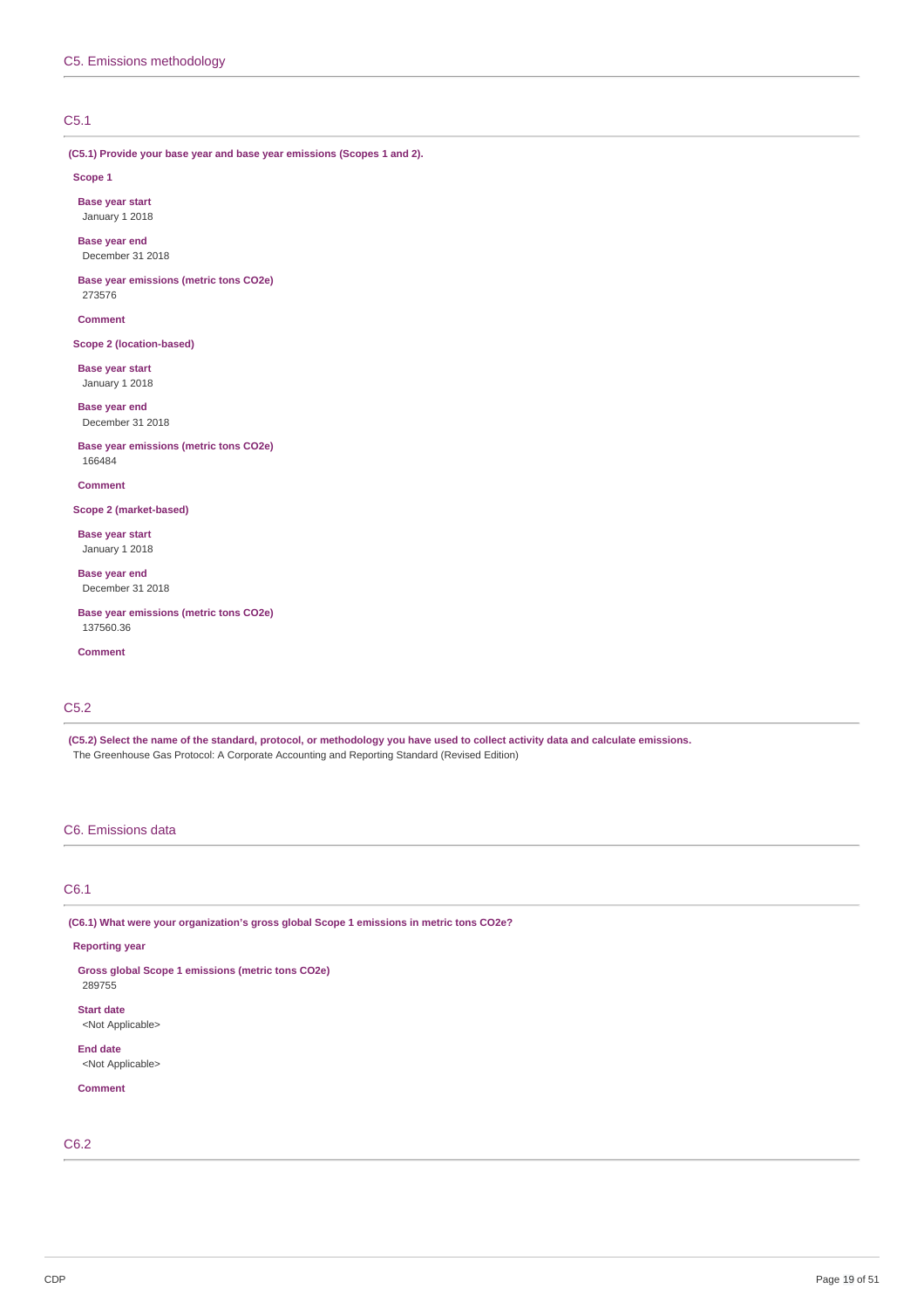## C5. Emissions methodology

### C5.1

**(C5.1) Provide your base year and base year emissions (Scopes 1 and 2).**

**Scope 1**

**Base year start**
January 1 2018

**Base year end**
December 31 2018

**Base year emissions (metric tons CO2e)**
273576

**Comment**

**Scope 2 (location-based)**

**Base year start**
January 1 2018

**Base year end**
December 31 2018

**Base year emissions (metric tons CO2e)**
166484

**Comment**

**Scope 2 (market-based)**

**Base year start**
January 1 2018

**Base year end**
December 31 2018

**Base year emissions (metric tons CO2e)**
137560.36

**Comment**

### C5.2

**(C5.2) Select the name of the standard, protocol, or methodology you have used to collect activity data and calculate emissions.**
The Greenhouse Gas Protocol: A Corporate Accounting and Reporting Standard (Revised Edition)

## C6. Emissions data

### C6.1

**(C6.1) What were your organization's gross global Scope 1 emissions in metric tons CO2e?**

**Reporting year**

**Gross global Scope 1 emissions (metric tons CO2e)**
289755

**Start date**
<Not Applicable>

**End date**
<Not Applicable>

**Comment**

### C6.2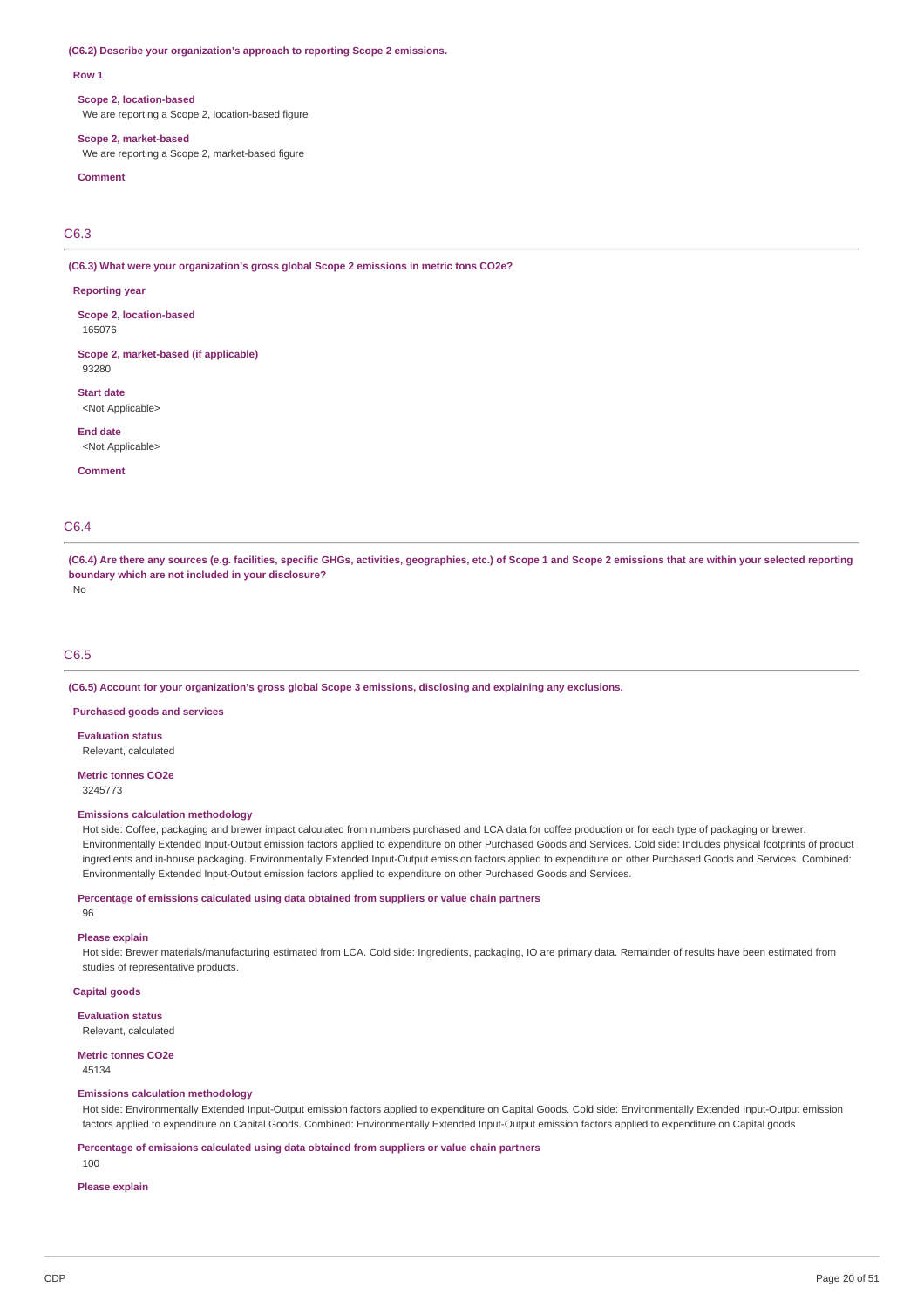**(C6.2) Describe your organization's approach to reporting Scope 2 emissions.**

**Row 1**

**Scope 2, location-based**
We are reporting a Scope 2, location-based figure

**Scope 2, market-based**
We are reporting a Scope 2, market-based figure

**Comment**

## C6.3

**(C6.3) What were your organization's gross global Scope 2 emissions in metric tons CO2e?**

**Reporting year**

**Scope 2, location-based**
165076

**Scope 2, market-based (if applicable)**
93280

**Start date**
<Not Applicable>

**End date**
<Not Applicable>

**Comment**

## C6.4

**(C6.4) Are there any sources (e.g. facilities, specific GHGs, activities, geographies, etc.) of Scope 1 and Scope 2 emissions that are within your selected reporting boundary which are not included in your disclosure?**
No

## C6.5

**(C6.5) Account for your organization's gross global Scope 3 emissions, disclosing and explaining any exclusions.**

**Purchased goods and services**

**Evaluation status**
Relevant, calculated

**Metric tonnes CO2e**
3245773

**Emissions calculation methodology**
Hot side: Coffee, packaging and brewer impact calculated from numbers purchased and LCA data for coffee production or for each type of packaging or brewer. Environmentally Extended Input-Output emission factors applied to expenditure on other Purchased Goods and Services. Cold side: Includes physical footprints of product ingredients and in-house packaging. Environmentally Extended Input-Output emission factors applied to expenditure on other Purchased Goods and Services. Combined: Environmentally Extended Input-Output emission factors applied to expenditure on other Purchased Goods and Services.

**Percentage of emissions calculated using data obtained from suppliers or value chain partners**
96

**Please explain**
Hot side: Brewer materials/manufacturing estimated from LCA. Cold side: Ingredients, packaging, IO are primary data. Remainder of results have been estimated from studies of representative products.

**Capital goods**

**Evaluation status**
Relevant, calculated

**Metric tonnes CO2e**
45134

**Emissions calculation methodology**
Hot side: Environmentally Extended Input-Output emission factors applied to expenditure on Capital Goods. Cold side: Environmentally Extended Input-Output emission factors applied to expenditure on Capital Goods. Combined: Environmentally Extended Input-Output emission factors applied to expenditure on Capital goods

**Percentage of emissions calculated using data obtained from suppliers or value chain partners**
100

**Please explain**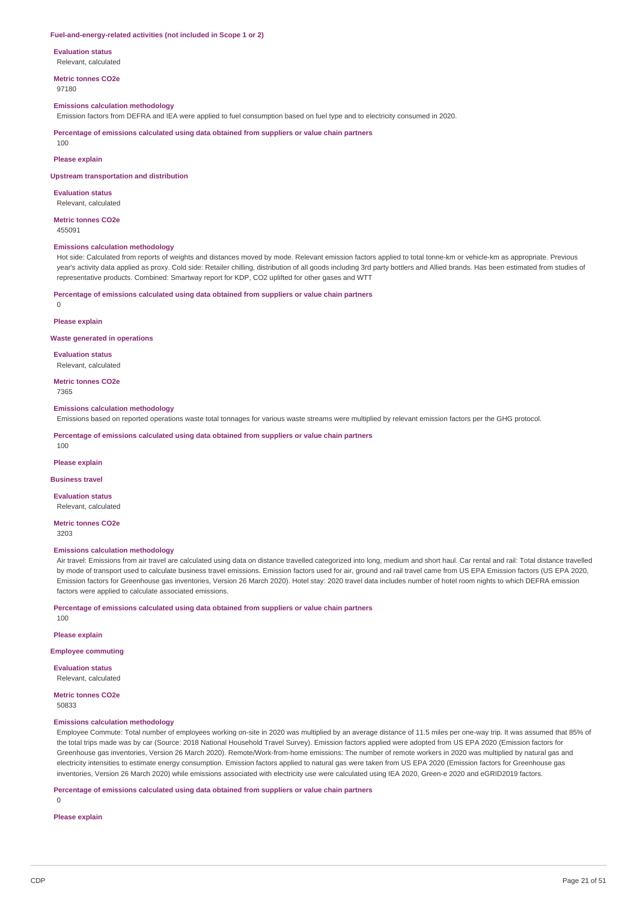**Fuel-and-energy-related activities (not included in Scope 1 or 2)**

**Evaluation status**
Relevant, calculated

**Metric tonnes CO2e**
97180

**Emissions calculation methodology**
Emission factors from DEFRA and IEA were applied to fuel consumption based on fuel type and to electricity consumed in 2020.

**Percentage of emissions calculated using data obtained from suppliers or value chain partners**
100

**Please explain**

**Upstream transportation and distribution**

**Evaluation status**
Relevant, calculated

**Metric tonnes CO2e**
455091

**Emissions calculation methodology**
Hot side: Calculated from reports of weights and distances moved by mode. Relevant emission factors applied to total tonne-km or vehicle-km as appropriate. Previous year's activity data applied as proxy. Cold side: Retailer chilling, distribution of all goods including 3rd party bottlers and Allied brands. Has been estimated from studies of representative products. Combined: Smartway report for KDP, CO2 uplifted for other gases and WTT

**Percentage of emissions calculated using data obtained from suppliers or value chain partners**
0

**Please explain**

**Waste generated in operations**

**Evaluation status**
Relevant, calculated

**Metric tonnes CO2e**
7365

**Emissions calculation methodology**
Emissions based on reported operations waste total tonnages for various waste streams were multiplied by relevant emission factors per the GHG protocol.

**Percentage of emissions calculated using data obtained from suppliers or value chain partners**
100

**Please explain**

**Business travel**

**Evaluation status**
Relevant, calculated

**Metric tonnes CO2e**
3203

**Emissions calculation methodology**
Air travel: Emissions from air travel are calculated using data on distance travelled categorized into long, medium and short haul. Car rental and rail: Total distance travelled by mode of transport used to calculate business travel emissions. Emission factors used for air, ground and rail travel came from US EPA Emission factors (US EPA 2020, Emission factors for Greenhouse gas inventories, Version 26 March 2020). Hotel stay: 2020 travel data includes number of hotel room nights to which DEFRA emission factors were applied to calculate associated emissions.

**Percentage of emissions calculated using data obtained from suppliers or value chain partners**
100

**Please explain**

**Employee commuting**

**Evaluation status**
Relevant, calculated

**Metric tonnes CO2e**
50833

**Emissions calculation methodology**
Employee Commute: Total number of employees working on-site in 2020 was multiplied by an average distance of 11.5 miles per one-way trip. It was assumed that 85% of the total trips made was by car (Source: 2018 National Household Travel Survey). Emission factors applied were adopted from US EPA 2020 (Emission factors for Greenhouse gas inventories, Version 26 March 2020). Remote/Work-from-home emissions: The number of remote workers in 2020 was multiplied by natural gas and electricity intensities to estimate energy consumption. Emission factors applied to natural gas were taken from US EPA 2020 (Emission factors for Greenhouse gas inventories, Version 26 March 2020) while emissions associated with electricity use were calculated using IEA 2020, Green-e 2020 and eGRID2019 factors.

**Percentage of emissions calculated using data obtained from suppliers or value chain partners**
0

**Please explain**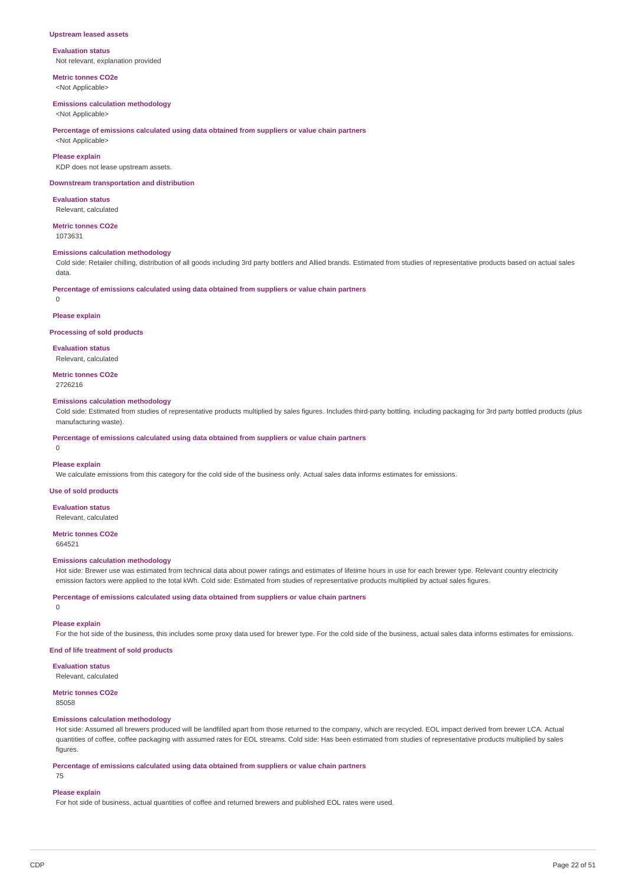**Upstream leased assets**

**Evaluation status**
Not relevant, explanation provided

**Metric tonnes CO2e**
<Not Applicable>

**Emissions calculation methodology**
<Not Applicable>

**Percentage of emissions calculated using data obtained from suppliers or value chain partners**
<Not Applicable>

**Please explain**
KDP does not lease upstream assets.

**Downstream transportation and distribution**

**Evaluation status**
Relevant, calculated

**Metric tonnes CO2e**
1073631

**Emissions calculation methodology**
Cold side: Retailer chilling, distribution of all goods including 3rd party bottlers and Allied brands. Estimated from studies of representative products based on actual sales data.

**Percentage of emissions calculated using data obtained from suppliers or value chain partners**
0

**Please explain**

**Processing of sold products**

**Evaluation status**
Relevant, calculated

**Metric tonnes CO2e**
2726216

**Emissions calculation methodology**
Cold side: Estimated from studies of representative products multiplied by sales figures. Includes third-party bottling. including packaging for 3rd party bottled products (plus manufacturing waste).

**Percentage of emissions calculated using data obtained from suppliers or value chain partners**
0

**Please explain**
We calculate emissions from this category for the cold side of the business only. Actual sales data informs estimates for emissions.

**Use of sold products**

**Evaluation status**
Relevant, calculated

**Metric tonnes CO2e**
664521

**Emissions calculation methodology**
Hot side: Brewer use was estimated from technical data about power ratings and estimates of lifetime hours in use for each brewer type. Relevant country electricity emission factors were applied to the total kWh. Cold side: Estimated from studies of representative products multiplied by actual sales figures.

**Percentage of emissions calculated using data obtained from suppliers or value chain partners**
0

**Please explain**
For the hot side of the business, this includes some proxy data used for brewer type. For the cold side of the business, actual sales data informs estimates for emissions.

**End of life treatment of sold products**

**Evaluation status**
Relevant, calculated

**Metric tonnes CO2e**
85058

**Emissions calculation methodology**
Hot side: Assumed all brewers produced will be landfilled apart from those returned to the company, which are recycled. EOL impact derived from brewer LCA. Actual quantities of coffee, coffee packaging with assumed rates for EOL streams. Cold side: Has been estimated from studies of representative products multiplied by sales figures.

**Percentage of emissions calculated using data obtained from suppliers or value chain partners**
75

**Please explain**
For hot side of business, actual quantities of coffee and returned brewers and published EOL rates were used.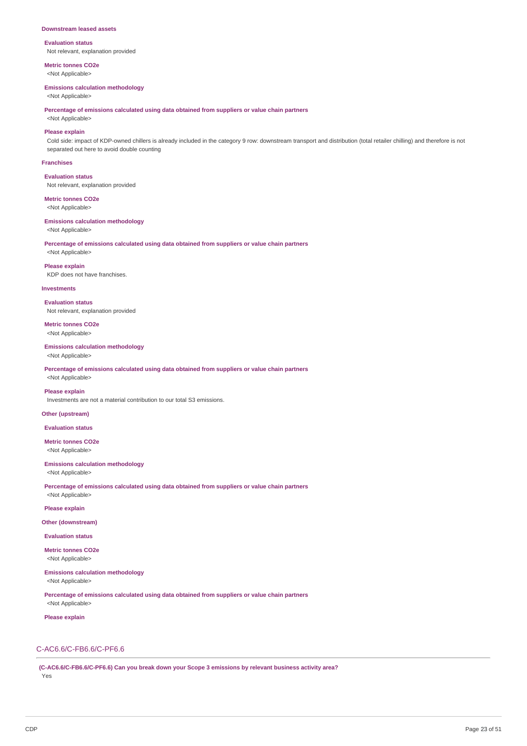**Downstream leased assets**

**Evaluation status**
Not relevant, explanation provided

**Metric tonnes CO2e**
<Not Applicable>

**Emissions calculation methodology**
<Not Applicable>

**Percentage of emissions calculated using data obtained from suppliers or value chain partners**
<Not Applicable>

**Please explain**
Cold side: impact of KDP-owned chillers is already included in the category 9 row: downstream transport and distribution (total retailer chilling) and therefore is not separated out here to avoid double counting

**Franchises**

**Evaluation status**
Not relevant, explanation provided

**Metric tonnes CO2e**
<Not Applicable>

**Emissions calculation methodology**
<Not Applicable>

**Percentage of emissions calculated using data obtained from suppliers or value chain partners**
<Not Applicable>

**Please explain**
KDP does not have franchises.

**Investments**

**Evaluation status**
Not relevant, explanation provided

**Metric tonnes CO2e**
<Not Applicable>

**Emissions calculation methodology**
<Not Applicable>

**Percentage of emissions calculated using data obtained from suppliers or value chain partners**
<Not Applicable>

**Please explain**
Investments are not a material contribution to our total S3 emissions.

**Other (upstream)**

**Evaluation status**

**Metric tonnes CO2e**
<Not Applicable>

**Emissions calculation methodology**
<Not Applicable>

**Percentage of emissions calculated using data obtained from suppliers or value chain partners**
<Not Applicable>

**Please explain**

**Other (downstream)**

**Evaluation status**

**Metric tonnes CO2e**
<Not Applicable>

**Emissions calculation methodology**
<Not Applicable>

**Percentage of emissions calculated using data obtained from suppliers or value chain partners**
<Not Applicable>

**Please explain**

## C-AC6.6/C-FB6.6/C-PF6.6

**(C-AC6.6/C-FB6.6/C-PF6.6) Can you break down your Scope 3 emissions by relevant business activity area?**
Yes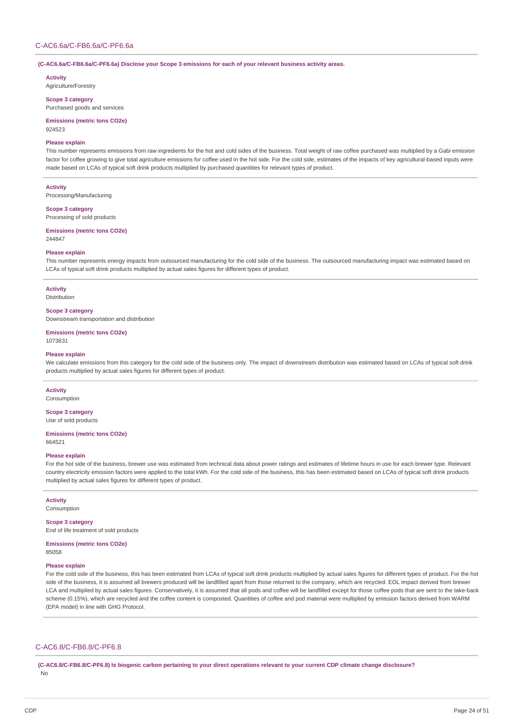## C-AC6.6a/C-FB6.6a/C-PF6.6a

**(C-AC6.6a/C-FB6.6a/C-PF6.6a) Disclose your Scope 3 emissions for each of your relevant business activity areas.**

**Activity**
Agriculture/Forestry

**Scope 3 category**
Purchased goods and services

**Emissions (metric tons CO2e)**
924523

**Please explain**
This number represents emissions from raw ingredients for the hot and cold sides of the business. Total weight of raw coffee purchased was multiplied by a Gabi emission factor for coffee growing to give total agriculture emissions for coffee used in the hot side. For the cold side, estimates of the impacts of key agricultural-based inputs were made based on LCAs of typical soft drink products multiplied by purchased quantities for relevant types of product.

**Activity**
Processing/Manufacturing

**Scope 3 category**
Processing of sold products

**Emissions (metric tons CO2e)**
244847

**Please explain**
This number represents energy impacts from outsourced manufacturing for the cold side of the business. The outsourced manufacturing impact was estimated based on LCAs of typical soft drink products multiplied by actual sales figures for different types of product.

**Activity**
Distribution

**Scope 3 category**
Downstream transportation and distribution

**Emissions (metric tons CO2e)**
1073631

**Please explain**
We calculate emissions from this category for the cold side of the business only. The impact of downstream distribution was estimated based on LCAs of typical soft drink products multiplied by actual sales figures for different types of product.

**Activity**
Consumption

**Scope 3 category**
Use of sold products

**Emissions (metric tons CO2e)**
664521

**Please explain**
For the hot side of the business, brewer use was estimated from technical data about power ratings and estimates of lifetime hours in use for each brewer type. Relevant country electricity emission factors were applied to the total kWh. For the cold side of the business, this has been estimated based on LCAs of typical soft drink products multiplied by actual sales figures for different types of product.

**Activity**
Consumption

**Scope 3 category**
End of life treatment of sold products

**Emissions (metric tons CO2e)**
85058

**Please explain**
For the cold side of the business, this has been estimated from LCAs of typical soft drink products multiplied by actual sales figures for different types of product. For the hot side of the business, it is assumed all brewers produced will be landfilled apart from those returned to the company, which are recycled. EOL impact derived from brewer LCA and multiplied by actual sales figures. Conservatively, it is assumed that all pods and coffee will be landfilled except for those coffee pods that are sent to the take-back scheme (0.15%), which are recycled and the coffee content is composted. Quantities of coffee and pod material were multiplied by emission factors derived from WARM (EPA model) in line with GHG Protocol.

## C-AC6.8/C-FB6.8/C-PF6.8

**(C-AC6.8/C-FB6.8/C-PF6.8) Is biogenic carbon pertaining to your direct operations relevant to your current CDP climate change disclosure?**
No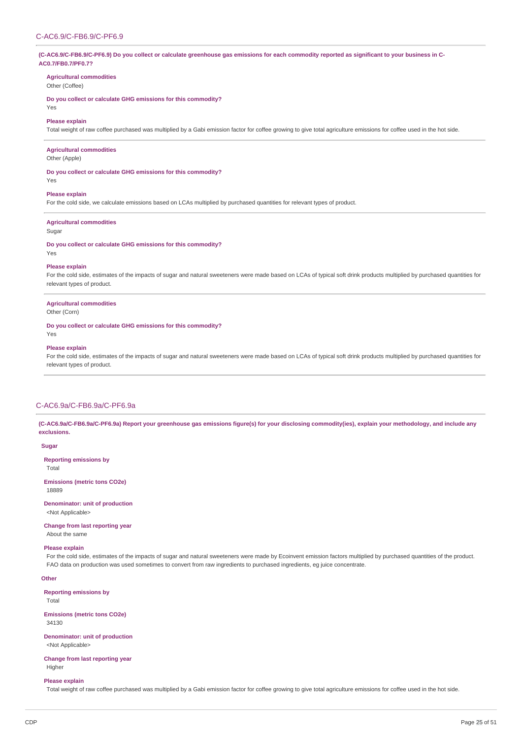## C-AC6.9/C-FB6.9/C-PF6.9

**(C-AC6.9/C-FB6.9/C-PF6.9) Do you collect or calculate greenhouse gas emissions for each commodity reported as significant to your business in C-AC0.7/FB0.7/PF0.7?**

**Agricultural commodities**
Other (Coffee)

**Do you collect or calculate GHG emissions for this commodity?**
Yes

**Please explain**
Total weight of raw coffee purchased was multiplied by a Gabi emission factor for coffee growing to give total agriculture emissions for coffee used in the hot side.

**Agricultural commodities**
Other (Apple)

**Do you collect or calculate GHG emissions for this commodity?**
Yes

**Please explain**
For the cold side, we calculate emissions based on LCAs multiplied by purchased quantities for relevant types of product.

**Agricultural commodities**
Sugar

**Do you collect or calculate GHG emissions for this commodity?**
Yes

**Please explain**
For the cold side, estimates of the impacts of sugar and natural sweeteners were made based on LCAs of typical soft drink products multiplied by purchased quantities for relevant types of product.

**Agricultural commodities**
Other (Corn)

**Do you collect or calculate GHG emissions for this commodity?**
Yes

**Please explain**
For the cold side, estimates of the impacts of sugar and natural sweeteners were made based on LCAs of typical soft drink products multiplied by purchased quantities for relevant types of product.

## C-AC6.9a/C-FB6.9a/C-PF6.9a

**(C-AC6.9a/C-FB6.9a/C-PF6.9a) Report your greenhouse gas emissions figure(s) for your disclosing commodity(ies), explain your methodology, and include any exclusions.**

**Sugar**

**Reporting emissions by**
Total

**Emissions (metric tons CO2e)**
18889

**Denominator: unit of production**
<Not Applicable>

**Change from last reporting year**
About the same

**Please explain**
For the cold side, estimates of the impacts of sugar and natural sweeteners were made by Ecoinvent emission factors multiplied by purchased quantities of the product. FAO data on production was used sometimes to convert from raw ingredients to purchased ingredients, eg juice concentrate.

**Other**

**Reporting emissions by**
Total

**Emissions (metric tons CO2e)**
34130

**Denominator: unit of production**
<Not Applicable>

**Change from last reporting year**
Higher

**Please explain**
Total weight of raw coffee purchased was multiplied by a Gabi emission factor for coffee growing to give total agriculture emissions for coffee used in the hot side.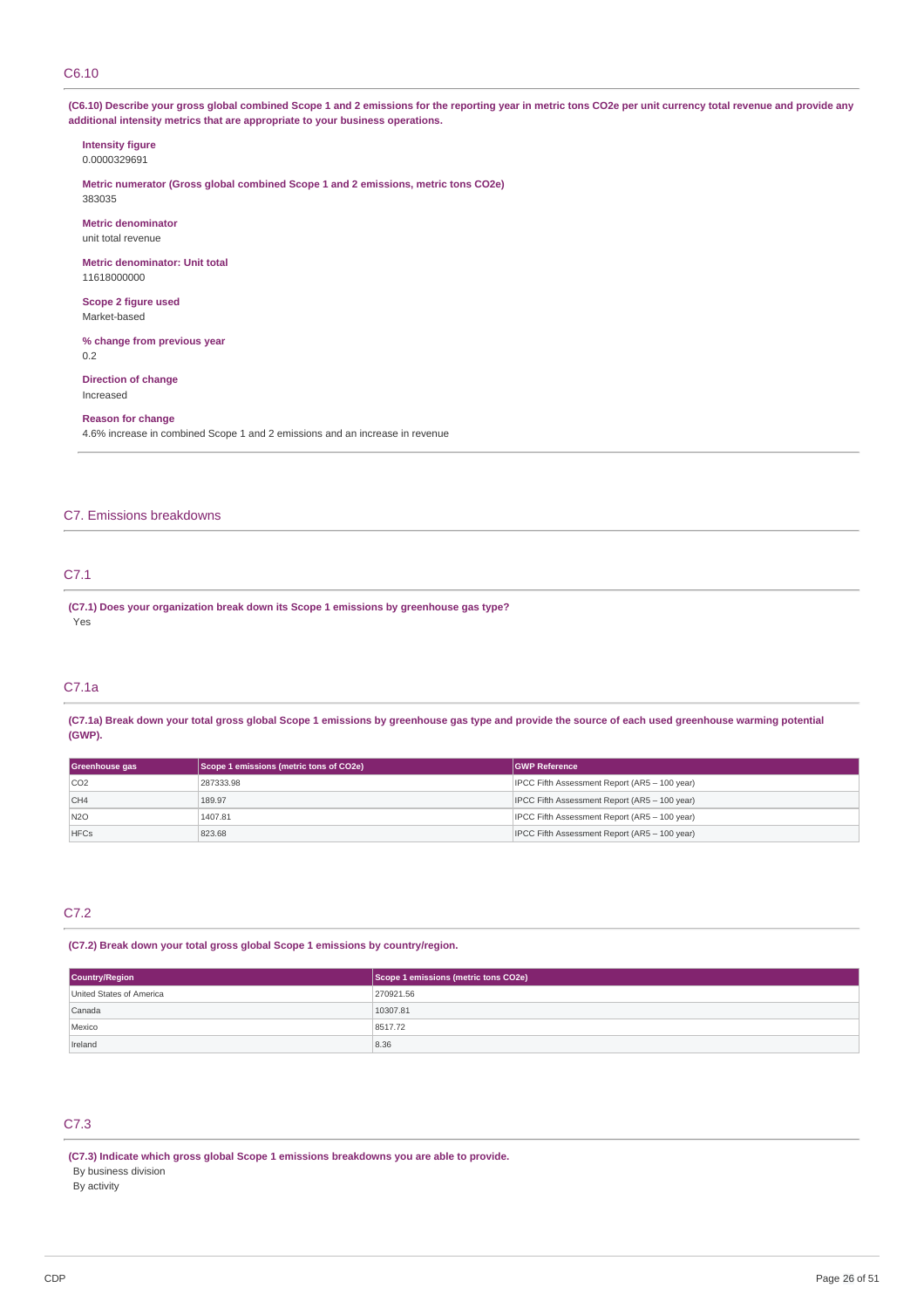## C6.10

**(C6.10) Describe your gross global combined Scope 1 and 2 emissions for the reporting year in metric tons CO2e per unit currency total revenue and provide any additional intensity metrics that are appropriate to your business operations.**

**Intensity figure**
0.0000329691

**Metric numerator (Gross global combined Scope 1 and 2 emissions, metric tons CO2e)**
383035

**Metric denominator**
unit total revenue

**Metric denominator: Unit total**
11618000000

**Scope 2 figure used**
Market-based

**% change from previous year**
0.2

**Direction of change**
Increased

**Reason for change**
4.6% increase in combined Scope 1 and 2 emissions and an increase in revenue

# C7. Emissions breakdowns

## C7.1

**(C7.1) Does your organization break down its Scope 1 emissions by greenhouse gas type?**
Yes

## C7.1a

**(C7.1a) Break down your total gross global Scope 1 emissions by greenhouse gas type and provide the source of each used greenhouse warming potential (GWP).**

| Greenhouse gas | Scope 1 emissions (metric tons of CO2e) | GWP Reference |
|---|---|---|
| CO2 | 287333.98 | IPCC Fifth Assessment Report (AR5 – 100 year) |
| CH4 | 189.97 | IPCC Fifth Assessment Report (AR5 – 100 year) |
| N2O | 1407.81 | IPCC Fifth Assessment Report (AR5 – 100 year) |
| HFCs | 823.68 | IPCC Fifth Assessment Report (AR5 – 100 year) |

## C7.2

**(C7.2) Break down your total gross global Scope 1 emissions by country/region.**

| Country/Region | Scope 1 emissions (metric tons CO2e) |
|---|---|
| United States of America | 270921.56 |
| Canada | 10307.81 |
| Mexico | 8517.72 |
| Ireland | 8.36 |

## C7.3

**(C7.3) Indicate which gross global Scope 1 emissions breakdowns you are able to provide.**
By business division
By activity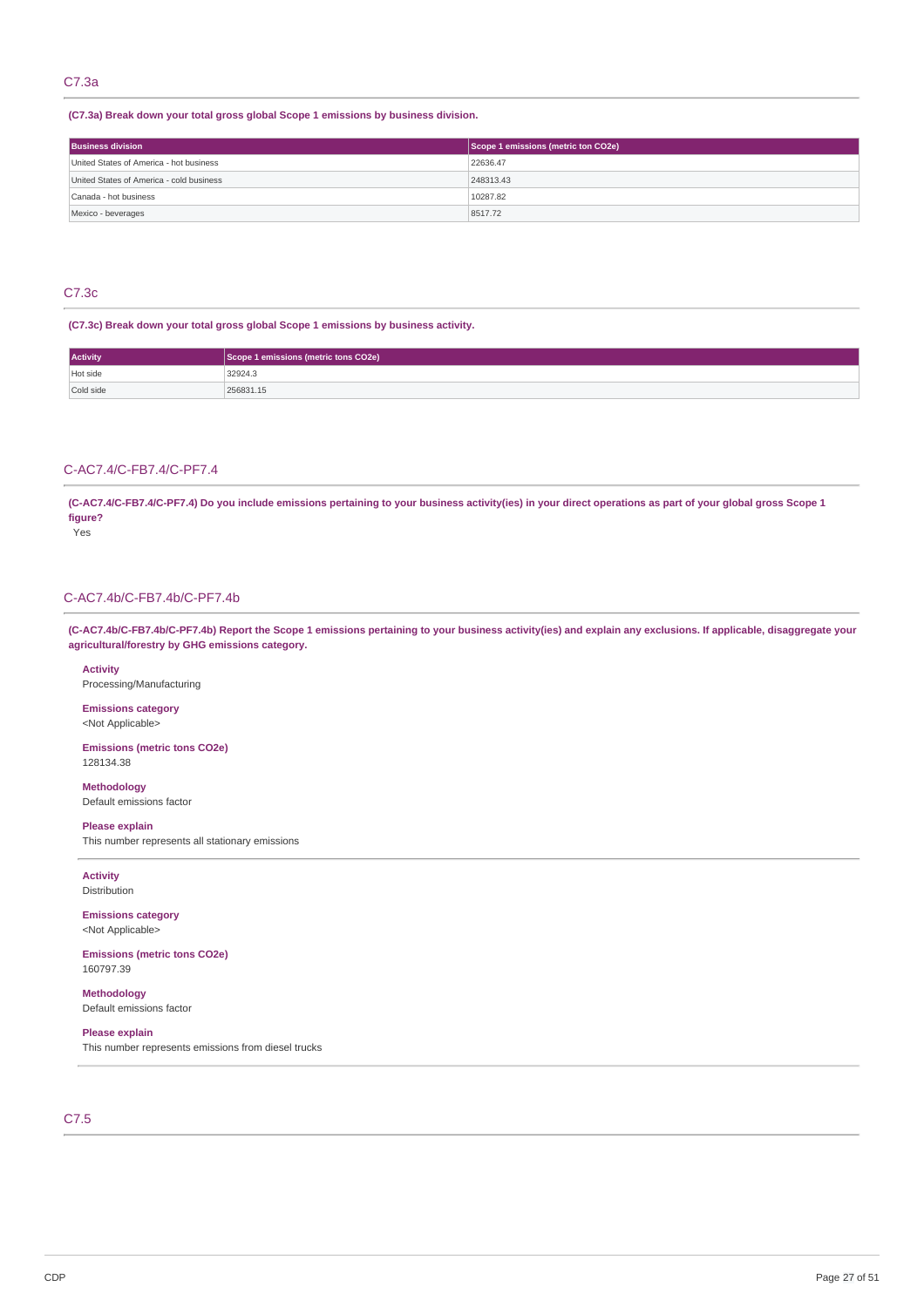## C7.3a

**(C7.3a) Break down your total gross global Scope 1 emissions by business division.**

| Business division | Scope 1 emissions (metric ton CO2e) |
|---|---|
| United States of America - hot business | 22636.47 |
| United States of America - cold business | 248313.43 |
| Canada - hot business | 10287.82 |
| Mexico - beverages | 8517.72 |

## C7.3c

**(C7.3c) Break down your total gross global Scope 1 emissions by business activity.**

| Activity | Scope 1 emissions (metric tons CO2e) |
|---|---|
| Hot side | 32924.3 |
| Cold side | 256831.15 |

## C-AC7.4/C-FB7.4/C-PF7.4

**(C-AC7.4/C-FB7.4/C-PF7.4) Do you include emissions pertaining to your business activity(ies) in your direct operations as part of your global gross Scope 1 figure?**

Yes

## C-AC7.4b/C-FB7.4b/C-PF7.4b

**(C-AC7.4b/C-FB7.4b/C-PF7.4b) Report the Scope 1 emissions pertaining to your business activity(ies) and explain any exclusions. If applicable, disaggregate your agricultural/forestry by GHG emissions category.**

**Activity**
Processing/Manufacturing

**Emissions category**
<Not Applicable>

**Emissions (metric tons CO2e)**
128134.38

**Methodology**
Default emissions factor

**Please explain**
This number represents all stationary emissions

---

**Activity**
Distribution

**Emissions category**
<Not Applicable>

**Emissions (metric tons CO2e)**
160797.39

**Methodology**
Default emissions factor

**Please explain**
This number represents emissions from diesel trucks

---

## C7.5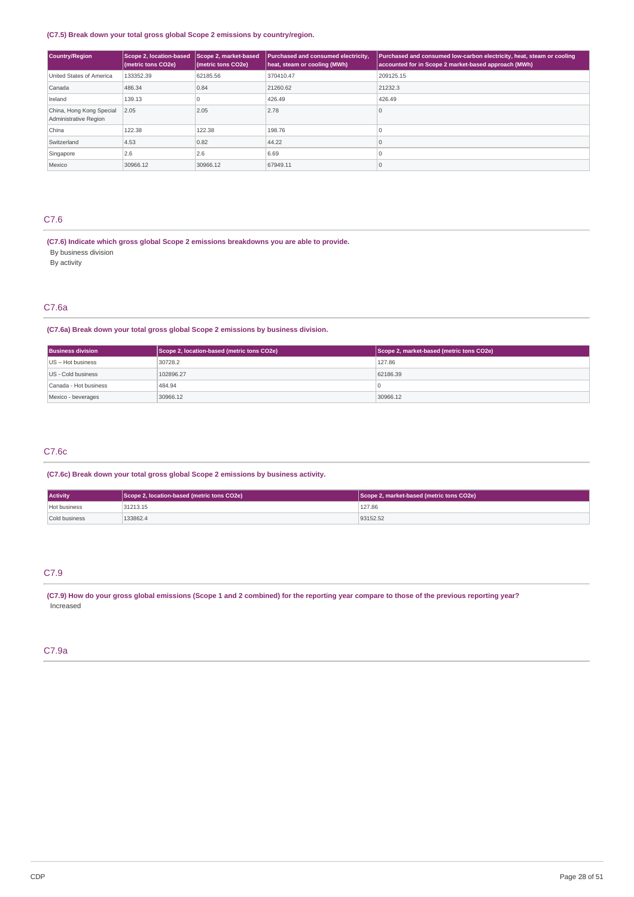**(C7.5) Break down your total gross global Scope 2 emissions by country/region.**

| Country/Region | Scope 2, location-based (metric tons CO2e) | Scope 2, market-based (metric tons CO2e) | Purchased and consumed electricity, heat, steam or cooling (MWh) | Purchased and consumed low-carbon electricity, heat, steam or cooling accounted for in Scope 2 market-based approach (MWh) |
|---|---|---|---|---|
| United States of America | 133352.39 | 62185.56 | 370410.47 | 209125.15 |
| Canada | 486.34 | 0.84 | 21260.62 | 21232.3 |
| Ireland | 139.13 | 0 | 426.49 | 426.49 |
| China, Hong Kong Special Administrative Region | 2.05 | 2.05 | 2.78 | 0 |
| China | 122.38 | 122.38 | 198.76 | 0 |
| Switzerland | 4.53 | 0.82 | 44.22 | 0 |
| Singapore | 2.6 | 2.6 | 6.69 | 0 |
| Mexico | 30966.12 | 30966.12 | 67949.11 | 0 |

## C7.6

**(C7.6) Indicate which gross global Scope 2 emissions breakdowns you are able to provide.**

By business division

By activity

## C7.6a

**(C7.6a) Break down your total gross global Scope 2 emissions by business division.**

| Business division | Scope 2, location-based (metric tons CO2e) | Scope 2, market-based (metric tons CO2e) |
|---|---|---|
| US – Hot business | 30728.2 | 127.86 |
| US - Cold business | 102896.27 | 62186.39 |
| Canada - Hot business | 484.94 | 0 |
| Mexico - beverages | 30966.12 | 30966.12 |

## C7.6c

**(C7.6c) Break down your total gross global Scope 2 emissions by business activity.**

| Activity | Scope 2, location-based (metric tons CO2e) | Scope 2, market-based (metric tons CO2e) |
|---|---|---|
| Hot business | 31213.15 | 127.86 |
| Cold business | 133862.4 | 93152.52 |

## C7.9

**(C7.9) How do your gross global emissions (Scope 1 and 2 combined) for the reporting year compare to those of the previous reporting year?**

Increased

## C7.9a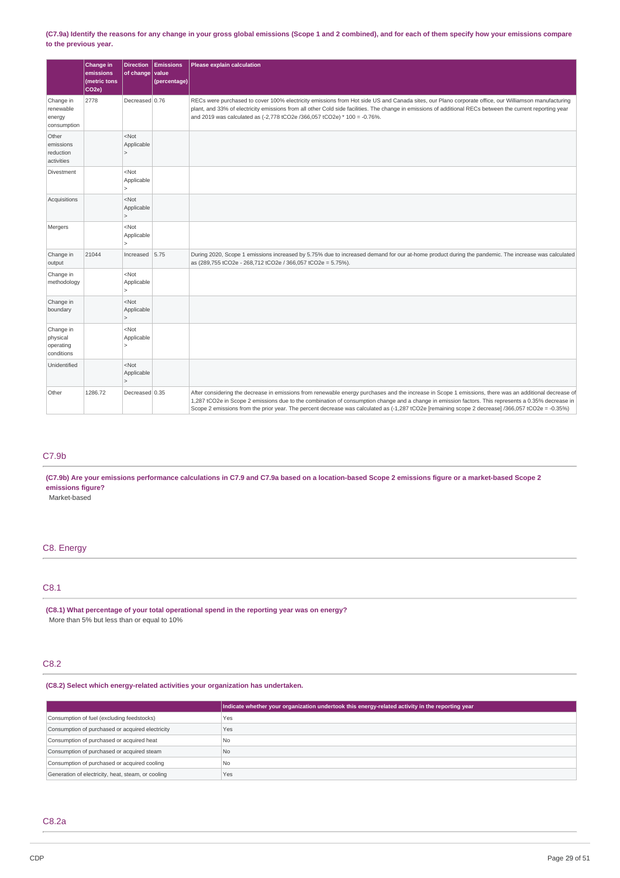**(C7.9a) Identify the reasons for any change in your gross global emissions (Scope 1 and 2 combined), and for each of them specify how your emissions compare to the previous year.**

| | Change in emissions (metric tons CO2e) | Direction of change | Emissions value (percentage) | Please explain calculation |
|---|---|---|---|---|
| Change in renewable energy consumption | 2778 | Decreased | 0.76 | RECs were purchased to cover 100% electricity emissions from Hot side US and Canada sites, our Plano corporate office, our Williamson manufacturing plant, and 33% of electricity emissions from all other Cold side facilities. The change in emissions of additional RECs between the current reporting year and 2019 was calculated as (-2,778 tCO2e /366,057 tCO2e) * 100 = -0.76%. |
| Other emissions reduction activities | | <Not Applicable> | | |
| Divestment | | <Not Applicable> | | |
| Acquisitions | | <Not Applicable> | | |
| Mergers | | <Not Applicable> | | |
| Change in output | 21044 | Increased | 5.75 | During 2020, Scope 1 emissions increased by 5.75% due to increased demand for our at-home product during the pandemic. The increase was calculated as (289,755 tCO2e - 268,712 tCO2e / 366,057 tCO2e = 5.75%). |
| Change in methodology | | <Not Applicable> | | |
| Change in boundary | | <Not Applicable> | | |
| Change in physical operating conditions | | <Not Applicable> | | |
| Unidentified | | <Not Applicable> | | |
| Other | 1286.72 | Decreased | 0.35 | After considering the decrease in emissions from renewable energy purchases and the increase in Scope 1 emissions, there was an additional decrease of 1,287 tCO2e in Scope 2 emissions due to the combination of consumption change and a change in emission factors. This represents a 0.35% decrease in Scope 2 emissions from the prior year. The percent decrease was calculated as (-1,287 tCO2e [remaining scope 2 decrease] /366,057 tCO2e = -0.35%) |

## C7.9b

**(C7.9b) Are your emissions performance calculations in C7.9 and C7.9a based on a location-based Scope 2 emissions figure or a market-based Scope 2 emissions figure?**

Market-based

# C8. Energy

## C8.1

**(C8.1) What percentage of your total operational spend in the reporting year was on energy?**

More than 5% but less than or equal to 10%

## C8.2

**(C8.2) Select which energy-related activities your organization has undertaken.**

| | Indicate whether your organization undertook this energy-related activity in the reporting year |
|---|---|
| Consumption of fuel (excluding feedstocks) | Yes |
| Consumption of purchased or acquired electricity | Yes |
| Consumption of purchased or acquired heat | No |
| Consumption of purchased or acquired steam | No |
| Consumption of purchased or acquired cooling | No |
| Generation of electricity, heat, steam, or cooling | Yes |

## C8.2a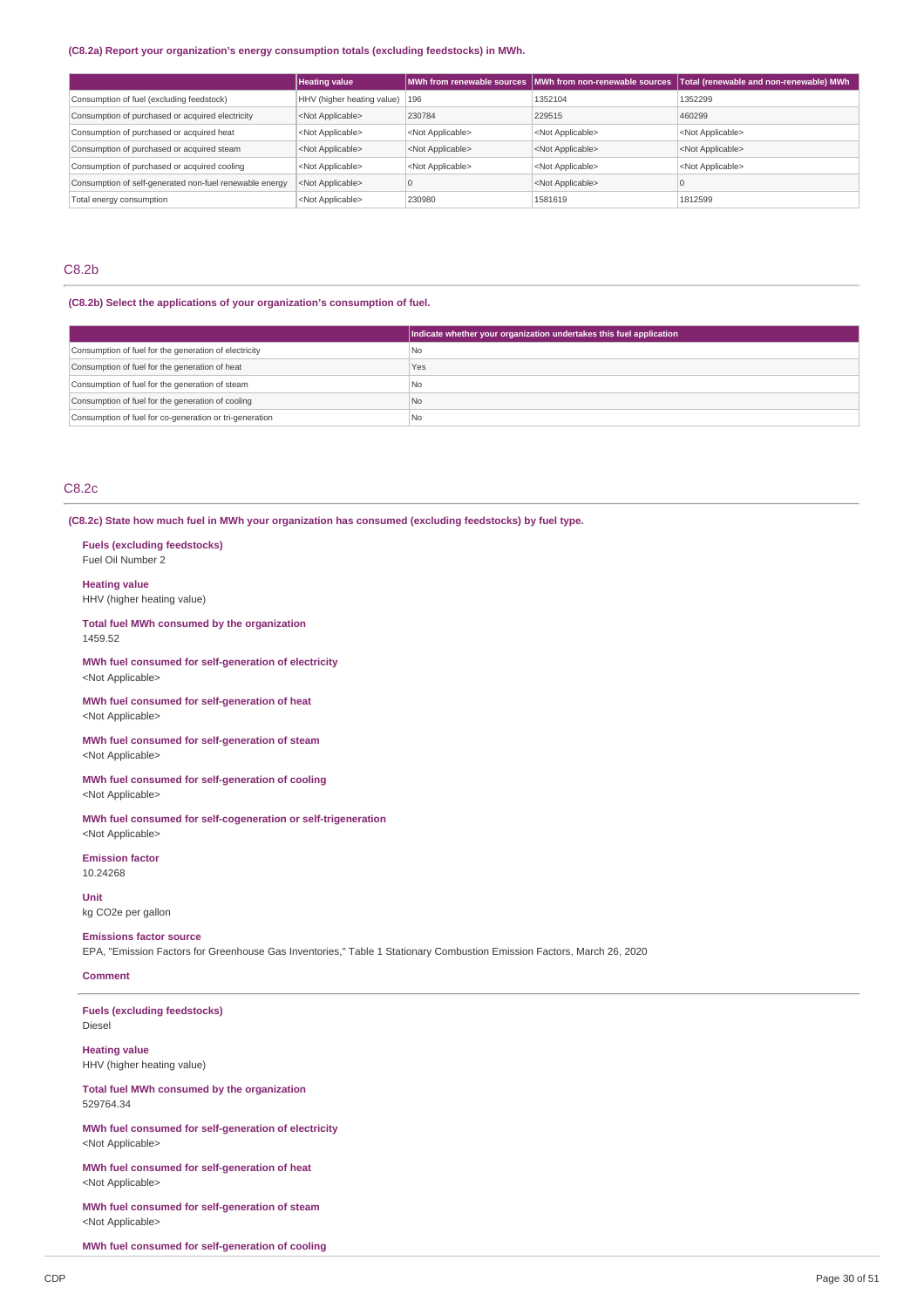**(C8.2a) Report your organization's energy consumption totals (excluding feedstocks) in MWh.**

| | Heating value | MWh from renewable sources | MWh from non-renewable sources | Total (renewable and non-renewable) MWh |
|---|---|---|---|---|
| Consumption of fuel (excluding feedstock) | HHV (higher heating value) | 196 | 1352104 | 1352299 |
| Consumption of purchased or acquired electricity | <Not Applicable> | 230784 | 229515 | 460299 |
| Consumption of purchased or acquired heat | <Not Applicable> | <Not Applicable> | <Not Applicable> | <Not Applicable> |
| Consumption of purchased or acquired steam | <Not Applicable> | <Not Applicable> | <Not Applicable> | <Not Applicable> |
| Consumption of purchased or acquired cooling | <Not Applicable> | <Not Applicable> | <Not Applicable> | <Not Applicable> |
| Consumption of self-generated non-fuel renewable energy | <Not Applicable> | 0 | <Not Applicable> | 0 |
| Total energy consumption | <Not Applicable> | 230980 | 1581619 | 1812599 |

## C8.2b

**(C8.2b) Select the applications of your organization's consumption of fuel.**

| | Indicate whether your organization undertakes this fuel application |
|---|---|
| Consumption of fuel for the generation of electricity | No |
| Consumption of fuel for the generation of heat | Yes |
| Consumption of fuel for the generation of steam | No |
| Consumption of fuel for the generation of cooling | No |
| Consumption of fuel for co-generation or tri-generation | No |

## C8.2c

**(C8.2c) State how much fuel in MWh your organization has consumed (excluding feedstocks) by fuel type.**

**Fuels (excluding feedstocks)**
Fuel Oil Number 2

**Heating value**
HHV (higher heating value)

**Total fuel MWh consumed by the organization**
1459.52

**MWh fuel consumed for self-generation of electricity**
<Not Applicable>

**MWh fuel consumed for self-generation of heat**
<Not Applicable>

**MWh fuel consumed for self-generation of steam**
<Not Applicable>

**MWh fuel consumed for self-generation of cooling**
<Not Applicable>

**MWh fuel consumed for self-cogeneration or self-trigeneration**
<Not Applicable>

**Emission factor**
10.24268

**Unit**
kg CO2e per gallon

**Emissions factor source**
EPA, "Emission Factors for Greenhouse Gas Inventories," Table 1 Stationary Combustion Emission Factors, March 26, 2020

**Comment**

---

**Fuels (excluding feedstocks)**
Diesel

**Heating value**
HHV (higher heating value)

**Total fuel MWh consumed by the organization**
529764.34

**MWh fuel consumed for self-generation of electricity**
<Not Applicable>

**MWh fuel consumed for self-generation of heat**
<Not Applicable>

**MWh fuel consumed for self-generation of steam**
<Not Applicable>

**MWh fuel consumed for self-generation of cooling**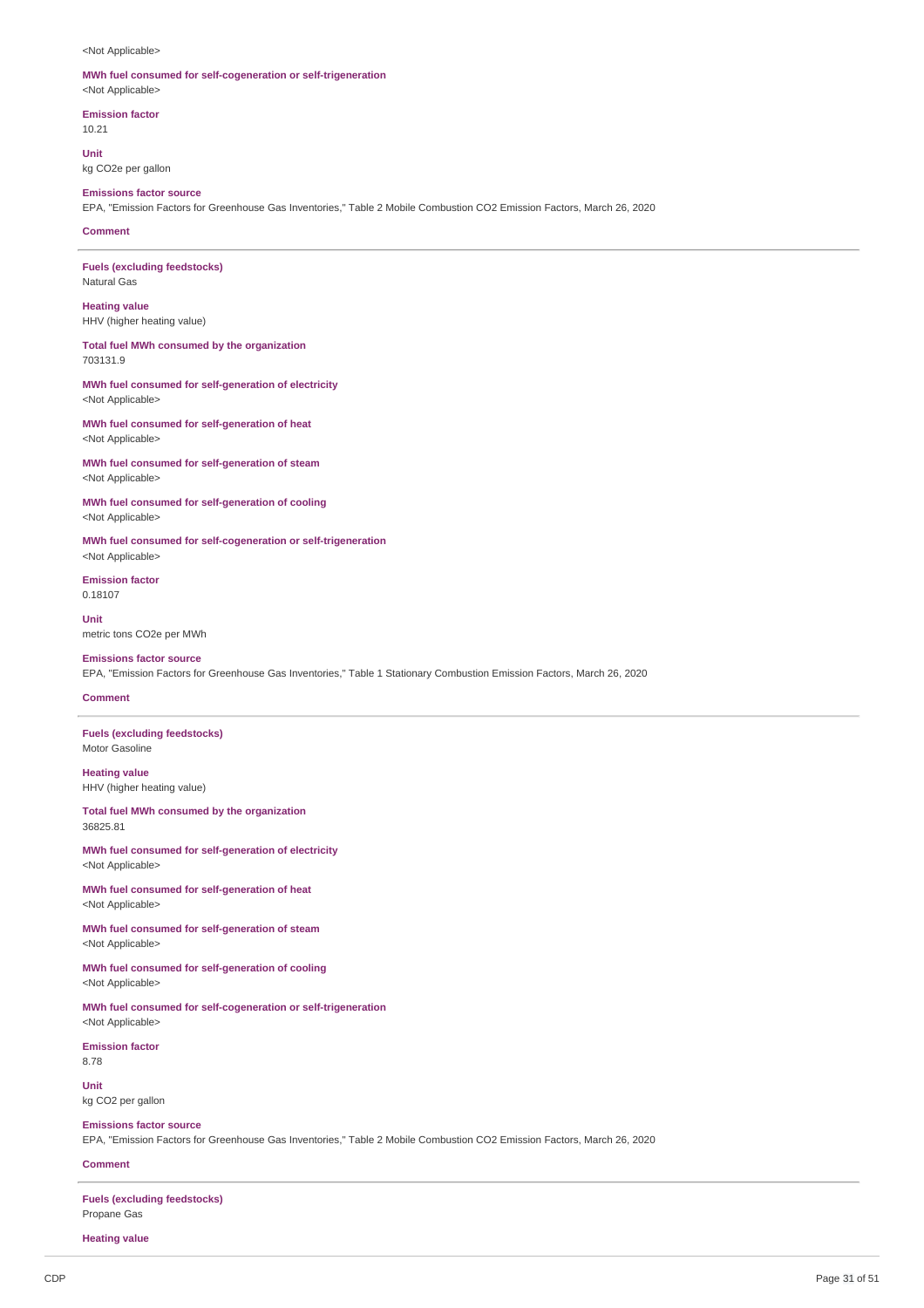<Not Applicable>

**MWh fuel consumed for self-cogeneration or self-trigeneration**
<Not Applicable>

**Emission factor**
10.21

**Unit**
kg CO2e per gallon

**Emissions factor source**
EPA, "Emission Factors for Greenhouse Gas Inventories," Table 2 Mobile Combustion CO2 Emission Factors, March 26, 2020

**Comment**

---

**Fuels (excluding feedstocks)**
Natural Gas

**Heating value**
HHV (higher heating value)

**Total fuel MWh consumed by the organization**
703131.9

**MWh fuel consumed for self-generation of electricity**
<Not Applicable>

**MWh fuel consumed for self-generation of heat**
<Not Applicable>

**MWh fuel consumed for self-generation of steam**
<Not Applicable>

**MWh fuel consumed for self-generation of cooling**
<Not Applicable>

**MWh fuel consumed for self-cogeneration or self-trigeneration**
<Not Applicable>

**Emission factor**
0.18107

**Unit**
metric tons CO2e per MWh

**Emissions factor source**
EPA, "Emission Factors for Greenhouse Gas Inventories," Table 1 Stationary Combustion Emission Factors, March 26, 2020

**Comment**

---

**Fuels (excluding feedstocks)**
Motor Gasoline

**Heating value**
HHV (higher heating value)

**Total fuel MWh consumed by the organization**
36825.81

**MWh fuel consumed for self-generation of electricity**
<Not Applicable>

**MWh fuel consumed for self-generation of heat**
<Not Applicable>

**MWh fuel consumed for self-generation of steam**
<Not Applicable>

**MWh fuel consumed for self-generation of cooling**
<Not Applicable>

**MWh fuel consumed for self-cogeneration or self-trigeneration**
<Not Applicable>

**Emission factor**
8.78

**Unit**
kg CO2 per gallon

**Emissions factor source**
EPA, "Emission Factors for Greenhouse Gas Inventories," Table 2 Mobile Combustion CO2 Emission Factors, March 26, 2020

**Comment**

---

**Fuels (excluding feedstocks)**
Propane Gas

**Heating value**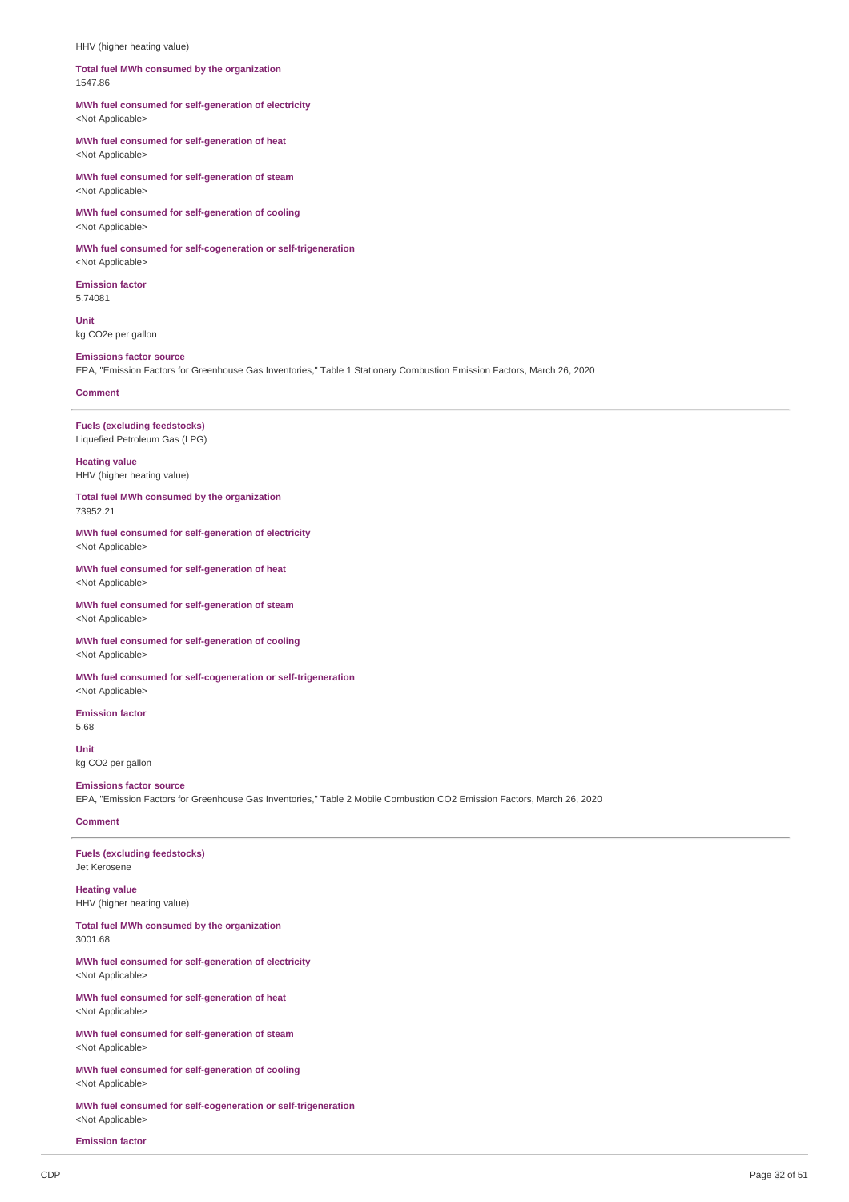HHV (higher heating value)

**Total fuel MWh consumed by the organization**
1547.86

**MWh fuel consumed for self-generation of electricity**
<Not Applicable>

**MWh fuel consumed for self-generation of heat**
<Not Applicable>

**MWh fuel consumed for self-generation of steam**
<Not Applicable>

**MWh fuel consumed for self-generation of cooling**
<Not Applicable>

**MWh fuel consumed for self-cogeneration or self-trigeneration**
<Not Applicable>

**Emission factor**
5.74081

**Unit**
kg CO2e per gallon

**Emissions factor source**
EPA, "Emission Factors for Greenhouse Gas Inventories," Table 1 Stationary Combustion Emission Factors, March 26, 2020

**Comment**

---

**Fuels (excluding feedstocks)**
Liquefied Petroleum Gas (LPG)

**Heating value**
HHV (higher heating value)

**Total fuel MWh consumed by the organization**
73952.21

**MWh fuel consumed for self-generation of electricity**
<Not Applicable>

**MWh fuel consumed for self-generation of heat**
<Not Applicable>

**MWh fuel consumed for self-generation of steam**
<Not Applicable>

**MWh fuel consumed for self-generation of cooling**
<Not Applicable>

**MWh fuel consumed for self-cogeneration or self-trigeneration**
<Not Applicable>

**Emission factor**
5.68

**Unit**
kg CO2 per gallon

**Emissions factor source**
EPA, "Emission Factors for Greenhouse Gas Inventories," Table 2 Mobile Combustion CO2 Emission Factors, March 26, 2020

**Comment**

---

**Fuels (excluding feedstocks)**
Jet Kerosene

**Heating value**
HHV (higher heating value)

**Total fuel MWh consumed by the organization**
3001.68

**MWh fuel consumed for self-generation of electricity**
<Not Applicable>

**MWh fuel consumed for self-generation of heat**
<Not Applicable>

**MWh fuel consumed for self-generation of steam**
<Not Applicable>

**MWh fuel consumed for self-generation of cooling**
<Not Applicable>

**MWh fuel consumed for self-cogeneration or self-trigeneration**
<Not Applicable>

**Emission factor**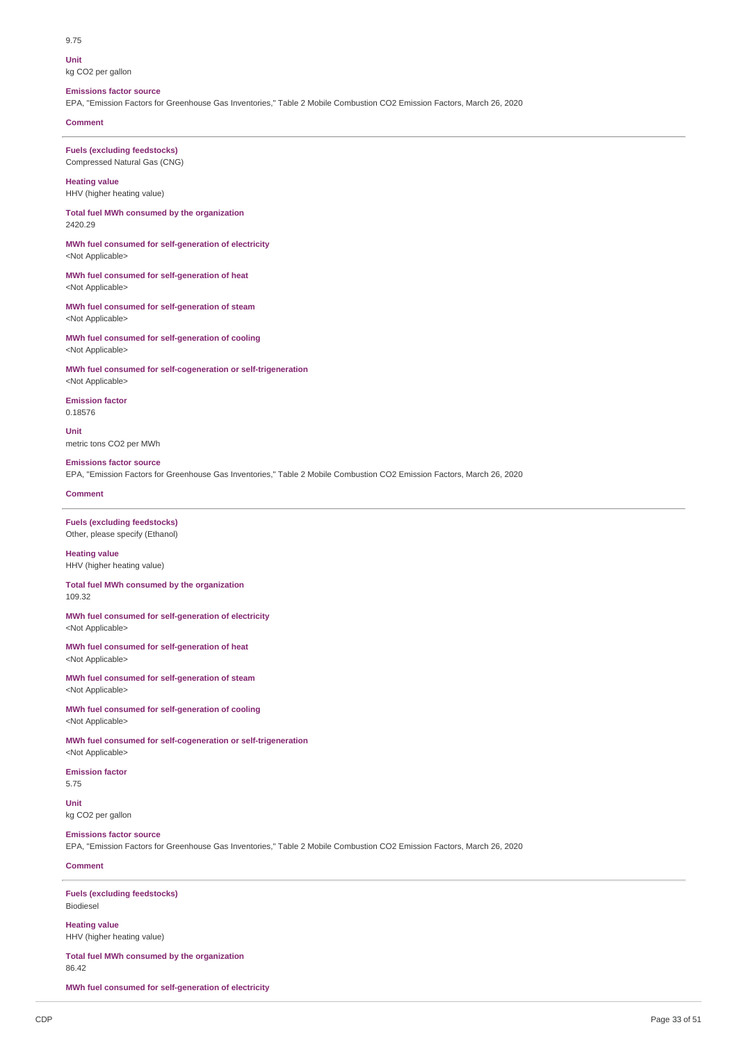9.75

**Unit**
kg CO2 per gallon

**Emissions factor source**
EPA, "Emission Factors for Greenhouse Gas Inventories," Table 2 Mobile Combustion CO2 Emission Factors, March 26, 2020

**Comment**

---

**Fuels (excluding feedstocks)**
Compressed Natural Gas (CNG)

**Heating value**
HHV (higher heating value)

**Total fuel MWh consumed by the organization**
2420.29

**MWh fuel consumed for self-generation of electricity**
<Not Applicable>

**MWh fuel consumed for self-generation of heat**
<Not Applicable>

**MWh fuel consumed for self-generation of steam**
<Not Applicable>

**MWh fuel consumed for self-generation of cooling**
<Not Applicable>

**MWh fuel consumed for self-cogeneration or self-trigeneration**
<Not Applicable>

**Emission factor**
0.18576

**Unit**
metric tons CO2 per MWh

**Emissions factor source**
EPA, "Emission Factors for Greenhouse Gas Inventories," Table 2 Mobile Combustion CO2 Emission Factors, March 26, 2020

**Comment**

---

**Fuels (excluding feedstocks)**
Other, please specify (Ethanol)

**Heating value**
HHV (higher heating value)

**Total fuel MWh consumed by the organization**
109.32

**MWh fuel consumed for self-generation of electricity**
<Not Applicable>

**MWh fuel consumed for self-generation of heat**
<Not Applicable>

**MWh fuel consumed for self-generation of steam**
<Not Applicable>

**MWh fuel consumed for self-generation of cooling**
<Not Applicable>

**MWh fuel consumed for self-cogeneration or self-trigeneration**
<Not Applicable>

**Emission factor**
5.75

**Unit**
kg CO2 per gallon

**Emissions factor source**
EPA, "Emission Factors for Greenhouse Gas Inventories," Table 2 Mobile Combustion CO2 Emission Factors, March 26, 2020

**Comment**

---

**Fuels (excluding feedstocks)**
Biodiesel

**Heating value**
HHV (higher heating value)

**Total fuel MWh consumed by the organization**
86.42

**MWh fuel consumed for self-generation of electricity**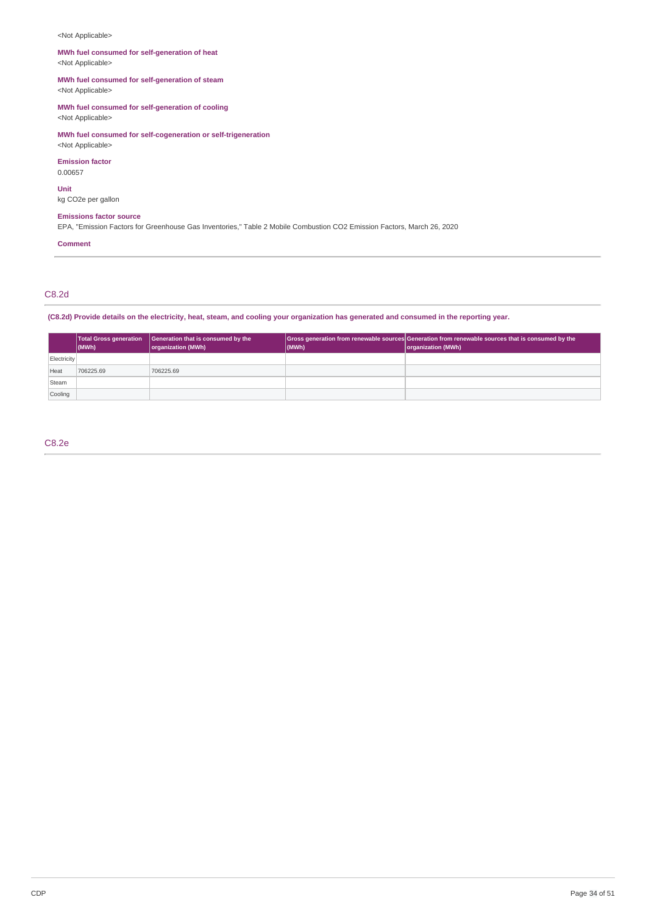<Not Applicable>

**MWh fuel consumed for self-generation of heat**
<Not Applicable>

**MWh fuel consumed for self-generation of steam**
<Not Applicable>

**MWh fuel consumed for self-generation of cooling**
<Not Applicable>

**MWh fuel consumed for self-cogeneration or self-trigeneration**
<Not Applicable>

**Emission factor**
0.00657

**Unit**
kg CO2e per gallon

**Emissions factor source**
EPA, "Emission Factors for Greenhouse Gas Inventories," Table 2 Mobile Combustion CO2 Emission Factors, March 26, 2020

**Comment**

## C8.2d

**(C8.2d) Provide details on the electricity, heat, steam, and cooling your organization has generated and consumed in the reporting year.**

| | Total Gross generation (MWh) | Generation that is consumed by the organization (MWh) | Gross generation from renewable sources (MWh) | Generation from renewable sources that is consumed by the organization (MWh) |
|---|---|---|---|---|
| Electricity | | | | |
| Heat | 706225.69 | 706225.69 | | |
| Steam | | | | |
| Cooling | | | | |

## C8.2e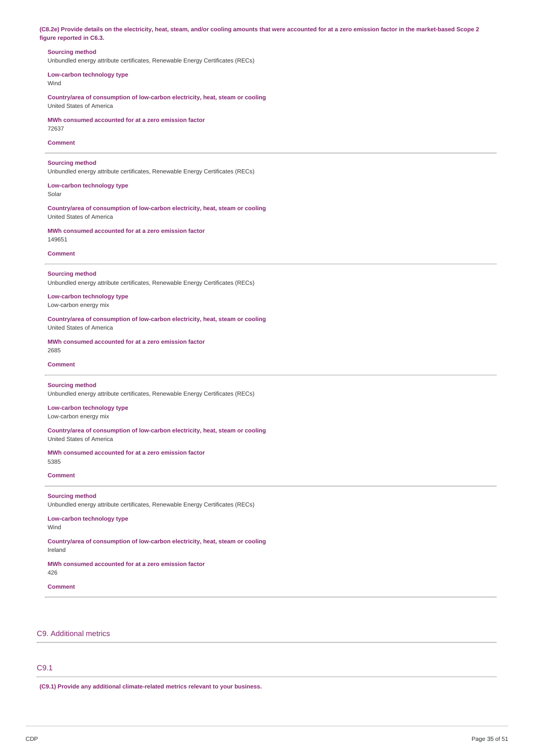**(C8.2e) Provide details on the electricity, heat, steam, and/or cooling amounts that were accounted for at a zero emission factor in the market-based Scope 2 figure reported in C6.3.**

**Sourcing method**
Unbundled energy attribute certificates, Renewable Energy Certificates (RECs)

**Low-carbon technology type**
Wind

**Country/area of consumption of low-carbon electricity, heat, steam or cooling**
United States of America

**MWh consumed accounted for at a zero emission factor**
72637

**Comment**

---

**Sourcing method**
Unbundled energy attribute certificates, Renewable Energy Certificates (RECs)

**Low-carbon technology type**
Solar

**Country/area of consumption of low-carbon electricity, heat, steam or cooling**
United States of America

**MWh consumed accounted for at a zero emission factor**
149651

**Comment**

---

**Sourcing method**
Unbundled energy attribute certificates, Renewable Energy Certificates (RECs)

**Low-carbon technology type**
Low-carbon energy mix

**Country/area of consumption of low-carbon electricity, heat, steam or cooling**
United States of America

**MWh consumed accounted for at a zero emission factor**
2685

**Comment**

---

**Sourcing method**
Unbundled energy attribute certificates, Renewable Energy Certificates (RECs)

**Low-carbon technology type**
Low-carbon energy mix

**Country/area of consumption of low-carbon electricity, heat, steam or cooling**
United States of America

**MWh consumed accounted for at a zero emission factor**
5385

**Comment**

---

**Sourcing method**
Unbundled energy attribute certificates, Renewable Energy Certificates (RECs)

**Low-carbon technology type**
Wind

**Country/area of consumption of low-carbon electricity, heat, steam or cooling**
Ireland

**MWh consumed accounted for at a zero emission factor**
426

**Comment**

---

## C9. Additional metrics

### C9.1

**(C9.1) Provide any additional climate-related metrics relevant to your business.**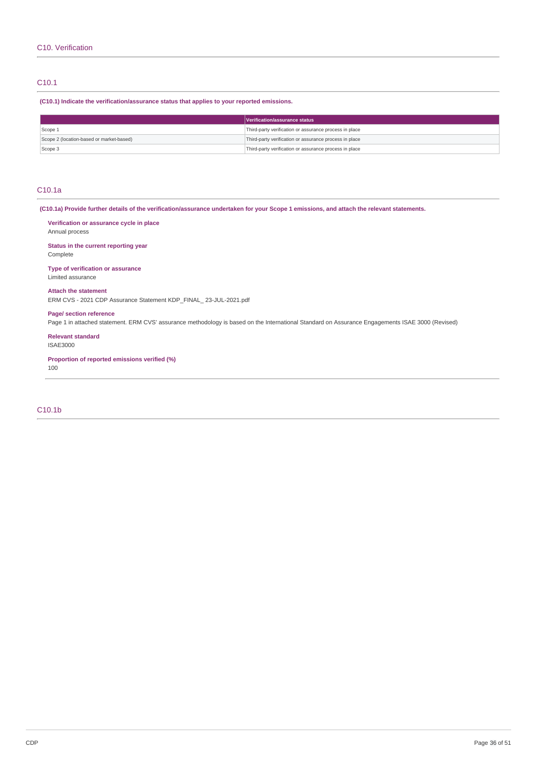## C10. Verification

### C10.1

**(C10.1) Indicate the verification/assurance status that applies to your reported emissions.**

| | Verification/assurance status |
|---|---|
| Scope 1 | Third-party verification or assurance process in place |
| Scope 2 (location-based or market-based) | Third-party verification or assurance process in place |
| Scope 3 | Third-party verification or assurance process in place |

### C10.1a

**(C10.1a) Provide further details of the verification/assurance undertaken for your Scope 1 emissions, and attach the relevant statements.**

**Verification or assurance cycle in place**
Annual process

**Status in the current reporting year**
Complete

**Type of verification or assurance**
Limited assurance

**Attach the statement**
ERM CVS - 2021 CDP Assurance Statement KDP_FINAL_ 23-JUL-2021.pdf

**Page/ section reference**
Page 1 in attached statement. ERM CVS' assurance methodology is based on the International Standard on Assurance Engagements ISAE 3000 (Revised)

**Relevant standard**
ISAE3000

**Proportion of reported emissions verified (%)**
100

### C10.1b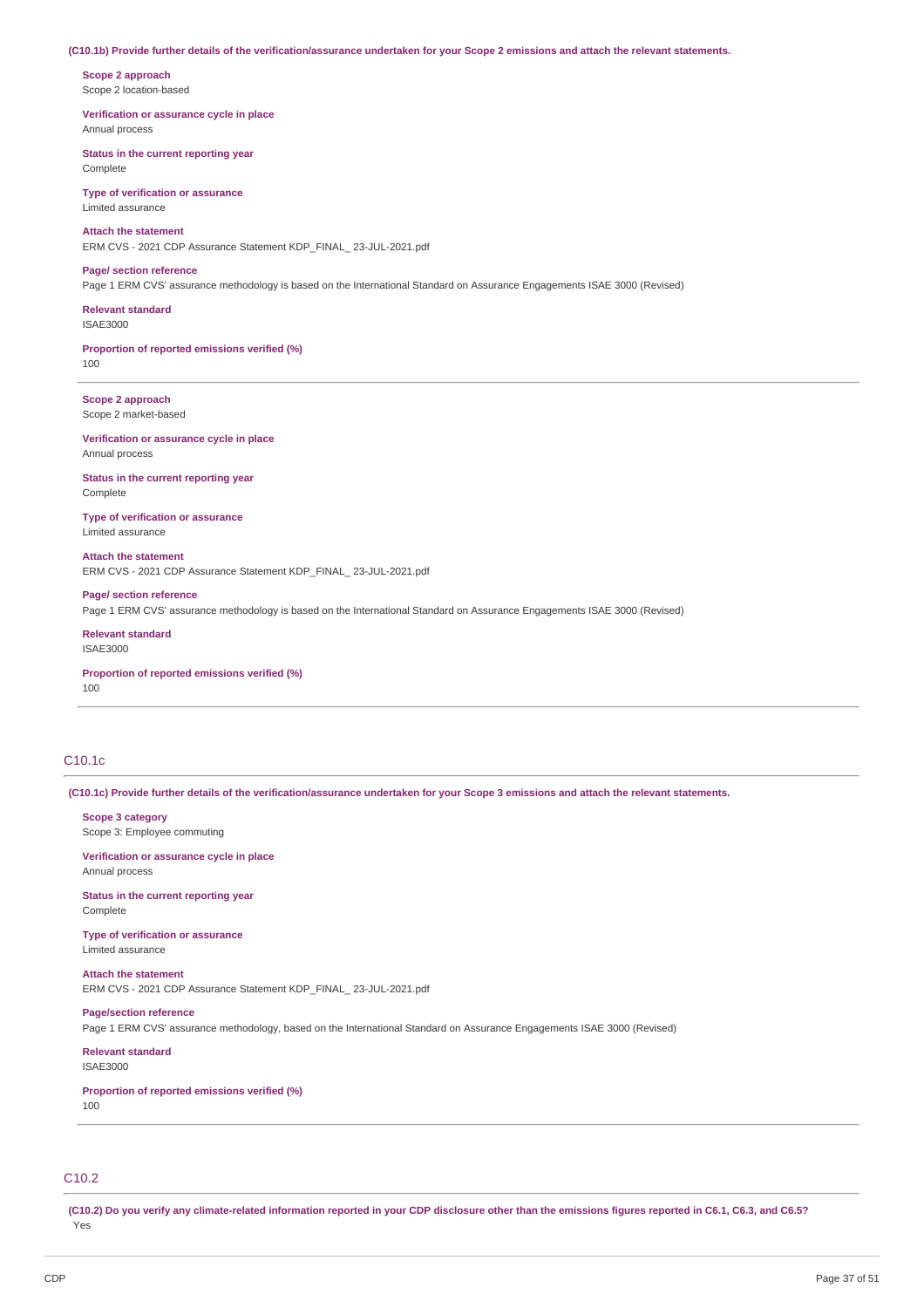**(C10.1b) Provide further details of the verification/assurance undertaken for your Scope 2 emissions and attach the relevant statements.**

**Scope 2 approach**
Scope 2 location-based

**Verification or assurance cycle in place**
Annual process

**Status in the current reporting year**
Complete

**Type of verification or assurance**
Limited assurance

**Attach the statement**
ERM CVS - 2021 CDP Assurance Statement KDP_FINAL_ 23-JUL-2021.pdf

**Page/ section reference**
Page 1 ERM CVS' assurance methodology is based on the International Standard on Assurance Engagements ISAE 3000 (Revised)

**Relevant standard**
ISAE3000

**Proportion of reported emissions verified (%)**
100

---

**Scope 2 approach**
Scope 2 market-based

**Verification or assurance cycle in place**
Annual process

**Status in the current reporting year**
Complete

**Type of verification or assurance**
Limited assurance

**Attach the statement**
ERM CVS - 2021 CDP Assurance Statement KDP_FINAL_ 23-JUL-2021.pdf

**Page/ section reference**
Page 1 ERM CVS' assurance methodology is based on the International Standard on Assurance Engagements ISAE 3000 (Revised)

**Relevant standard**
ISAE3000

**Proportion of reported emissions verified (%)**
100

---

## C10.1c

**(C10.1c) Provide further details of the verification/assurance undertaken for your Scope 3 emissions and attach the relevant statements.**

**Scope 3 category**
Scope 3: Employee commuting

**Verification or assurance cycle in place**
Annual process

**Status in the current reporting year**
Complete

**Type of verification or assurance**
Limited assurance

**Attach the statement**
ERM CVS - 2021 CDP Assurance Statement KDP_FINAL_ 23-JUL-2021.pdf

**Page/section reference**
Page 1 ERM CVS' assurance methodology, based on the International Standard on Assurance Engagements ISAE 3000 (Revised)

**Relevant standard**
ISAE3000

**Proportion of reported emissions verified (%)**
100

---

## C10.2

**(C10.2) Do you verify any climate-related information reported in your CDP disclosure other than the emissions figures reported in C6.1, C6.3, and C6.5?**
Yes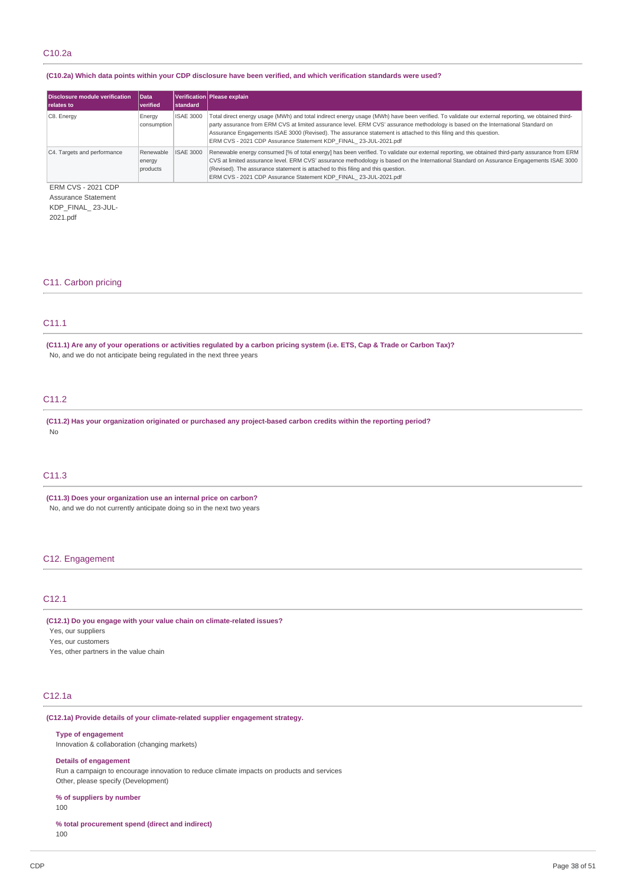## C10.2a

**(C10.2a) Which data points within your CDP disclosure have been verified, and which verification standards were used?**

| Disclosure module verification relates to | Data verified | Verification standard | Please explain |
|---|---|---|---|
| C8. Energy | Energy consumption | ISAE 3000 | Total direct energy usage (MWh) and total indirect energy usage (MWh) have been verified. To validate our external reporting, we obtained third-party assurance from ERM CVS at limited assurance level. ERM CVS' assurance methodology is based on the International Standard on Assurance Engagements ISAE 3000 (Revised). The assurance statement is attached to this filing and this question. ERM CVS - 2021 CDP Assurance Statement KDP_FINAL_ 23-JUL-2021.pdf |
| C4. Targets and performance | Renewable energy products | ISAE 3000 | Renewable energy consumed [% of total energy] has been verified. To validate our external reporting, we obtained third-party assurance from ERM CVS at limited assurance level. ERM CVS' assurance methodology is based on the International Standard on Assurance Engagements ISAE 3000 (Revised). The assurance statement is attached to this filing and this question. ERM CVS - 2021 CDP Assurance Statement KDP_FINAL_ 23-JUL-2021.pdf |

ERM CVS - 2021 CDP Assurance Statement KDP_FINAL_ 23-JUL-2021.pdf

# C11. Carbon pricing

## C11.1

**(C11.1) Are any of your operations or activities regulated by a carbon pricing system (i.e. ETS, Cap & Trade or Carbon Tax)?**

No, and we do not anticipate being regulated in the next three years

## C11.2

**(C11.2) Has your organization originated or purchased any project-based carbon credits within the reporting period?**

No

## C11.3

**(C11.3) Does your organization use an internal price on carbon?**

No, and we do not currently anticipate doing so in the next two years

# C12. Engagement

## C12.1

**(C12.1) Do you engage with your value chain on climate-related issues?**

Yes, our suppliers
Yes, our customers
Yes, other partners in the value chain

## C12.1a

**(C12.1a) Provide details of your climate-related supplier engagement strategy.**

**Type of engagement**
Innovation & collaboration (changing markets)

**Details of engagement**
Run a campaign to encourage innovation to reduce climate impacts on products and services
Other, please specify (Development)

**% of suppliers by number**
100

**% total procurement spend (direct and indirect)**
100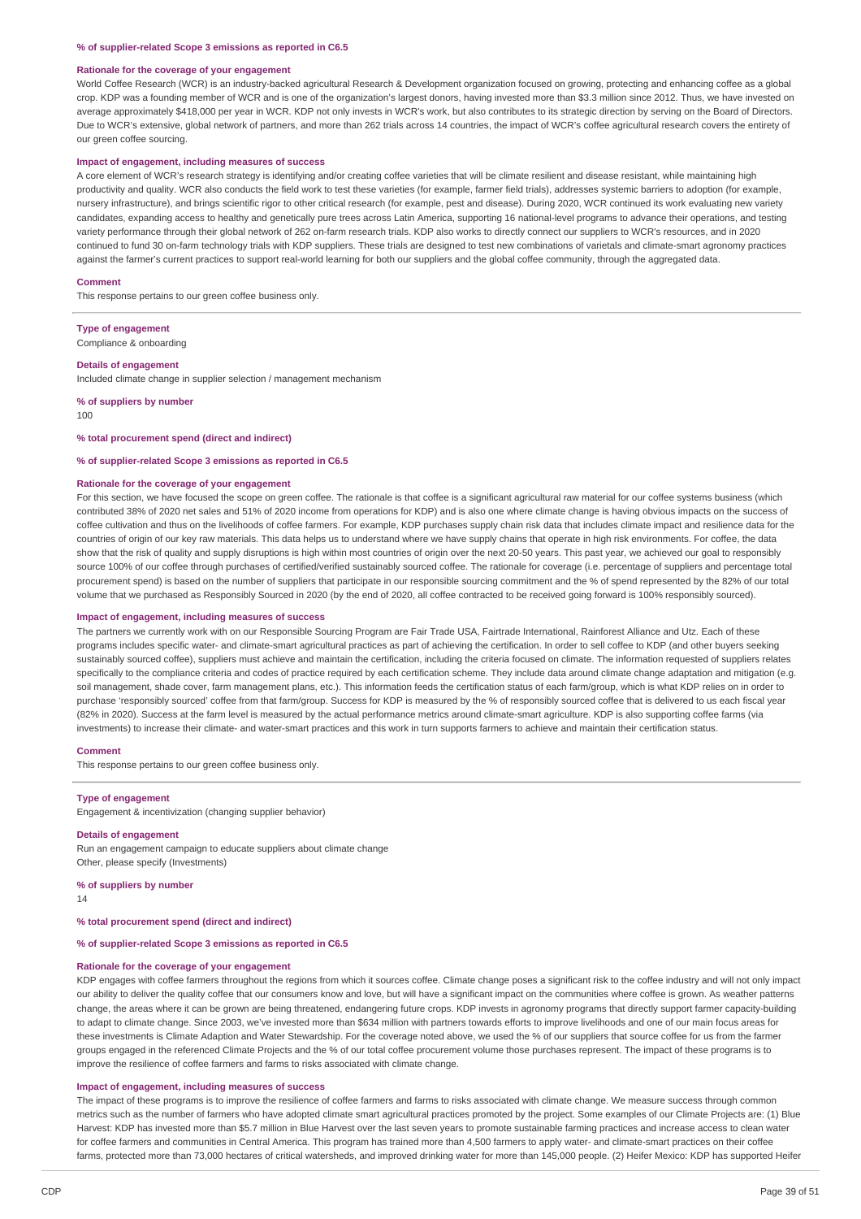**% of supplier-related Scope 3 emissions as reported in C6.5**

**Rationale for the coverage of your engagement**

World Coffee Research (WCR) is an industry-backed agricultural Research & Development organization focused on growing, protecting and enhancing coffee as a global crop. KDP was a founding member of WCR and is one of the organization's largest donors, having invested more than $3.3 million since 2012. Thus, we have invested on average approximately $418,000 per year in WCR. KDP not only invests in WCR's work, but also contributes to its strategic direction by serving on the Board of Directors. Due to WCR's extensive, global network of partners, and more than 262 trials across 14 countries, the impact of WCR's coffee agricultural research covers the entirety of our green coffee sourcing.

**Impact of engagement, including measures of success**

A core element of WCR's research strategy is identifying and/or creating coffee varieties that will be climate resilient and disease resistant, while maintaining high productivity and quality. WCR also conducts the field work to test these varieties (for example, farmer field trials), addresses systemic barriers to adoption (for example, nursery infrastructure), and brings scientific rigor to other critical research (for example, pest and disease). During 2020, WCR continued its work evaluating new variety candidates, expanding access to healthy and genetically pure trees across Latin America, supporting 16 national-level programs to advance their operations, and testing variety performance through their global network of 262 on-farm research trials. KDP also works to directly connect our suppliers to WCR's resources, and in 2020 continued to fund 30 on-farm technology trials with KDP suppliers. These trials are designed to test new combinations of varietals and climate-smart agronomy practices against the farmer's current practices to support real-world learning for both our suppliers and the global coffee community, through the aggregated data.

**Comment**

This response pertains to our green coffee business only.

---

**Type of engagement**

Compliance & onboarding

**Details of engagement**

Included climate change in supplier selection / management mechanism

**% of suppliers by number**

100

**% total procurement spend (direct and indirect)**

**% of supplier-related Scope 3 emissions as reported in C6.5**

**Rationale for the coverage of your engagement**

For this section, we have focused the scope on green coffee. The rationale is that coffee is a significant agricultural raw material for our coffee systems business (which contributed 38% of 2020 net sales and 51% of 2020 income from operations for KDP) and is also one where climate change is having obvious impacts on the success of coffee cultivation and thus on the livelihoods of coffee farmers. For example, KDP purchases supply chain risk data that includes climate impact and resilience data for the countries of origin of our key raw materials. This data helps us to understand where we have supply chains that operate in high risk environments. For coffee, the data show that the risk of quality and supply disruptions is high within most countries of origin over the next 20-50 years. This past year, we achieved our goal to responsibly source 100% of our coffee through purchases of certified/verified sustainably sourced coffee. The rationale for coverage (i.e. percentage of suppliers and percentage total procurement spend) is based on the number of suppliers that participate in our responsible sourcing commitment and the % of spend represented by the 82% of our total volume that we purchased as Responsibly Sourced in 2020 (by the end of 2020, all coffee contracted to be received going forward is 100% responsibly sourced).

**Impact of engagement, including measures of success**

The partners we currently work with on our Responsible Sourcing Program are Fair Trade USA, Fairtrade International, Rainforest Alliance and Utz. Each of these programs includes specific water- and climate-smart agricultural practices as part of achieving the certification. In order to sell coffee to KDP (and other buyers seeking sustainably sourced coffee), suppliers must achieve and maintain the certification, including the criteria focused on climate. The information requested of suppliers relates specifically to the compliance criteria and codes of practice required by each certification scheme. They include data around climate change adaptation and mitigation (e.g. soil management, shade cover, farm management plans, etc.). This information feeds the certification status of each farm/group, which is what KDP relies on in order to purchase 'responsibly sourced' coffee from that farm/group. Success for KDP is measured by the % of responsibly sourced coffee that is delivered to us each fiscal year (82% in 2020). Success at the farm level is measured by the actual performance metrics around climate-smart agriculture. KDP is also supporting coffee farms (via investments) to increase their climate- and water-smart practices and this work in turn supports farmers to achieve and maintain their certification status.

**Comment**

This response pertains to our green coffee business only.

---

**Type of engagement**

Engagement & incentivization (changing supplier behavior)

**Details of engagement**

Run an engagement campaign to educate suppliers about climate change
Other, please specify (Investments)

**% of suppliers by number**

14

**% total procurement spend (direct and indirect)**

**% of supplier-related Scope 3 emissions as reported in C6.5**

**Rationale for the coverage of your engagement**

KDP engages with coffee farmers throughout the regions from which it sources coffee. Climate change poses a significant risk to the coffee industry and will not only impact our ability to deliver the quality coffee that our consumers know and love, but will have a significant impact on the communities where coffee is grown. As weather patterns change, the areas where it can be grown are being threatened, endangering future crops. KDP invests in agronomy programs that directly support farmer capacity-building to adapt to climate change. Since 2003, we've invested more than $634 million with partners towards efforts to improve livelihoods and one of our main focus areas for these investments is Climate Adaption and Water Stewardship. For the coverage noted above, we used the % of our suppliers that source coffee for us from the farmer groups engaged in the referenced Climate Projects and the % of our total coffee procurement volume those purchases represent. The impact of these programs is to improve the resilience of coffee farmers and farms to risks associated with climate change.

**Impact of engagement, including measures of success**

The impact of these programs is to improve the resilience of coffee farmers and farms to risks associated with climate change. We measure success through common metrics such as the number of farmers who have adopted climate smart agricultural practices promoted by the project. Some examples of our Climate Projects are: (1) Blue Harvest: KDP has invested more than $5.7 million in Blue Harvest over the last seven years to promote sustainable farming practices and increase access to clean water for coffee farmers and communities in Central America. This program has trained more than 4,500 farmers to apply water- and climate-smart practices on their coffee farms, protected more than 73,000 hectares of critical watersheds, and improved drinking water for more than 145,000 people. (2) Heifer Mexico: KDP has supported Heifer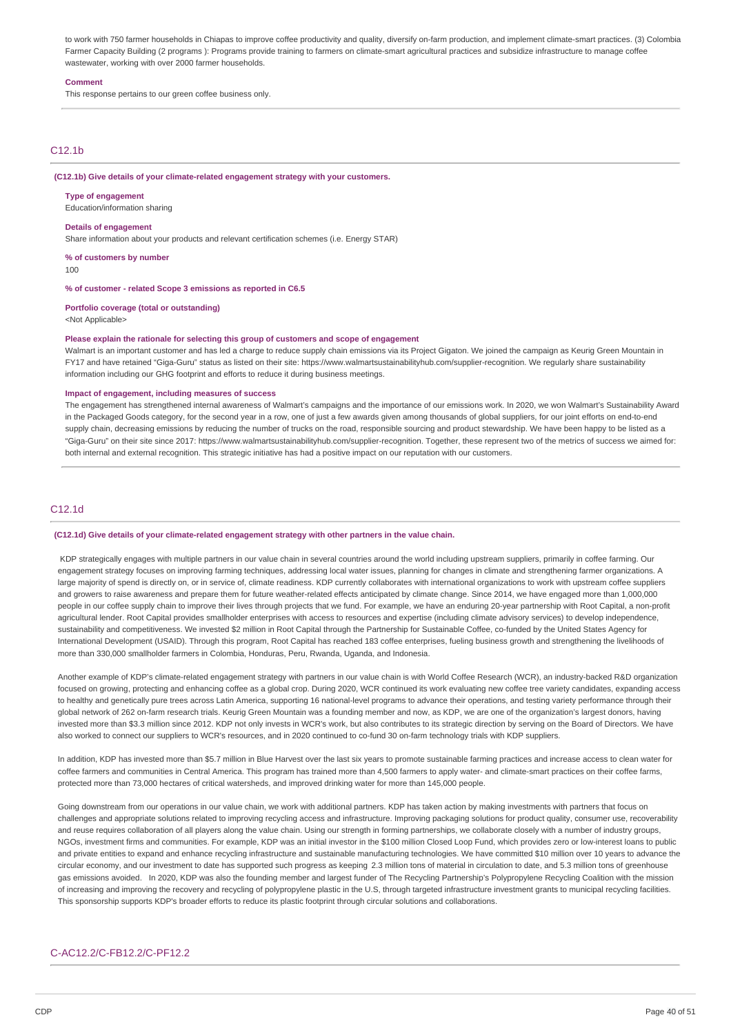to work with 750 farmer households in Chiapas to improve coffee productivity and quality, diversify on-farm production, and implement climate-smart practices. (3) Colombia Farmer Capacity Building (2 programs ): Programs provide training to farmers on climate-smart agricultural practices and subsidize infrastructure to manage coffee wastewater, working with over 2000 farmer households.

**Comment**

This response pertains to our green coffee business only.

## C12.1b

**(C12.1b) Give details of your climate-related engagement strategy with your customers.**

**Type of engagement**

Education/information sharing

**Details of engagement**

Share information about your products and relevant certification schemes (i.e. Energy STAR)

**% of customers by number**

100

**% of customer - related Scope 3 emissions as reported in C6.5**

**Portfolio coverage (total or outstanding)**

<Not Applicable>

**Please explain the rationale for selecting this group of customers and scope of engagement**

Walmart is an important customer and has led a charge to reduce supply chain emissions via its Project Gigaton. We joined the campaign as Keurig Green Mountain in FY17 and have retained "Giga-Guru" status as listed on their site: https://www.walmartsustainabilityhub.com/supplier-recognition. We regularly share sustainability information including our GHG footprint and efforts to reduce it during business meetings.

**Impact of engagement, including measures of success**

The engagement has strengthened internal awareness of Walmart's campaigns and the importance of our emissions work. In 2020, we won Walmart's Sustainability Award in the Packaged Goods category, for the second year in a row, one of just a few awards given among thousands of global suppliers, for our joint efforts on end-to-end supply chain, decreasing emissions by reducing the number of trucks on the road, responsible sourcing and product stewardship. We have been happy to be listed as a "Giga-Guru" on their site since 2017: https://www.walmartsustainabilityhub.com/supplier-recognition. Together, these represent two of the metrics of success we aimed for: both internal and external recognition. This strategic initiative has had a positive impact on our reputation with our customers.

## C12.1d

**(C12.1d) Give details of your climate-related engagement strategy with other partners in the value chain.**

KDP strategically engages with multiple partners in our value chain in several countries around the world including upstream suppliers, primarily in coffee farming. Our engagement strategy focuses on improving farming techniques, addressing local water issues, planning for changes in climate and strengthening farmer organizations. A large majority of spend is directly on, or in service of, climate readiness. KDP currently collaborates with international organizations to work with upstream coffee suppliers and growers to raise awareness and prepare them for future weather-related effects anticipated by climate change. Since 2014, we have engaged more than 1,000,000 people in our coffee supply chain to improve their lives through projects that we fund. For example, we have an enduring 20-year partnership with Root Capital, a non-profit agricultural lender. Root Capital provides smallholder enterprises with access to resources and expertise (including climate advisory services) to develop independence, sustainability and competitiveness. We invested $2 million in Root Capital through the Partnership for Sustainable Coffee, co-funded by the United States Agency for International Development (USAID). Through this program, Root Capital has reached 183 coffee enterprises, fueling business growth and strengthening the livelihoods of more than 330,000 smallholder farmers in Colombia, Honduras, Peru, Rwanda, Uganda, and Indonesia.

Another example of KDP's climate-related engagement strategy with partners in our value chain is with World Coffee Research (WCR), an industry-backed R&D organization focused on growing, protecting and enhancing coffee as a global crop. During 2020, WCR continued its work evaluating new coffee tree variety candidates, expanding access to healthy and genetically pure trees across Latin America, supporting 16 national-level programs to advance their operations, and testing variety performance through their global network of 262 on-farm research trials. Keurig Green Mountain was a founding member and now, as KDP, we are one of the organization's largest donors, having invested more than $3.3 million since 2012. KDP not only invests in WCR's work, but also contributes to its strategic direction by serving on the Board of Directors. We have also worked to connect our suppliers to WCR's resources, and in 2020 continued to co-fund 30 on-farm technology trials with KDP suppliers.

In addition, KDP has invested more than $5.7 million in Blue Harvest over the last six years to promote sustainable farming practices and increase access to clean water for coffee farmers and communities in Central America. This program has trained more than 4,500 farmers to apply water- and climate-smart practices on their coffee farms, protected more than 73,000 hectares of critical watersheds, and improved drinking water for more than 145,000 people.

Going downstream from our operations in our value chain, we work with additional partners. KDP has taken action by making investments with partners that focus on challenges and appropriate solutions related to improving recycling access and infrastructure. Improving packaging solutions for product quality, consumer use, recoverability and reuse requires collaboration of all players along the value chain. Using our strength in forming partnerships, we collaborate closely with a number of industry groups, NGOs, investment firms and communities. For example, KDP was an initial investor in the $100 million Closed Loop Fund, which provides zero or low-interest loans to public and private entities to expand and enhance recycling infrastructure and sustainable manufacturing technologies. We have committed $10 million over 10 years to advance the circular economy, and our investment to date has supported such progress as keeping 2.3 million tons of material in circulation to date, and 5.3 million tons of greenhouse gas emissions avoided. In 2020, KDP was also the founding member and largest funder of The Recycling Partnership's Polypropylene Recycling Coalition with the mission of increasing and improving the recovery and recycling of polypropylene plastic in the U.S, through targeted infrastructure investment grants to municipal recycling facilities. This sponsorship supports KDP's broader efforts to reduce its plastic footprint through circular solutions and collaborations.

## C-AC12.2/C-FB12.2/C-PF12.2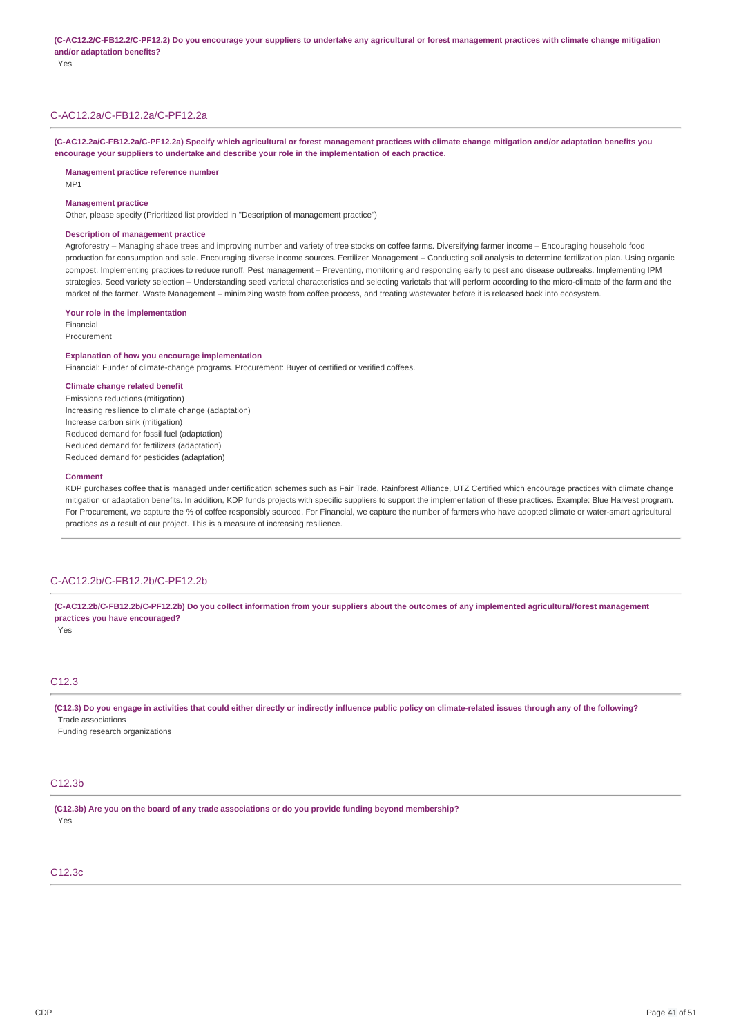**(C-AC12.2/C-FB12.2/C-PF12.2) Do you encourage your suppliers to undertake any agricultural or forest management practices with climate change mitigation and/or adaptation benefits?**

Yes

## C-AC12.2a/C-FB12.2a/C-PF12.2a

**(C-AC12.2a/C-FB12.2a/C-PF12.2a) Specify which agricultural or forest management practices with climate change mitigation and/or adaptation benefits you encourage your suppliers to undertake and describe your role in the implementation of each practice.**

**Management practice reference number**

MP1

**Management practice**

Other, please specify (Prioritized list provided in "Description of management practice")

**Description of management practice**

Agroforestry – Managing shade trees and improving number and variety of tree stocks on coffee farms. Diversifying farmer income – Encouraging household food production for consumption and sale. Encouraging diverse income sources. Fertilizer Management – Conducting soil analysis to determine fertilization plan. Using organic compost. Implementing practices to reduce runoff. Pest management – Preventing, monitoring and responding early to pest and disease outbreaks. Implementing IPM strategies. Seed variety selection – Understanding seed varietal characteristics and selecting varietals that will perform according to the micro-climate of the farm and the market of the farmer. Waste Management – minimizing waste from coffee process, and treating wastewater before it is released back into ecosystem.

**Your role in the implementation**

Financial
Procurement

**Explanation of how you encourage implementation**

Financial: Funder of climate-change programs. Procurement: Buyer of certified or verified coffees.

**Climate change related benefit**

Emissions reductions (mitigation)
Increasing resilience to climate change (adaptation)
Increase carbon sink (mitigation)
Reduced demand for fossil fuel (adaptation)
Reduced demand for fertilizers (adaptation)
Reduced demand for pesticides (adaptation)

**Comment**

KDP purchases coffee that is managed under certification schemes such as Fair Trade, Rainforest Alliance, UTZ Certified which encourage practices with climate change mitigation or adaptation benefits. In addition, KDP funds projects with specific suppliers to support the implementation of these practices. Example: Blue Harvest program. For Procurement, we capture the % of coffee responsibly sourced. For Financial, we capture the number of farmers who have adopted climate or water-smart agricultural practices as a result of our project. This is a measure of increasing resilience.

## C-AC12.2b/C-FB12.2b/C-PF12.2b

**(C-AC12.2b/C-FB12.2b/C-PF12.2b) Do you collect information from your suppliers about the outcomes of any implemented agricultural/forest management practices you have encouraged?**

Yes

## C12.3

**(C12.3) Do you engage in activities that could either directly or indirectly influence public policy on climate-related issues through any of the following?**

Trade associations
Funding research organizations

## C12.3b

**(C12.3b) Are you on the board of any trade associations or do you provide funding beyond membership?**

Yes

## C12.3c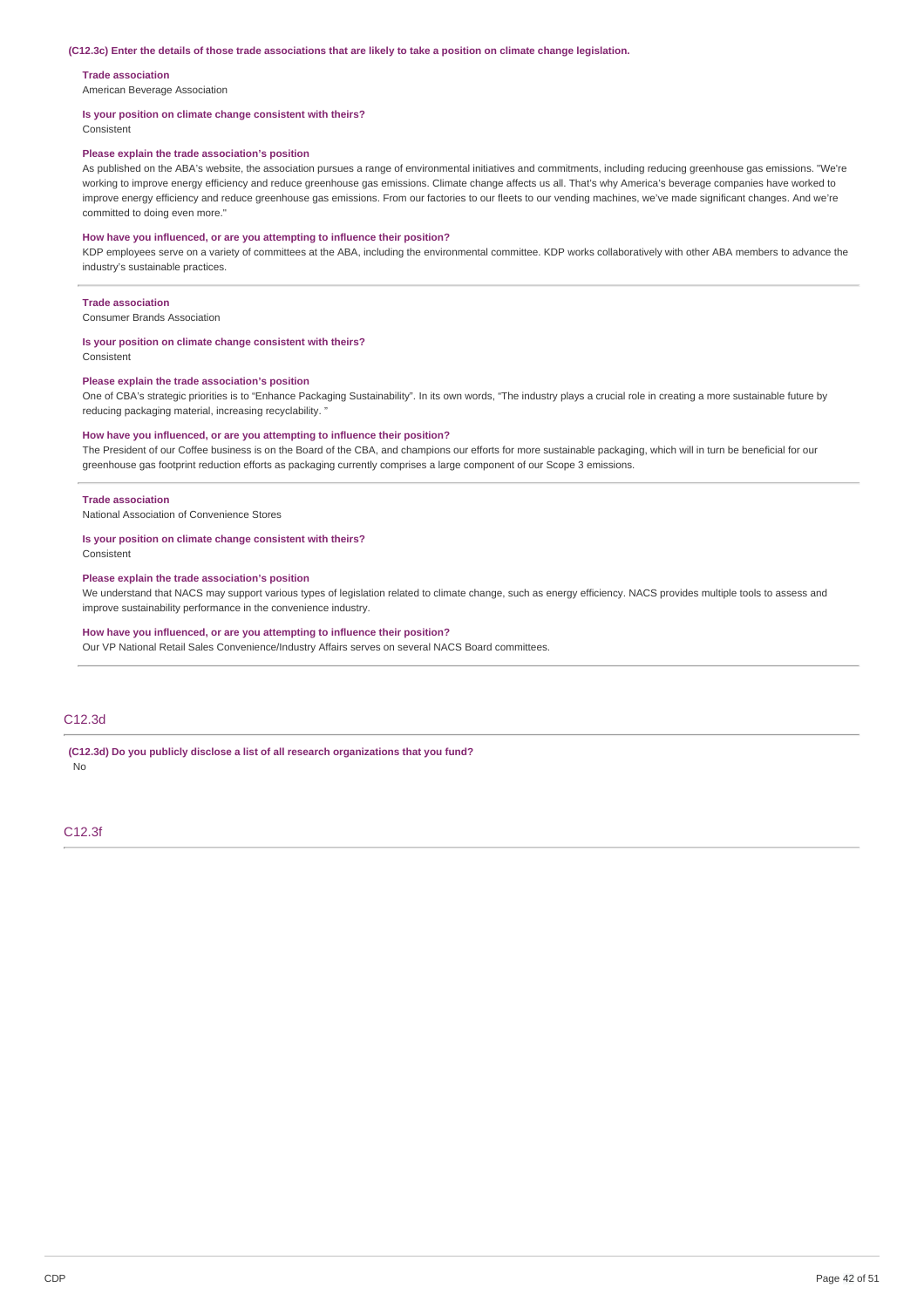**(C12.3c) Enter the details of those trade associations that are likely to take a position on climate change legislation.**

**Trade association**
American Beverage Association

**Is your position on climate change consistent with theirs?**
Consistent

**Please explain the trade association's position**
As published on the ABA's website, the association pursues a range of environmental initiatives and commitments, including reducing greenhouse gas emissions. "We're working to improve energy efficiency and reduce greenhouse gas emissions. Climate change affects us all. That's why America's beverage companies have worked to improve energy efficiency and reduce greenhouse gas emissions. From our factories to our fleets to our vending machines, we've made significant changes. And we're committed to doing even more."

**How have you influenced, or are you attempting to influence their position?**
KDP employees serve on a variety of committees at the ABA, including the environmental committee. KDP works collaboratively with other ABA members to advance the industry's sustainable practices.

**Trade association**
Consumer Brands Association

**Is your position on climate change consistent with theirs?**
Consistent

**Please explain the trade association's position**
One of CBA's strategic priorities is to "Enhance Packaging Sustainability". In its own words, "The industry plays a crucial role in creating a more sustainable future by reducing packaging material, increasing recyclability. "

**How have you influenced, or are you attempting to influence their position?**
The President of our Coffee business is on the Board of the CBA, and champions our efforts for more sustainable packaging, which will in turn be beneficial for our greenhouse gas footprint reduction efforts as packaging currently comprises a large component of our Scope 3 emissions.

**Trade association**
National Association of Convenience Stores

**Is your position on climate change consistent with theirs?**
Consistent

**Please explain the trade association's position**
We understand that NACS may support various types of legislation related to climate change, such as energy efficiency. NACS provides multiple tools to assess and improve sustainability performance in the convenience industry.

**How have you influenced, or are you attempting to influence their position?**
Our VP National Retail Sales Convenience/Industry Affairs serves on several NACS Board committees.

## C12.3d

**(C12.3d) Do you publicly disclose a list of all research organizations that you fund?**
No

## C12.3f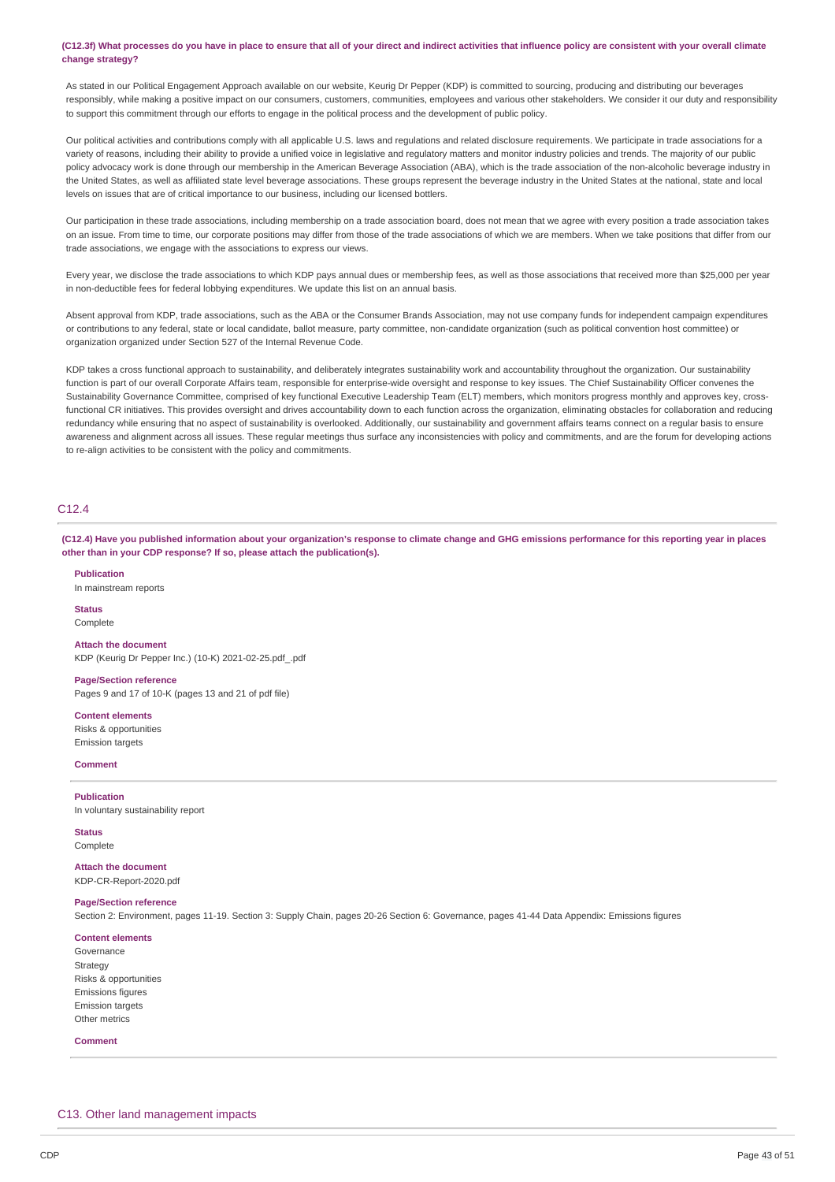**(C12.3f) What processes do you have in place to ensure that all of your direct and indirect activities that influence policy are consistent with your overall climate change strategy?**

As stated in our Political Engagement Approach available on our website, Keurig Dr Pepper (KDP) is committed to sourcing, producing and distributing our beverages responsibly, while making a positive impact on our consumers, customers, communities, employees and various other stakeholders. We consider it our duty and responsibility to support this commitment through our efforts to engage in the political process and the development of public policy.

Our political activities and contributions comply with all applicable U.S. laws and regulations and related disclosure requirements. We participate in trade associations for a variety of reasons, including their ability to provide a unified voice in legislative and regulatory matters and monitor industry policies and trends. The majority of our public policy advocacy work is done through our membership in the American Beverage Association (ABA), which is the trade association of the non-alcoholic beverage industry in the United States, as well as affiliated state level beverage associations. These groups represent the beverage industry in the United States at the national, state and local levels on issues that are of critical importance to our business, including our licensed bottlers.

Our participation in these trade associations, including membership on a trade association board, does not mean that we agree with every position a trade association takes on an issue. From time to time, our corporate positions may differ from those of the trade associations of which we are members. When we take positions that differ from our trade associations, we engage with the associations to express our views.

Every year, we disclose the trade associations to which KDP pays annual dues or membership fees, as well as those associations that received more than $25,000 per year in non-deductible fees for federal lobbying expenditures. We update this list on an annual basis.

Absent approval from KDP, trade associations, such as the ABA or the Consumer Brands Association, may not use company funds for independent campaign expenditures or contributions to any federal, state or local candidate, ballot measure, party committee, non-candidate organization (such as political convention host committee) or organization organized under Section 527 of the Internal Revenue Code.

KDP takes a cross functional approach to sustainability, and deliberately integrates sustainability work and accountability throughout the organization. Our sustainability function is part of our overall Corporate Affairs team, responsible for enterprise-wide oversight and response to key issues. The Chief Sustainability Officer convenes the Sustainability Governance Committee, comprised of key functional Executive Leadership Team (ELT) members, which monitors progress monthly and approves key, cross-functional CR initiatives. This provides oversight and drives accountability down to each function across the organization, eliminating obstacles for collaboration and reducing redundancy while ensuring that no aspect of sustainability is overlooked. Additionally, our sustainability and government affairs teams connect on a regular basis to ensure awareness and alignment across all issues. These regular meetings thus surface any inconsistencies with policy and commitments, and are the forum for developing actions to re-align activities to be consistent with the policy and commitments.

## C12.4

**(C12.4) Have you published information about your organization's response to climate change and GHG emissions performance for this reporting year in places other than in your CDP response? If so, please attach the publication(s).**

**Publication**
In mainstream reports

**Status**
Complete

**Attach the document**
KDP (Keurig Dr Pepper Inc.) (10-K) 2021-02-25.pdf_.pdf

**Page/Section reference**
Pages 9 and 17 of 10-K (pages 13 and 21 of pdf file)

**Content elements**
Risks & opportunities
Emission targets

**Comment**

**Publication**
In voluntary sustainability report

**Status**
Complete

**Attach the document**
KDP-CR-Report-2020.pdf

**Page/Section reference**
Section 2: Environment, pages 11-19. Section 3: Supply Chain, pages 20-26 Section 6: Governance, pages 41-44 Data Appendix: Emissions figures

**Content elements**
Governance
Strategy
Risks & opportunities
Emissions figures
Emission targets
Other metrics

**Comment**

## C13. Other land management impacts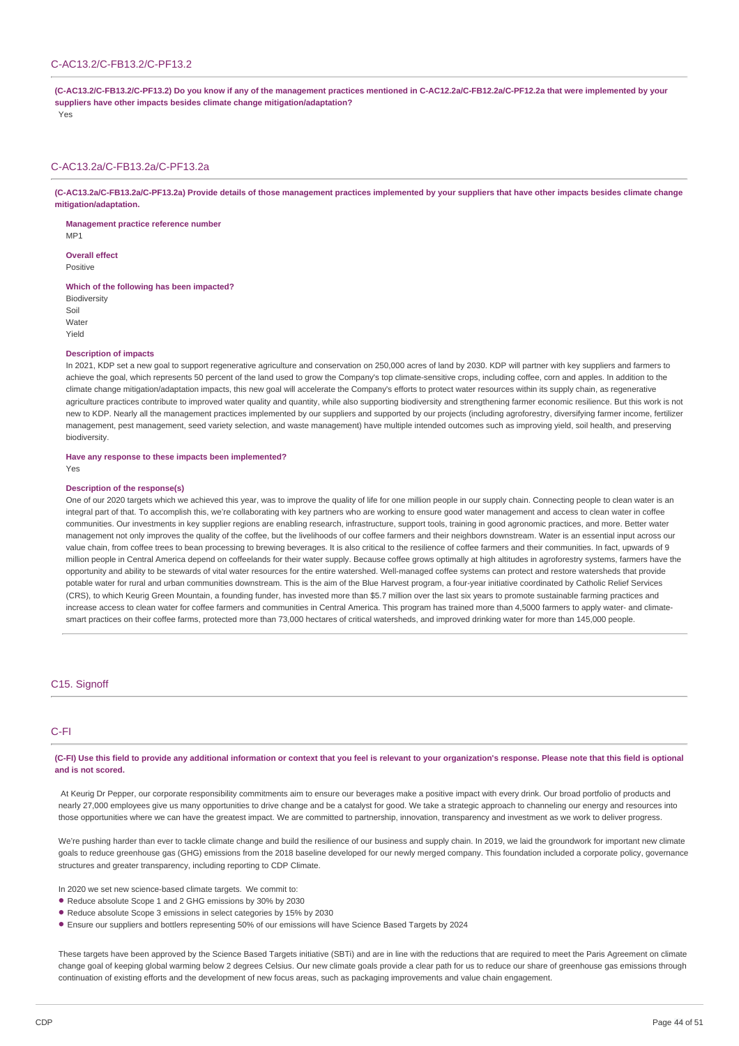## C-AC13.2/C-FB13.2/C-PF13.2

**(C-AC13.2/C-FB13.2/C-PF13.2) Do you know if any of the management practices mentioned in C-AC12.2a/C-FB12.2a/C-PF12.2a that were implemented by your suppliers have other impacts besides climate change mitigation/adaptation?**

Yes

## C-AC13.2a/C-FB13.2a/C-PF13.2a

**(C-AC13.2a/C-FB13.2a/C-PF13.2a) Provide details of those management practices implemented by your suppliers that have other impacts besides climate change mitigation/adaptation.**

**Management practice reference number**

MP1

**Overall effect**

Positive

**Which of the following has been impacted?**

Biodiversity
Soil
Water
Yield

**Description of impacts**

In 2021, KDP set a new goal to support regenerative agriculture and conservation on 250,000 acres of land by 2030. KDP will partner with key suppliers and farmers to achieve the goal, which represents 50 percent of the land used to grow the Company's top climate-sensitive crops, including coffee, corn and apples. In addition to the climate change mitigation/adaptation impacts, this new goal will accelerate the Company's efforts to protect water resources within its supply chain, as regenerative agriculture practices contribute to improved water quality and quantity, while also supporting biodiversity and strengthening farmer economic resilience. But this work is not new to KDP. Nearly all the management practices implemented by our suppliers and supported by our projects (including agroforestry, diversifying farmer income, fertilizer management, pest management, seed variety selection, and waste management) have multiple intended outcomes such as improving yield, soil health, and preserving biodiversity.

**Have any response to these impacts been implemented?**

Yes

**Description of the response(s)**

One of our 2020 targets which we achieved this year, was to improve the quality of life for one million people in our supply chain. Connecting people to clean water is an integral part of that. To accomplish this, we're collaborating with key partners who are working to ensure good water management and access to clean water in coffee communities. Our investments in key supplier regions are enabling research, infrastructure, support tools, training in good agronomic practices, and more. Better water management not only improves the quality of the coffee, but the livelihoods of our coffee farmers and their neighbors downstream. Water is an essential input across our value chain, from coffee trees to bean processing to brewing beverages. It is also critical to the resilience of coffee farmers and their communities. In fact, upwards of 9 million people in Central America depend on coffeelands for their water supply. Because coffee grows optimally at high altitudes in agroforestry systems, farmers have the opportunity and ability to be stewards of vital water resources for the entire watershed. Well-managed coffee systems can protect and restore watersheds that provide potable water for rural and urban communities downstream. This is the aim of the Blue Harvest program, a four-year initiative coordinated by Catholic Relief Services (CRS), to which Keurig Green Mountain, a founding funder, has invested more than $5.7 million over the last six years to promote sustainable farming practices and increase access to clean water for coffee farmers and communities in Central America. This program has trained more than 4,5000 farmers to apply water- and climate-smart practices on their coffee farms, protected more than 73,000 hectares of critical watersheds, and improved drinking water for more than 145,000 people.

# C15. Signoff

## C-FI

**(C-FI) Use this field to provide any additional information or context that you feel is relevant to your organization's response. Please note that this field is optional and is not scored.**

At Keurig Dr Pepper, our corporate responsibility commitments aim to ensure our beverages make a positive impact with every drink. Our broad portfolio of products and nearly 27,000 employees give us many opportunities to drive change and be a catalyst for good. We take a strategic approach to channeling our energy and resources into those opportunities where we can have the greatest impact. We are committed to partnership, innovation, transparency and investment as we work to deliver progress.

We're pushing harder than ever to tackle climate change and build the resilience of our business and supply chain. In 2019, we laid the groundwork for important new climate goals to reduce greenhouse gas (GHG) emissions from the 2018 baseline developed for our newly merged company. This foundation included a corporate policy, governance structures and greater transparency, including reporting to CDP Climate.

In 2020 we set new science-based climate targets. We commit to:

- Reduce absolute Scope 1 and 2 GHG emissions by 30% by 2030
- Reduce absolute Scope 3 emissions in select categories by 15% by 2030
- Ensure our suppliers and bottlers representing 50% of our emissions will have Science Based Targets by 2024

These targets have been approved by the Science Based Targets initiative (SBTi) and are in line with the reductions that are required to meet the Paris Agreement on climate change goal of keeping global warming below 2 degrees Celsius. Our new climate goals provide a clear path for us to reduce our share of greenhouse gas emissions through continuation of existing efforts and the development of new focus areas, such as packaging improvements and value chain engagement.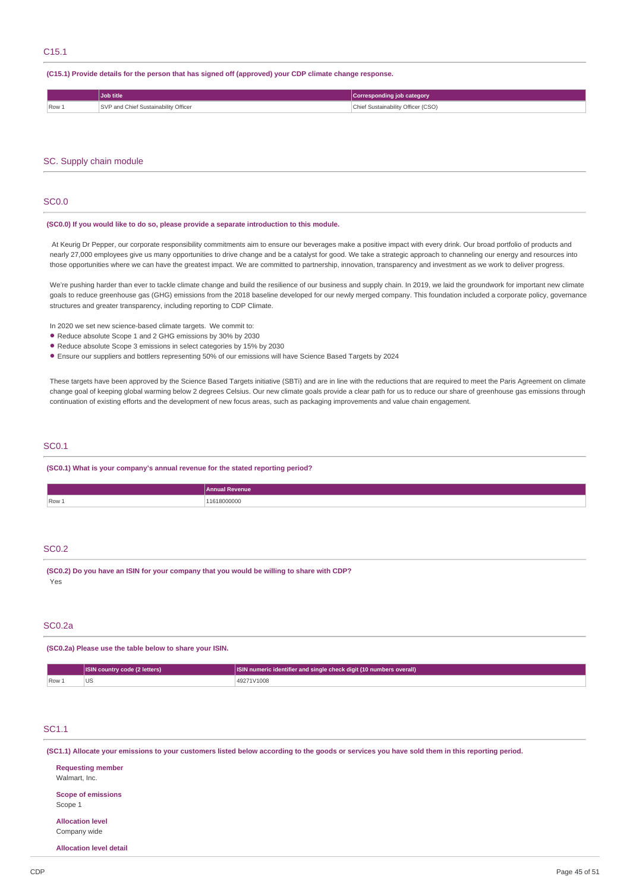## C15.1

**(C15.1) Provide details for the person that has signed off (approved) your CDP climate change response.**

| | Job title | Corresponding job category |
|---|---|---|
| Row 1 | SVP and Chief Sustainability Officer | Chief Sustainability Officer (CSO) |

# SC. Supply chain module

## SC0.0

**(SC0.0) If you would like to do so, please provide a separate introduction to this module.**

At Keurig Dr Pepper, our corporate responsibility commitments aim to ensure our beverages make a positive impact with every drink. Our broad portfolio of products and nearly 27,000 employees give us many opportunities to drive change and be a catalyst for good. We take a strategic approach to channeling our energy and resources into those opportunities where we can have the greatest impact. We are committed to partnership, innovation, transparency and investment as we work to deliver progress.

We're pushing harder than ever to tackle climate change and build the resilience of our business and supply chain. In 2019, we laid the groundwork for important new climate goals to reduce greenhouse gas (GHG) emissions from the 2018 baseline developed for our newly merged company. This foundation included a corporate policy, governance structures and greater transparency, including reporting to CDP Climate.

In 2020 we set new science-based climate targets. We commit to:

- Reduce absolute Scope 1 and 2 GHG emissions by 30% by 2030
- Reduce absolute Scope 3 emissions in select categories by 15% by 2030
- Ensure our suppliers and bottlers representing 50% of our emissions will have Science Based Targets by 2024

These targets have been approved by the Science Based Targets initiative (SBTi) and are in line with the reductions that are required to meet the Paris Agreement on climate change goal of keeping global warming below 2 degrees Celsius. Our new climate goals provide a clear path for us to reduce our share of greenhouse gas emissions through continuation of existing efforts and the development of new focus areas, such as packaging improvements and value chain engagement.

## SC0.1

**(SC0.1) What is your company's annual revenue for the stated reporting period?**

| | Annual Revenue |
|---|---|
| Row 1 | 11618000000 |

## SC0.2

**(SC0.2) Do you have an ISIN for your company that you would be willing to share with CDP?**

Yes

## SC0.2a

**(SC0.2a) Please use the table below to share your ISIN.**

| | ISIN country code (2 letters) | ISIN numeric identifier and single check digit (10 numbers overall) |
|---|---|---|
| Row 1 | US | 49271V1008 |

## SC1.1

**(SC1.1) Allocate your emissions to your customers listed below according to the goods or services you have sold them in this reporting period.**

**Requesting member**
Walmart, Inc.

**Scope of emissions**
Scope 1

**Allocation level**
Company wide

**Allocation level detail**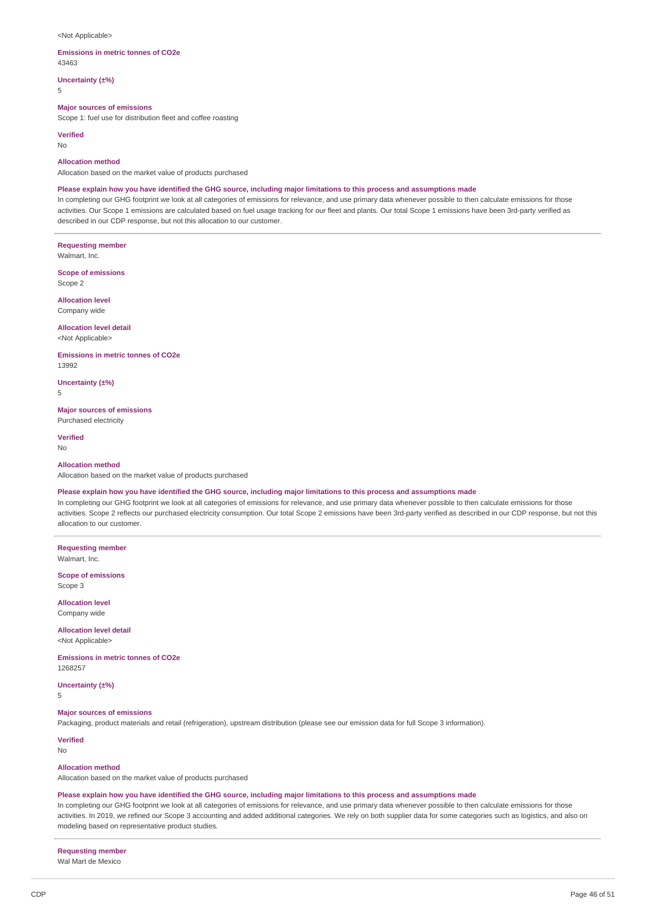<Not Applicable>

**Emissions in metric tonnes of CO2e**
43463

**Uncertainty (±%)**
5

**Major sources of emissions**
Scope 1: fuel use for distribution fleet and coffee roasting

**Verified**
No

**Allocation method**
Allocation based on the market value of products purchased

**Please explain how you have identified the GHG source, including major limitations to this process and assumptions made**
In completing our GHG footprint we look at all categories of emissions for relevance, and use primary data whenever possible to then calculate emissions for those activities. Our Scope 1 emissions are calculated based on fuel usage tracking for our fleet and plants. Our total Scope 1 emissions have been 3rd-party verified as described in our CDP response, but not this allocation to our customer.

---

**Requesting member**
Walmart, Inc.

**Scope of emissions**
Scope 2

**Allocation level**
Company wide

**Allocation level detail**
<Not Applicable>

**Emissions in metric tonnes of CO2e**
13992

**Uncertainty (±%)**
5

**Major sources of emissions**
Purchased electricity

**Verified**
No

**Allocation method**
Allocation based on the market value of products purchased

**Please explain how you have identified the GHG source, including major limitations to this process and assumptions made**
In completing our GHG footprint we look at all categories of emissions for relevance, and use primary data whenever possible to then calculate emissions for those activities. Scope 2 reflects our purchased electricity consumption. Our total Scope 2 emissions have been 3rd-party verified as described in our CDP response, but not this allocation to our customer.

---

**Requesting member**
Walmart, Inc.

**Scope of emissions**
Scope 3

**Allocation level**
Company wide

**Allocation level detail**
<Not Applicable>

**Emissions in metric tonnes of CO2e**
1268257

**Uncertainty (±%)**
5

**Major sources of emissions**
Packaging, product materials and retail (refrigeration), upstream distribution (please see our emission data for full Scope 3 information).

**Verified**
No

**Allocation method**
Allocation based on the market value of products purchased

**Please explain how you have identified the GHG source, including major limitations to this process and assumptions made**
In completing our GHG footprint we look at all categories of emissions for relevance, and use primary data whenever possible to then calculate emissions for those activities. In 2019, we refined our Scope 3 accounting and added additional categories. We rely on both supplier data for some categories such as logistics, and also on modeling based on representative product studies.

---

**Requesting member**
Wal Mart de Mexico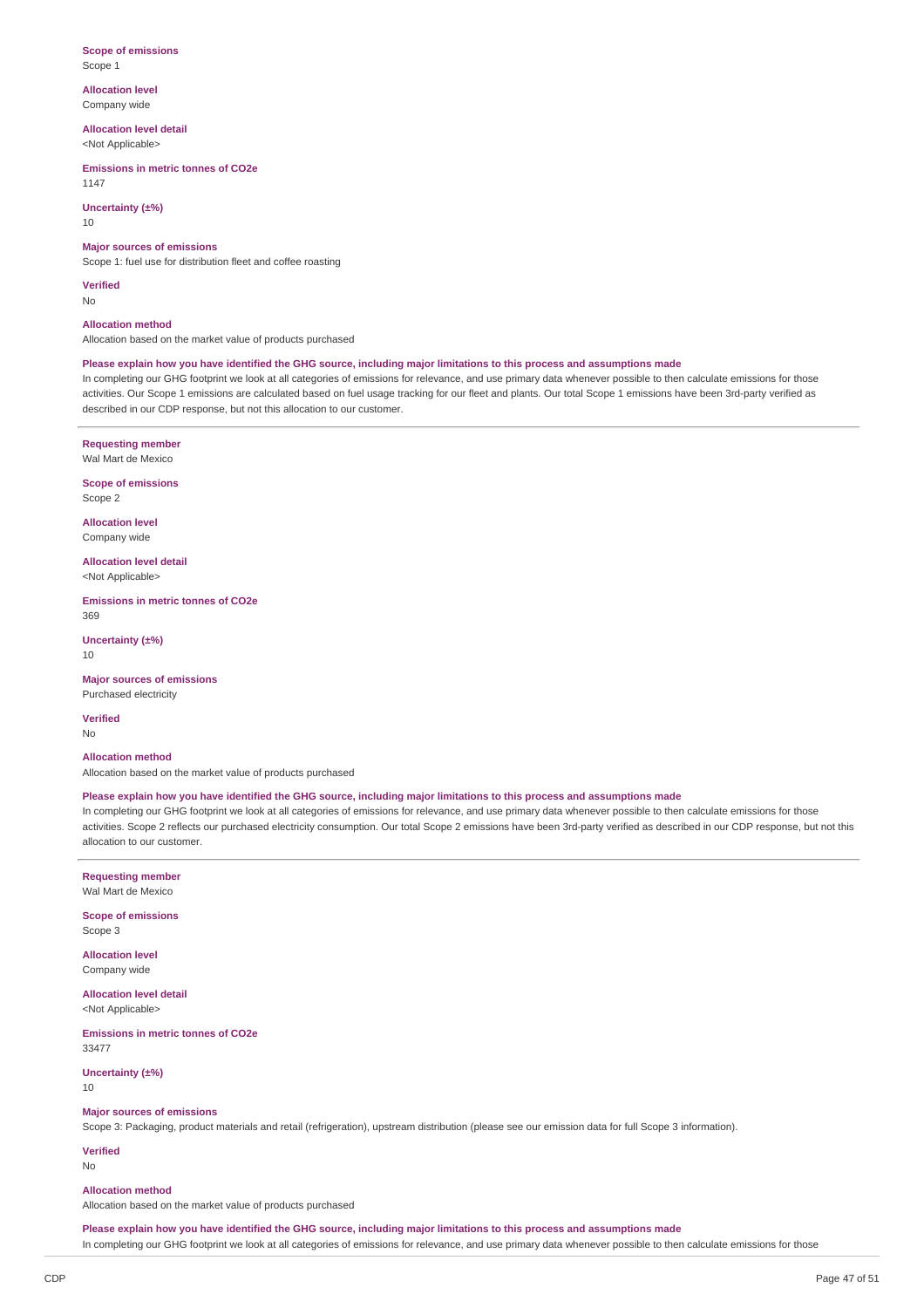**Scope of emissions**
Scope 1

**Allocation level**
Company wide

**Allocation level detail**
<Not Applicable>

**Emissions in metric tonnes of CO2e**
1147

**Uncertainty (±%)**
10

**Major sources of emissions**
Scope 1: fuel use for distribution fleet and coffee roasting

**Verified**
No

**Allocation method**
Allocation based on the market value of products purchased

**Please explain how you have identified the GHG source, including major limitations to this process and assumptions made**
In completing our GHG footprint we look at all categories of emissions for relevance, and use primary data whenever possible to then calculate emissions for those activities. Our Scope 1 emissions are calculated based on fuel usage tracking for our fleet and plants. Our total Scope 1 emissions have been 3rd-party verified as described in our CDP response, but not this allocation to our customer.

---

**Requesting member**
Wal Mart de Mexico

**Scope of emissions**
Scope 2

**Allocation level**
Company wide

**Allocation level detail**
<Not Applicable>

**Emissions in metric tonnes of CO2e**
369

**Uncertainty (±%)**
10

**Major sources of emissions**
Purchased electricity

**Verified**
No

**Allocation method**
Allocation based on the market value of products purchased

**Please explain how you have identified the GHG source, including major limitations to this process and assumptions made**
In completing our GHG footprint we look at all categories of emissions for relevance, and use primary data whenever possible to then calculate emissions for those activities. Scope 2 reflects our purchased electricity consumption. Our total Scope 2 emissions have been 3rd-party verified as described in our CDP response, but not this allocation to our customer.

---

**Requesting member**
Wal Mart de Mexico

**Scope of emissions**
Scope 3

**Allocation level**
Company wide

**Allocation level detail**
<Not Applicable>

**Emissions in metric tonnes of CO2e**
33477

**Uncertainty (±%)**
10

**Major sources of emissions**
Scope 3: Packaging, product materials and retail (refrigeration), upstream distribution (please see our emission data for full Scope 3 information).

**Verified**
No

**Allocation method**
Allocation based on the market value of products purchased

**Please explain how you have identified the GHG source, including major limitations to this process and assumptions made**
In completing our GHG footprint we look at all categories of emissions for relevance, and use primary data whenever possible to then calculate emissions for those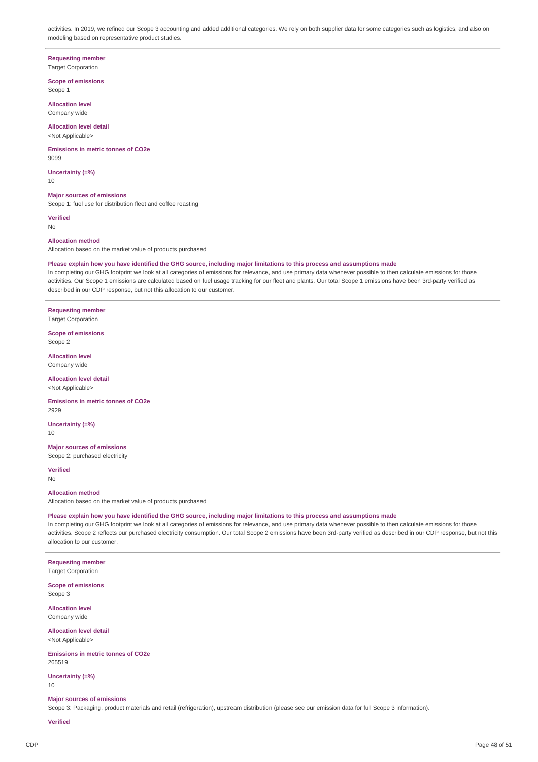activities. In 2019, we refined our Scope 3 accounting and added additional categories. We rely on both supplier data for some categories such as logistics, and also on modeling based on representative product studies.

**Requesting member**
Target Corporation

**Scope of emissions**
Scope 1

**Allocation level**
Company wide

**Allocation level detail**
<Not Applicable>

**Emissions in metric tonnes of CO2e**
9099

**Uncertainty (±%)**
10

**Major sources of emissions**
Scope 1: fuel use for distribution fleet and coffee roasting

**Verified**
No

**Allocation method**
Allocation based on the market value of products purchased

**Please explain how you have identified the GHG source, including major limitations to this process and assumptions made**
In completing our GHG footprint we look at all categories of emissions for relevance, and use primary data whenever possible to then calculate emissions for those activities. Our Scope 1 emissions are calculated based on fuel usage tracking for our fleet and plants. Our total Scope 1 emissions have been 3rd-party verified as described in our CDP response, but not this allocation to our customer.

**Requesting member**
Target Corporation

**Scope of emissions**
Scope 2

**Allocation level**
Company wide

**Allocation level detail**
<Not Applicable>

**Emissions in metric tonnes of CO2e**
2929

**Uncertainty (±%)**
10

**Major sources of emissions**
Scope 2: purchased electricity

**Verified**
No

**Allocation method**
Allocation based on the market value of products purchased

**Please explain how you have identified the GHG source, including major limitations to this process and assumptions made**
In completing our GHG footprint we look at all categories of emissions for relevance, and use primary data whenever possible to then calculate emissions for those activities. Scope 2 reflects our purchased electricity consumption. Our total Scope 2 emissions have been 3rd-party verified as described in our CDP response, but not this allocation to our customer.

**Requesting member**
Target Corporation

**Scope of emissions**
Scope 3

**Allocation level**
Company wide

**Allocation level detail**
<Not Applicable>

**Emissions in metric tonnes of CO2e**
265519

**Uncertainty (±%)**
10

**Major sources of emissions**
Scope 3: Packaging, product materials and retail (refrigeration), upstream distribution (please see our emission data for full Scope 3 information).

**Verified**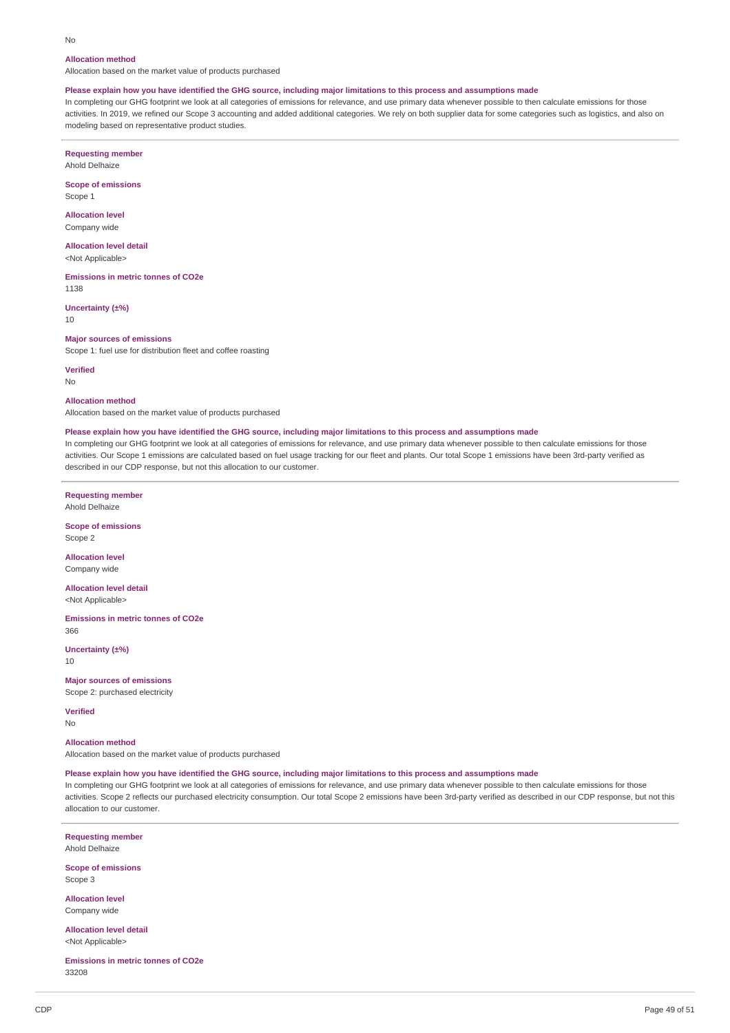No

**Allocation method**

Allocation based on the market value of products purchased

**Please explain how you have identified the GHG source, including major limitations to this process and assumptions made**

In completing our GHG footprint we look at all categories of emissions for relevance, and use primary data whenever possible to then calculate emissions for those activities. In 2019, we refined our Scope 3 accounting and added additional categories. We rely on both supplier data for some categories such as logistics, and also on modeling based on representative product studies.

---

**Requesting member**

Ahold Delhaize

**Scope of emissions**

Scope 1

**Allocation level**

Company wide

**Allocation level detail**

<Not Applicable>

**Emissions in metric tonnes of CO2e**

1138

**Uncertainty (±%)**

10

**Major sources of emissions**

Scope 1: fuel use for distribution fleet and coffee roasting

**Verified**

No

**Allocation method**

Allocation based on the market value of products purchased

**Please explain how you have identified the GHG source, including major limitations to this process and assumptions made**

In completing our GHG footprint we look at all categories of emissions for relevance, and use primary data whenever possible to then calculate emissions for those activities. Our Scope 1 emissions are calculated based on fuel usage tracking for our fleet and plants. Our total Scope 1 emissions have been 3rd-party verified as described in our CDP response, but not this allocation to our customer.

---

**Requesting member**

Ahold Delhaize

**Scope of emissions**

Scope 2

**Allocation level**

Company wide

**Allocation level detail**

<Not Applicable>

**Emissions in metric tonnes of CO2e**

366

**Uncertainty (±%)**

10

**Major sources of emissions**

Scope 2: purchased electricity

**Verified**

No

**Allocation method**

Allocation based on the market value of products purchased

**Please explain how you have identified the GHG source, including major limitations to this process and assumptions made**

In completing our GHG footprint we look at all categories of emissions for relevance, and use primary data whenever possible to then calculate emissions for those activities. Scope 2 reflects our purchased electricity consumption. Our total Scope 2 emissions have been 3rd-party verified as described in our CDP response, but not this allocation to our customer.

---

**Requesting member**

Ahold Delhaize

**Scope of emissions**

Scope 3

**Allocation level**

Company wide

**Allocation level detail**

<Not Applicable>

**Emissions in metric tonnes of CO2e**

33208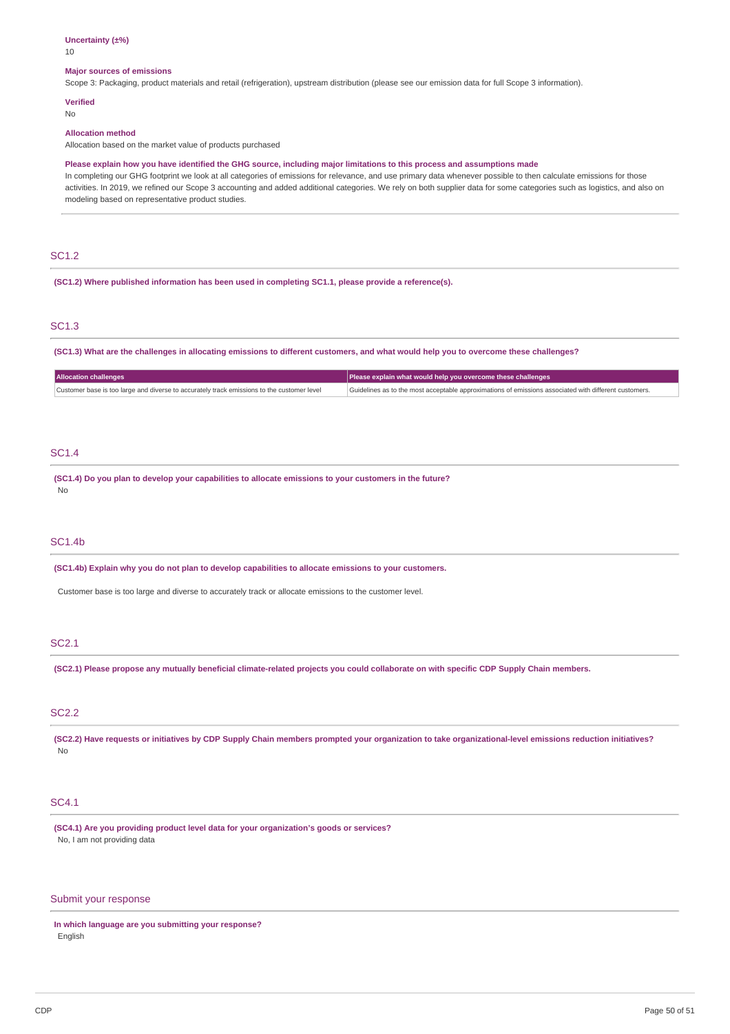**Uncertainty (±%)**
10

**Major sources of emissions**
Scope 3: Packaging, product materials and retail (refrigeration), upstream distribution (please see our emission data for full Scope 3 information).

**Verified**
No

**Allocation method**
Allocation based on the market value of products purchased

**Please explain how you have identified the GHG source, including major limitations to this process and assumptions made**
In completing our GHG footprint we look at all categories of emissions for relevance, and use primary data whenever possible to then calculate emissions for those activities. In 2019, we refined our Scope 3 accounting and added additional categories. We rely on both supplier data for some categories such as logistics, and also on modeling based on representative product studies.

## SC1.2

**(SC1.2) Where published information has been used in completing SC1.1, please provide a reference(s).**

## SC1.3

**(SC1.3) What are the challenges in allocating emissions to different customers, and what would help you to overcome these challenges?**

| Allocation challenges | Please explain what would help you overcome these challenges |
|---|---|
| Customer base is too large and diverse to accurately track emissions to the customer level | Guidelines as to the most acceptable approximations of emissions associated with different customers. |

## SC1.4

**(SC1.4) Do you plan to develop your capabilities to allocate emissions to your customers in the future?**
No

## SC1.4b

**(SC1.4b) Explain why you do not plan to develop capabilities to allocate emissions to your customers.**

Customer base is too large and diverse to accurately track or allocate emissions to the customer level.

## SC2.1

**(SC2.1) Please propose any mutually beneficial climate-related projects you could collaborate on with specific CDP Supply Chain members.**

## SC2.2

**(SC2.2) Have requests or initiatives by CDP Supply Chain members prompted your organization to take organizational-level emissions reduction initiatives?**
No

## SC4.1

**(SC4.1) Are you providing product level data for your organization's goods or services?**
No, I am not providing data

## Submit your response

**In which language are you submitting your response?**
English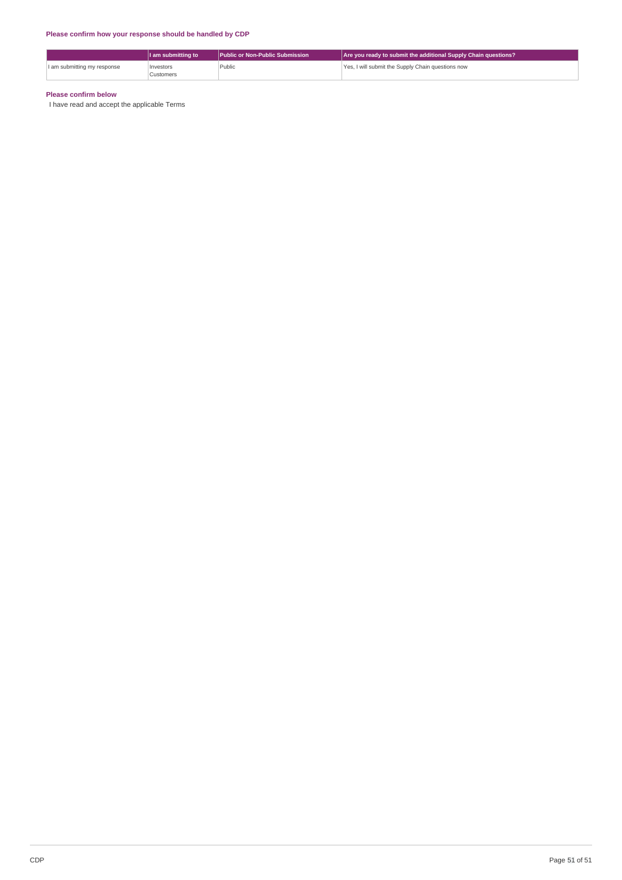### Please confirm how your response should be handled by CDP

| | I am submitting to | Public or Non-Public Submission | Are you ready to submit the additional Supply Chain questions? |
|---|---|---|---|
| I am submitting my response | Investors<br>Customers | Public | Yes, I will submit the Supply Chain questions now |

### Please confirm below

I have read and accept the applicable Terms